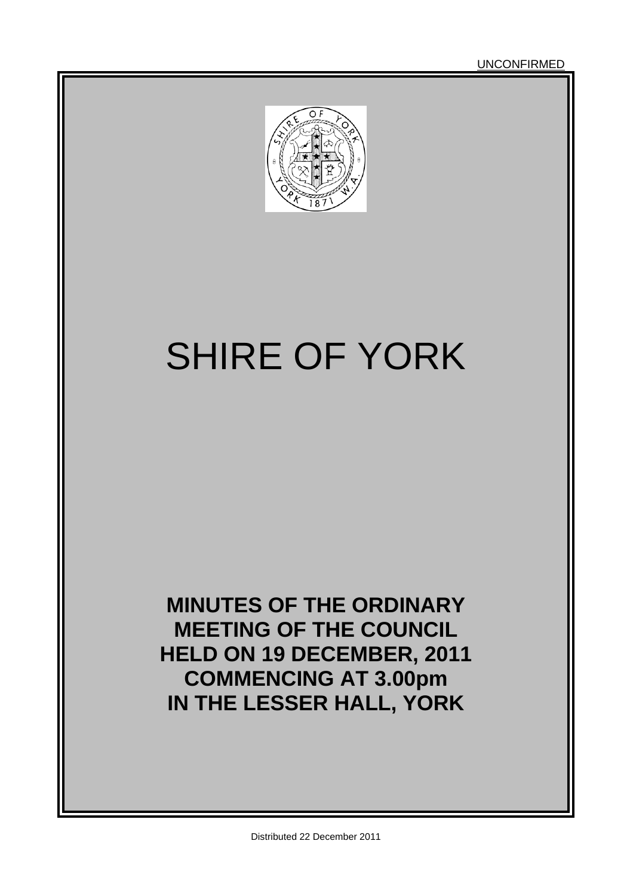UNCONFIRMED

# SHIRE OF YORK

**MINUTES OF THE ORDINARY MEETING OF THE COUNCIL HELD ON 19 DECEMBER, 2011 COMMENCING AT 3.00pm IN THE LESSER HALL, YORK**

Distributed 22 December 2011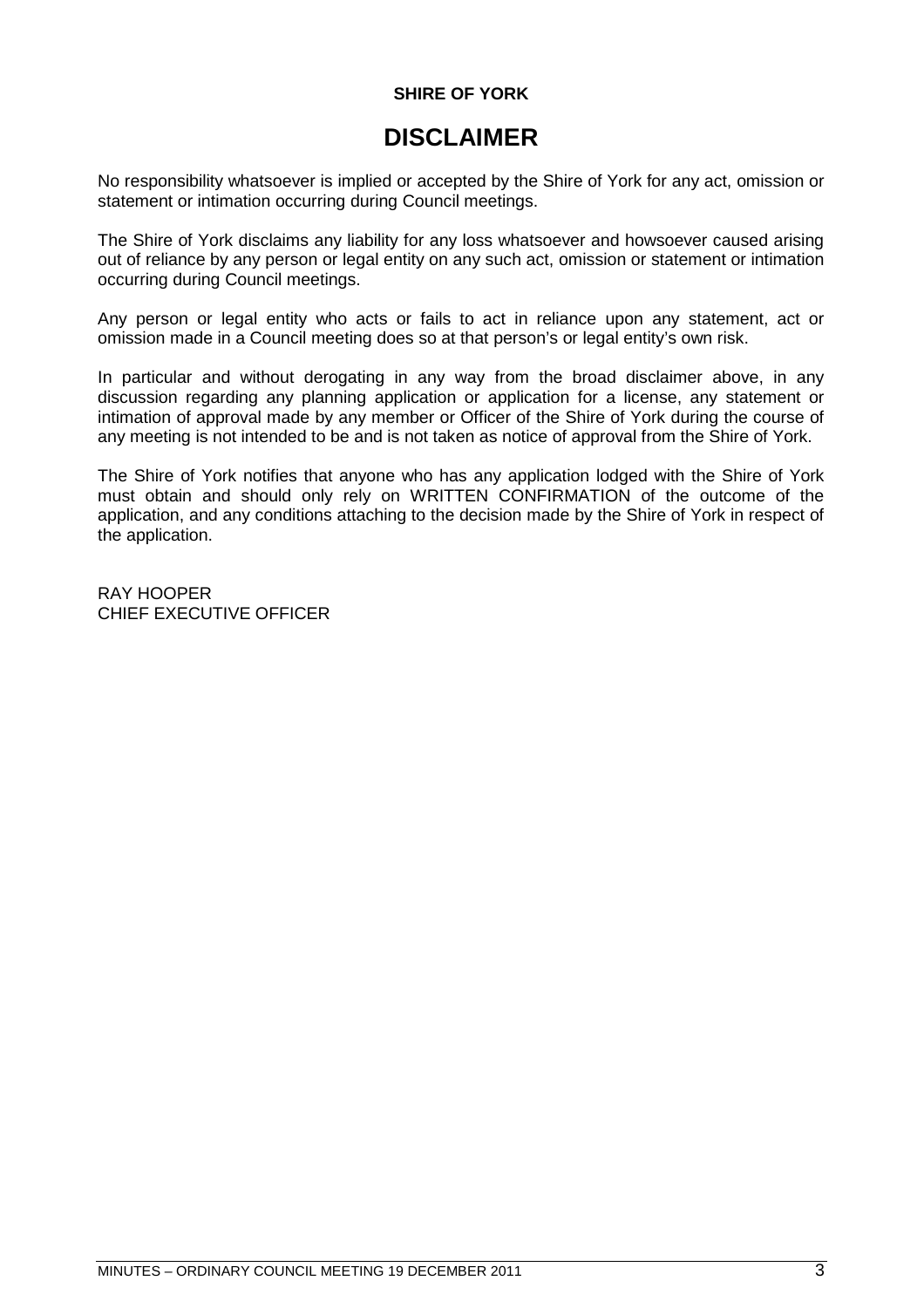**SHIRE OF YORK**

# DISCLAIMER

No responsibility whatsoever is implied or accepted by the Shire of York for any act, omission or statement or intimation occurring during Council meetings.

The Shire of York disclaims any liability for any loss whatsoever and howsoever caused arising out of reliance by any person or legal entity on any such act, omission or statement or intimation occurring during Council meetings.

Any person or legal entity who acts or fails to act in reliance upon any statement, act or omission made in a Council meeting does so at that person's or legal entity's own risk.

In particular and without derogating in any way from the broad disclaimer above, in any discussion regarding any planning application or application for a license, any statement or intimation of approval made by any member or Officer of the Shire of York during the course of any meeting is not intended to be and is not taken as notice of approval from the Shire of York.

The Shire of York notifies that anyone who has any application lodged with the Shire of York must obtain and should only rely on WRITTEN CONFIRMATION of the outcome of the application, and any conditions attaching to the decision made by the Shire of York in respect of the application.

RAY HOOPER
CHIEF EXECUTIVE OFFICER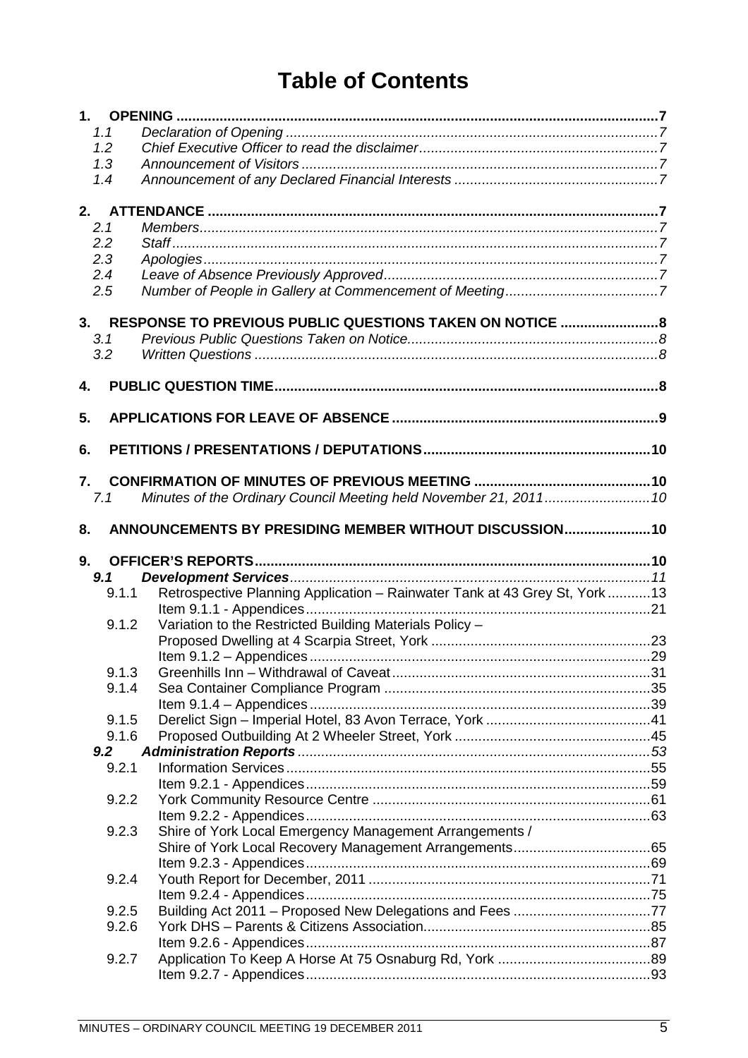# Table of Contents

**1. OPENING** ........................................................................................................... **7**
- 1.1 *Declaration of Opening* ........................................................................ *7*
- 1.2 *Chief Executive Officer to read the disclaimer* ..................................... *7*
- 1.3 *Announcement of Visitors* ..................................................................... *7*
- 1.4 *Announcement of any Declared Financial Interests* .............................. *7*

**2. ATTENDANCE** ................................................................................................... **7**
- 2.1 *Members* .................................................................................................. *7*
- 2.2 *Staff* ......................................................................................................... *7*
- 2.3 *Apologies* ................................................................................................ *7*
- 2.4 *Leave of Absence Previously Approved* ................................................. *7*
- 2.5 *Number of People in Gallery at Commencement of Meeting* ................. *7*

**3. RESPONSE TO PREVIOUS PUBLIC QUESTIONS TAKEN ON NOTICE** .......................... **8**
- 3.1 *Previous Public Questions Taken on Notice* ........................................... *8*
- 3.2 *Written Questions* ................................................................................... *8*

**4. PUBLIC QUESTION TIME** .................................................................................. **8**

**5. APPLICATIONS FOR LEAVE OF ABSENCE** ........................................................ **9**

**6. PETITIONS / PRESENTATIONS / DEPUTATIONS** ................................................ **10**

**7. CONFIRMATION OF MINUTES OF PREVIOUS MEETING** .................................... **10**
- 7.1 *Minutes of the Ordinary Council Meeting held November 21, 2011* ....... *10*

**8. ANNOUNCEMENTS BY PRESIDING MEMBER WITHOUT DISCUSSION** ...................... **10**

**9. OFFICER'S REPORTS** ........................................................................................ **10**
- ***9.1 Development Services*** ........................................................................ *11*
  - 9.1.1 Retrospective Planning Application – Rainwater Tank at 43 Grey St, York ........... 13
    - Item 9.1.1 - Appendices ........................................................................ 21
  - 9.1.2 Variation to the Restricted Building Materials Policy – Proposed Dwelling at 4 Scarpia Street, York ........................................................ 23
    - Item 9.1.2 – Appendices ........................................................................ 29
  - 9.1.3 Greenhills Inn – Withdrawal of Caveat .................................................. 31
  - 9.1.4 Sea Container Compliance Program .................................................... 35
    - Item 9.1.4 – Appendices ........................................................................ 39
  - 9.1.5 Derelict Sign – Imperial Hotel, 83 Avon Terrace, York .......................... 41
  - 9.1.6 Proposed Outbuilding At 2 Wheeler Street, York .................................. 45
- ***9.2 Administration Reports*** ..................................................................... *53*
  - 9.2.1 Information Services ............................................................................. 55
    - Item 9.2.1 - Appendices ........................................................................ 59
  - 9.2.2 York Community Resource Centre ....................................................... 61
    - Item 9.2.2 - Appendices ........................................................................ 63
  - 9.2.3 Shire of York Local Emergency Management Arrangements / Shire of York Local Recovery Management Arrangements ................................... 65
    - Item 9.2.3 - Appendices ........................................................................ 69
  - 9.2.4 Youth Report for December, 2011 ........................................................ 71
    - Item 9.2.4 - Appendices ........................................................................ 75
  - 9.2.5 Building Act 2011 – Proposed New Delegations and Fees .................... 77
  - 9.2.6 York DHS – Parents & Citizens Association ......................................... 85
    - Item 9.2.6 - Appendices ........................................................................ 87
  - 9.2.7 Application To Keep A Horse At 75 Osnaburg Rd, York ....................... 89
    - Item 9.2.7 - Appendices ........................................................................ 93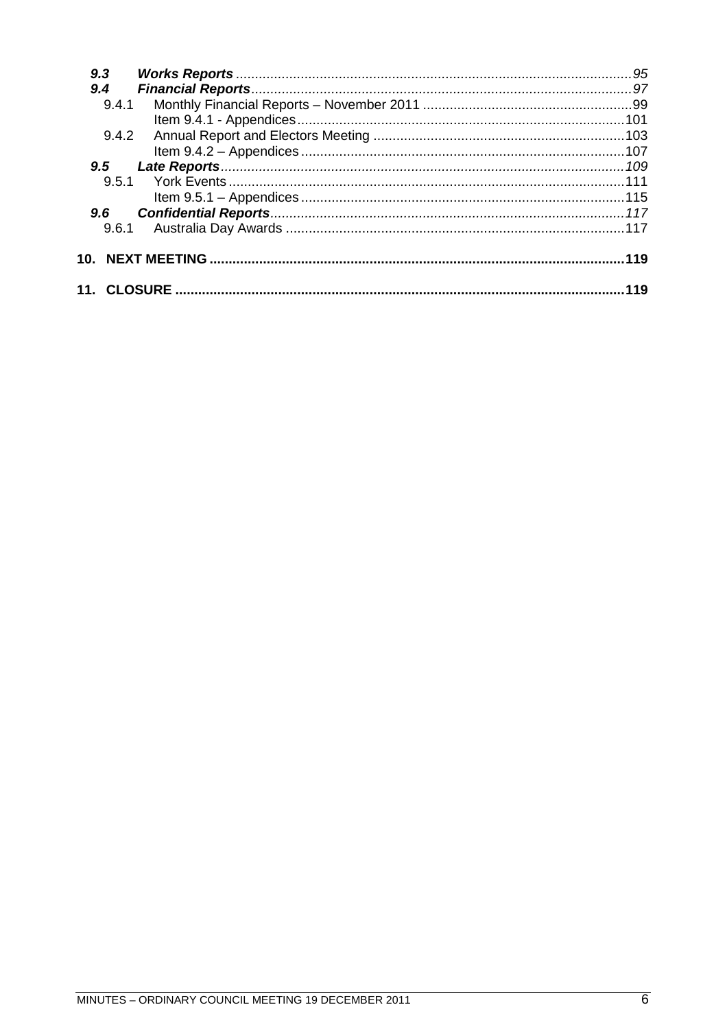*9.3 Works Reports* ........................................................................................................95

*9.4 Financial Reports* ...................................................................................................97

9.4.1 Monthly Financial Reports – November 2011 ......................................................99

Item 9.4.1 - Appendices ....................................................................................101

9.4.2 Annual Report and Electors Meeting .................................................................103

Item 9.4.2 – Appendices ....................................................................................107

*9.5 Late Reports* .........................................................................................................109

9.5.1 York Events ........................................................................................................111

Item 9.5.1 – Appendices ....................................................................................115

*9.6 Confidential Reports* ............................................................................................117

9.6.1 Australia Day Awards ........................................................................................117

**10. NEXT MEETING .........................................................................................................119**

**11. CLOSURE ...................................................................................................................119**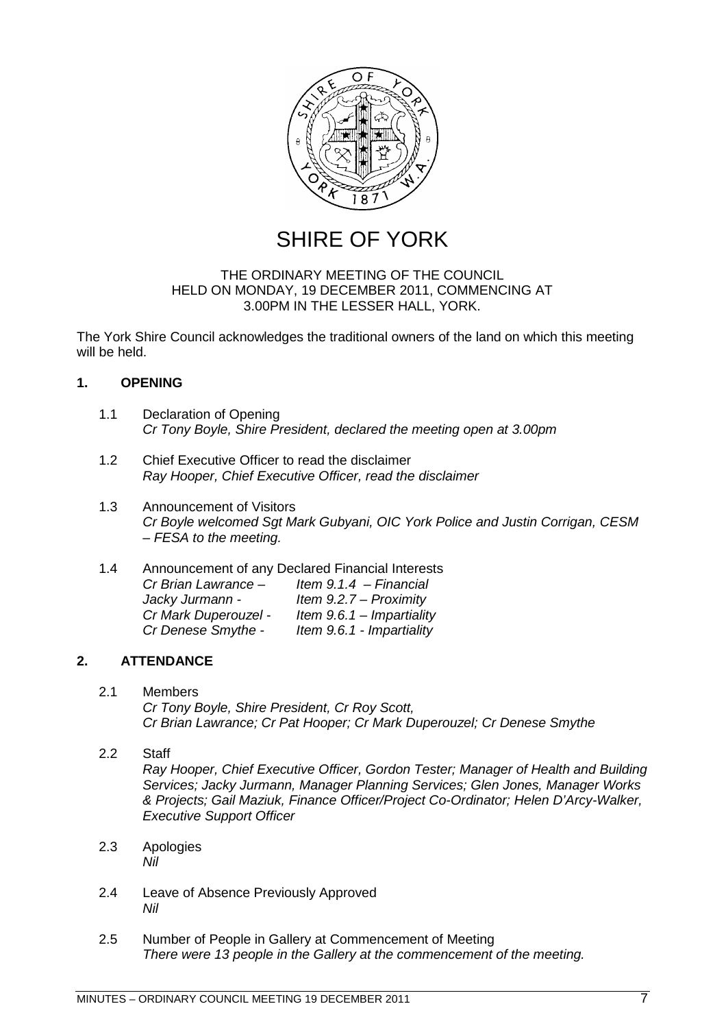# SHIRE OF YORK

THE ORDINARY MEETING OF THE COUNCIL
HELD ON MONDAY, 19 DECEMBER 2011, COMMENCING AT
3.00PM IN THE LESSER HALL, YORK.

The York Shire Council acknowledges the traditional owners of the land on which this meeting will be held.

## 1. OPENING

1.1 Declaration of Opening
*Cr Tony Boyle, Shire President, declared the meeting open at 3.00pm*

1.2 Chief Executive Officer to read the disclaimer
*Ray Hooper, Chief Executive Officer, read the disclaimer*

1.3 Announcement of Visitors
*Cr Boyle welcomed Sgt Mark Gubyani, OIC York Police and Justin Corrigan, CESM – FESA to the meeting.*

1.4 Announcement of any Declared Financial Interests

*Cr Brian Lawrance – Item 9.1.4 – Financial*
*Jacky Jurmann - Item 9.2.7 – Proximity*
*Cr Mark Duperouzel - Item 9.6.1 – Impartiality*
*Cr Denese Smythe - Item 9.6.1 - Impartiality*

## 2. ATTENDANCE

2.1 Members
*Cr Tony Boyle, Shire President, Cr Roy Scott, Cr Brian Lawrance; Cr Pat Hooper; Cr Mark Duperouzel; Cr Denese Smythe*

2.2 Staff
*Ray Hooper, Chief Executive Officer, Gordon Tester; Manager of Health and Building Services; Jacky Jurmann, Manager Planning Services; Glen Jones, Manager Works & Projects; Gail Maziuk, Finance Officer/Project Co-Ordinator; Helen D'Arcy-Walker, Executive Support Officer*

2.3 Apologies
*Nil*

2.4 Leave of Absence Previously Approved
*Nil*

2.5 Number of People in Gallery at Commencement of Meeting
*There were 13 people in the Gallery at the commencement of the meeting.*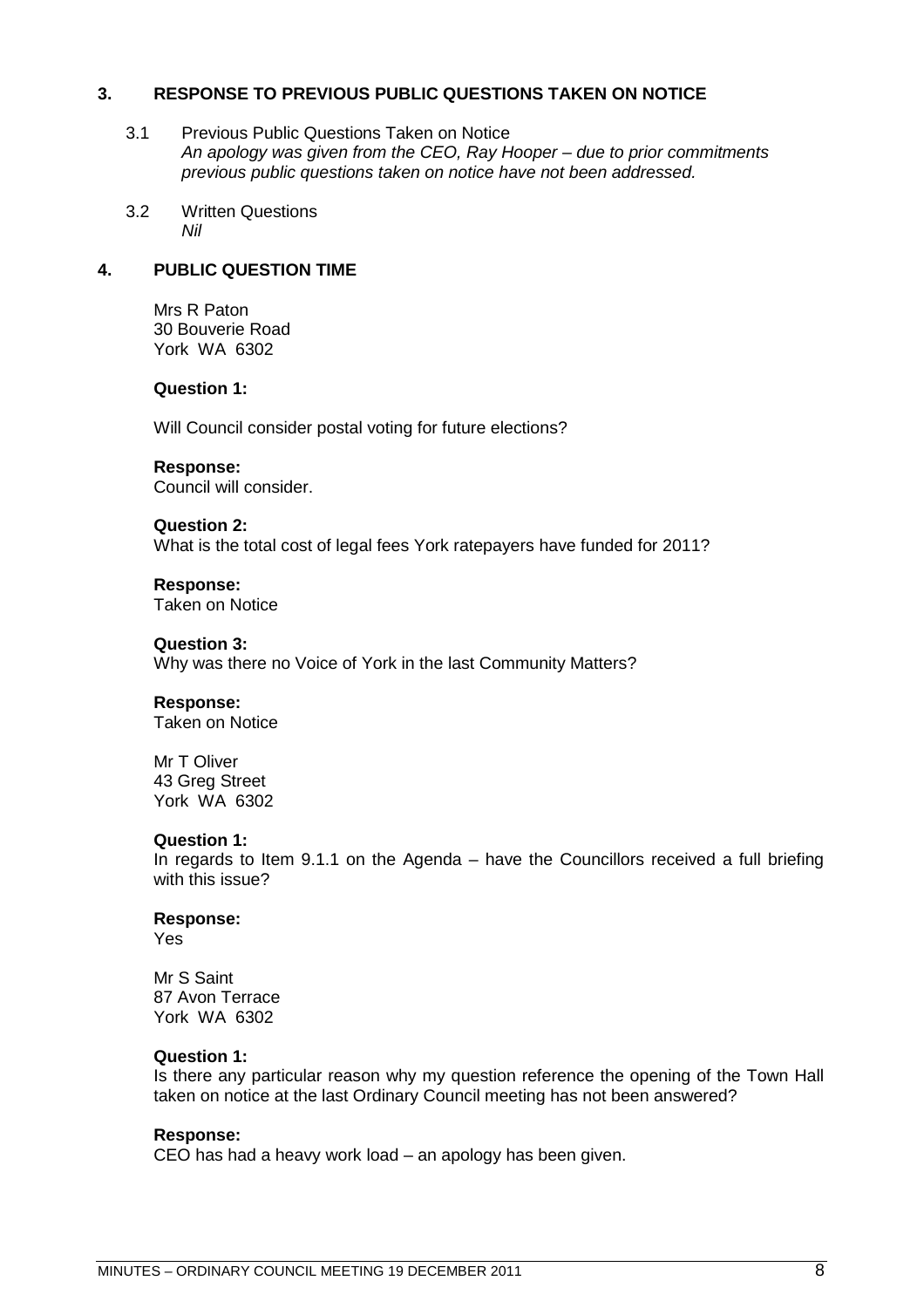## 3. RESPONSE TO PREVIOUS PUBLIC QUESTIONS TAKEN ON NOTICE

3.1 Previous Public Questions Taken on Notice
*An apology was given from the CEO, Ray Hooper – due to prior commitments previous public questions taken on notice have not been addressed.*

3.2 Written Questions
*Nil*

## 4. PUBLIC QUESTION TIME

Mrs R Paton
30 Bouverie Road
York WA 6302

**Question 1:**

Will Council consider postal voting for future elections?

**Response:**
Council will consider.

**Question 2:**
What is the total cost of legal fees York ratepayers have funded for 2011?

**Response:**
Taken on Notice

**Question 3:**
Why was there no Voice of York in the last Community Matters?

**Response:**
Taken on Notice

Mr T Oliver
43 Greg Street
York WA 6302

**Question 1:**
In regards to Item 9.1.1 on the Agenda – have the Councillors received a full briefing with this issue?

**Response:**
Yes

Mr S Saint
87 Avon Terrace
York WA 6302

**Question 1:**
Is there any particular reason why my question reference the opening of the Town Hall taken on notice at the last Ordinary Council meeting has not been answered?

**Response:**
CEO has had a heavy work load – an apology has been given.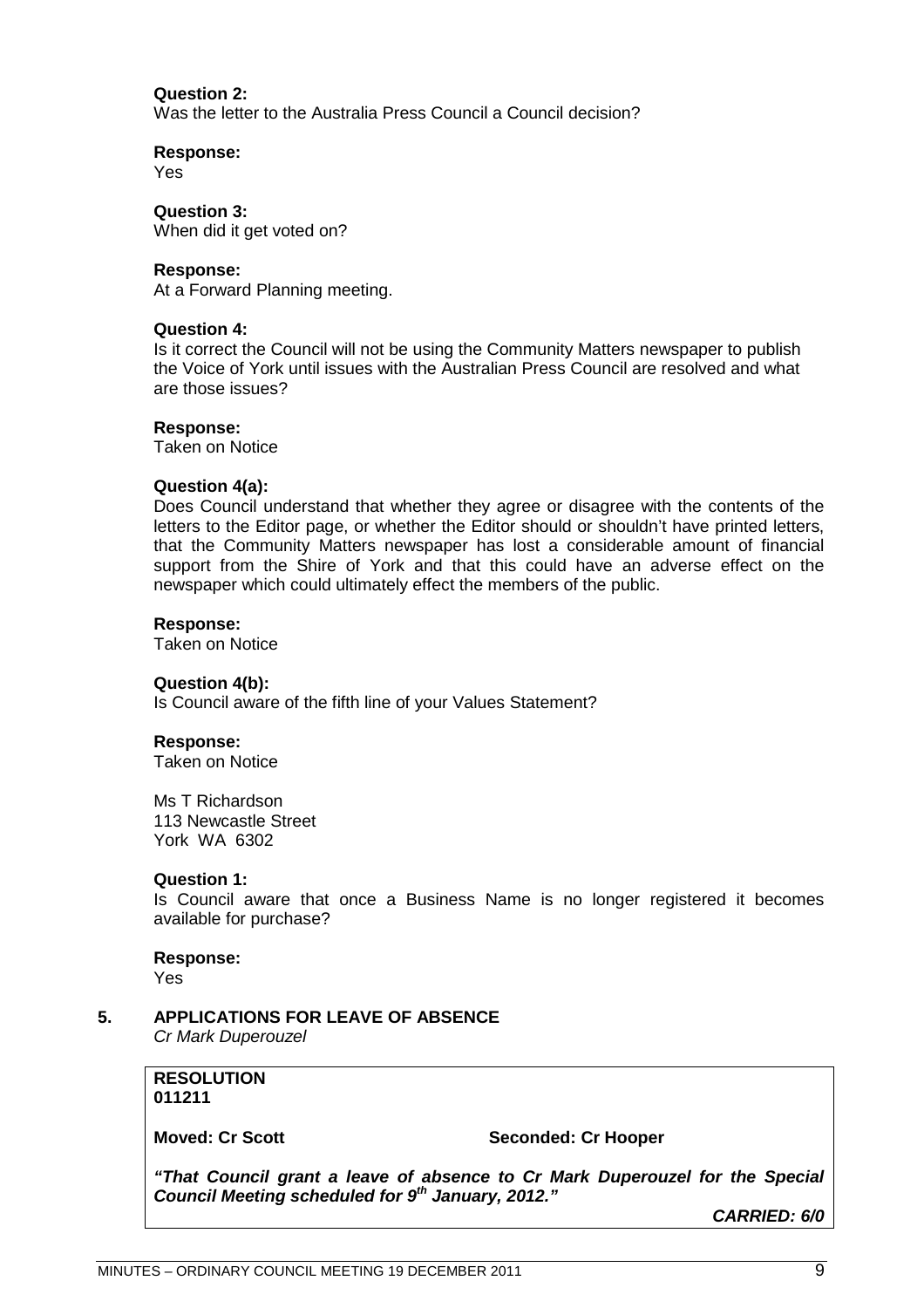**Question 2:**
Was the letter to the Australia Press Council a Council decision?

**Response:**
Yes

**Question 3:**
When did it get voted on?

**Response:**
At a Forward Planning meeting.

**Question 4:**
Is it correct the Council will not be using the Community Matters newspaper to publish the Voice of York until issues with the Australian Press Council are resolved and what are those issues?

**Response:**
Taken on Notice

**Question 4(a):**
Does Council understand that whether they agree or disagree with the contents of the letters to the Editor page, or whether the Editor should or shouldn't have printed letters, that the Community Matters newspaper has lost a considerable amount of financial support from the Shire of York and that this could have an adverse effect on the newspaper which could ultimately effect the members of the public.

**Response:**
Taken on Notice

**Question 4(b):**
Is Council aware of the fifth line of your Values Statement?

**Response:**
Taken on Notice

Ms T Richardson
113 Newcastle Street
York WA 6302

**Question 1:**
Is Council aware that once a Business Name is no longer registered it becomes available for purchase?

**Response:**
Yes

## 5. APPLICATIONS FOR LEAVE OF ABSENCE

*Cr Mark Duperouzel*

**RESOLUTION**
**011211**

**Moved: Cr Scott** **Seconded: Cr Hooper**

***"That Council grant a leave of absence to Cr Mark Duperouzel for the Special Council Meeting scheduled for 9th January, 2012."***

***CARRIED: 6/0***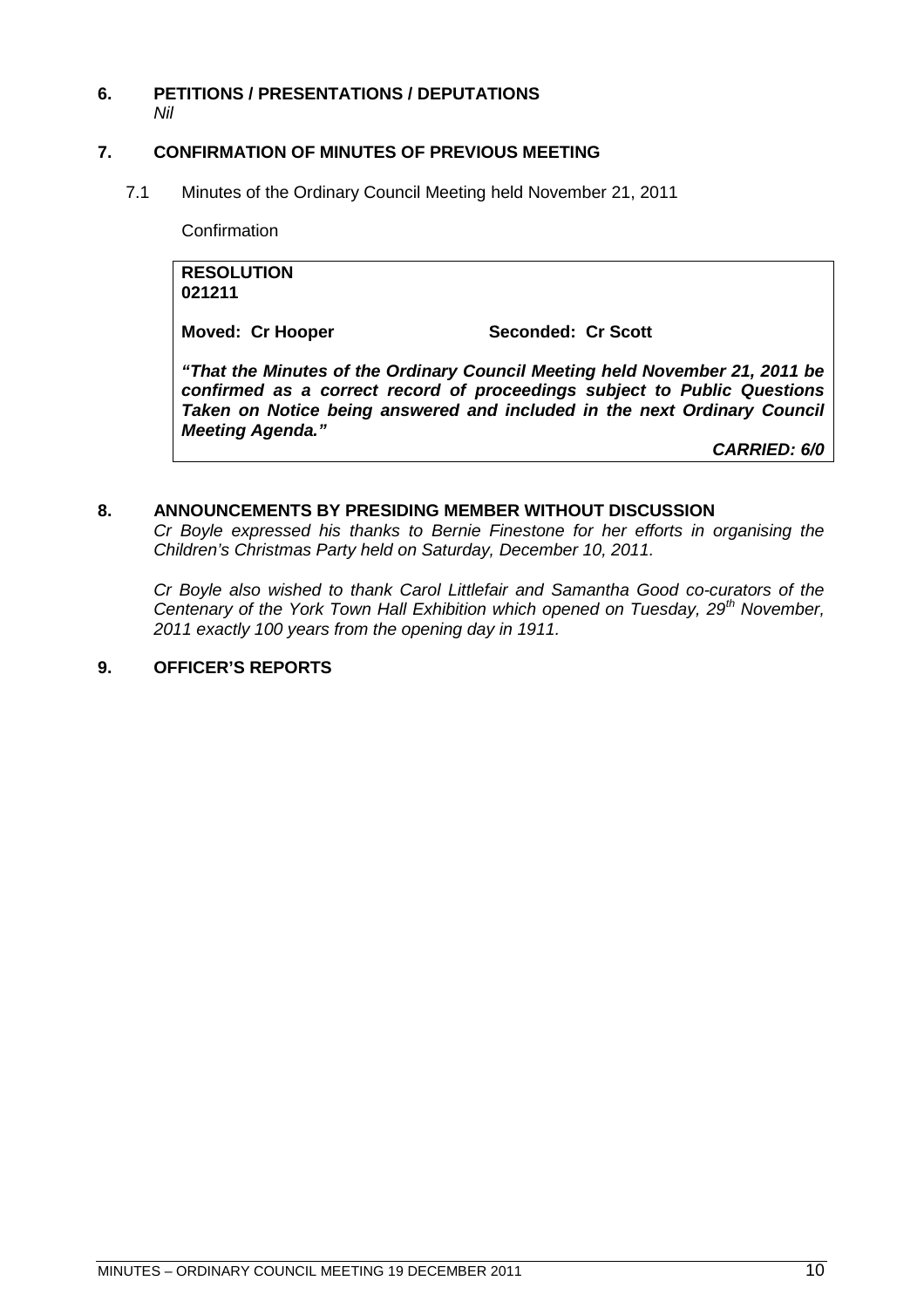## 6. PETITIONS / PRESENTATIONS / DEPUTATIONS

*Nil*

## 7. CONFIRMATION OF MINUTES OF PREVIOUS MEETING

7.1 Minutes of the Ordinary Council Meeting held November 21, 2011

Confirmation

> **RESOLUTION**
> **021211**
>
> **Moved: Cr Hooper** **Seconded: Cr Scott**
>
> ***"That the Minutes of the Ordinary Council Meeting held November 21, 2011 be confirmed as a correct record of proceedings subject to Public Questions Taken on Notice being answered and included in the next Ordinary Council Meeting Agenda."***
>
> ***CARRIED: 6/0***

## 8. ANNOUNCEMENTS BY PRESIDING MEMBER WITHOUT DISCUSSION

*Cr Boyle expressed his thanks to Bernie Finestone for her efforts in organising the Children's Christmas Party held on Saturday, December 10, 2011.*

*Cr Boyle also wished to thank Carol Littlefair and Samantha Good co-curators of the Centenary of the York Town Hall Exhibition which opened on Tuesday, 29th November, 2011 exactly 100 years from the opening day in 1911.*

## 9. OFFICER'S REPORTS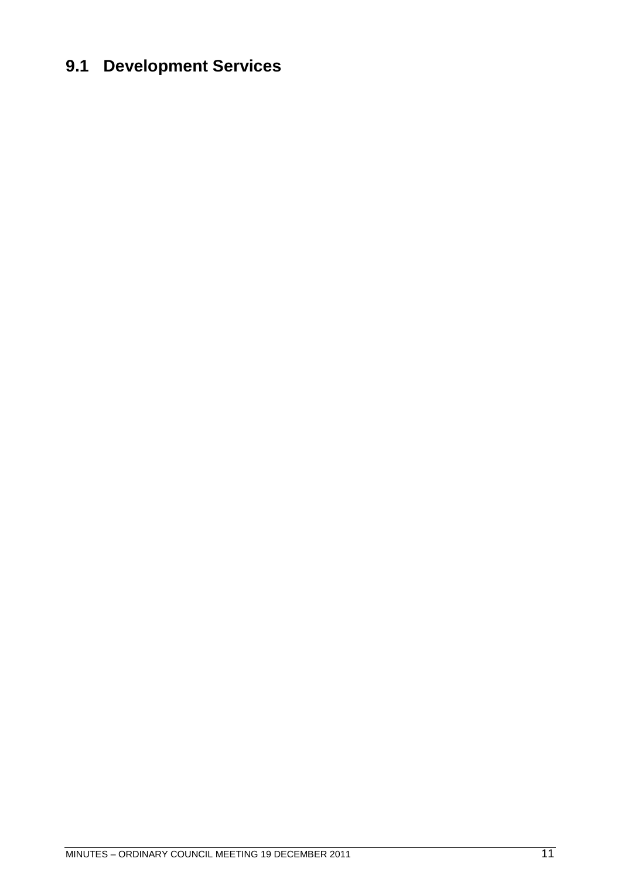## 9.1 Development Services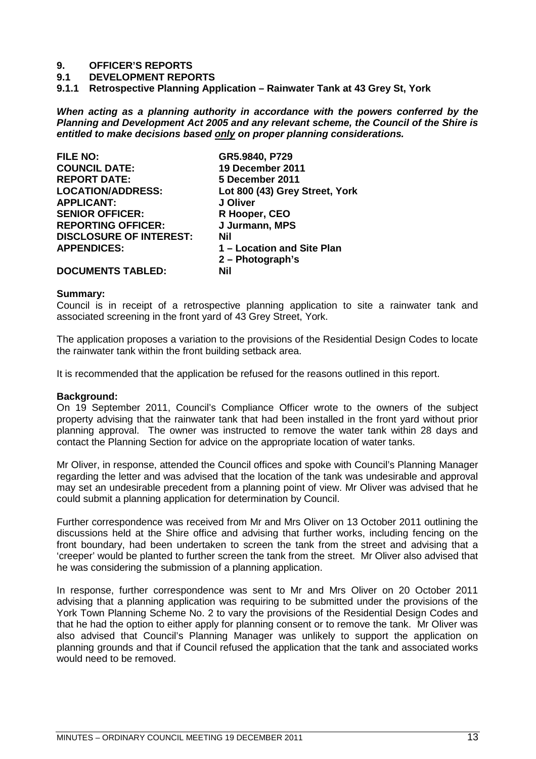# 9. OFFICER'S REPORTS

## 9.1 DEVELOPMENT REPORTS

### 9.1.1 Retrospective Planning Application – Rainwater Tank at 43 Grey St, York

***When acting as a planning authority in accordance with the powers conferred by the Planning and Development Act 2005 and any relevant scheme, the Council of the Shire is entitled to make decisions based only on proper planning considerations.***

| | |
|---|---|
| **FILE NO:** | **GR5.9840, P729** |
| **COUNCIL DATE:** | **19 December 2011** |
| **REPORT DATE:** | **5 December 2011** |
| **LOCATION/ADDRESS:** | **Lot 800 (43) Grey Street, York** |
| **APPLICANT:** | **J Oliver** |
| **SENIOR OFFICER:** | **R Hooper, CEO** |
| **REPORTING OFFICER:** | **J Jurmann, MPS** |
| **DISCLOSURE OF INTEREST:** | **Nil** |
| **APPENDICES:** | **1 – Location and Site Plan**<br>**2 – Photograph's** |
| **DOCUMENTS TABLED:** | **Nil** |

**Summary:**

Council is in receipt of a retrospective planning application to site a rainwater tank and associated screening in the front yard of 43 Grey Street, York.

The application proposes a variation to the provisions of the Residential Design Codes to locate the rainwater tank within the front building setback area.

It is recommended that the application be refused for the reasons outlined in this report.

**Background:**

On 19 September 2011, Council's Compliance Officer wrote to the owners of the subject property advising that the rainwater tank that had been installed in the front yard without prior planning approval. The owner was instructed to remove the water tank within 28 days and contact the Planning Section for advice on the appropriate location of water tanks.

Mr Oliver, in response, attended the Council offices and spoke with Council's Planning Manager regarding the letter and was advised that the location of the tank was undesirable and approval may set an undesirable precedent from a planning point of view. Mr Oliver was advised that he could submit a planning application for determination by Council.

Further correspondence was received from Mr and Mrs Oliver on 13 October 2011 outlining the discussions held at the Shire office and advising that further works, including fencing on the front boundary, had been undertaken to screen the tank from the street and advising that a 'creeper' would be planted to further screen the tank from the street. Mr Oliver also advised that he was considering the submission of a planning application.

In response, further correspondence was sent to Mr and Mrs Oliver on 20 October 2011 advising that a planning application was requiring to be submitted under the provisions of the York Town Planning Scheme No. 2 to vary the provisions of the Residential Design Codes and that he had the option to either apply for planning consent or to remove the tank. Mr Oliver was also advised that Council's Planning Manager was unlikely to support the application on planning grounds and that if Council refused the application that the tank and associated works would need to be removed.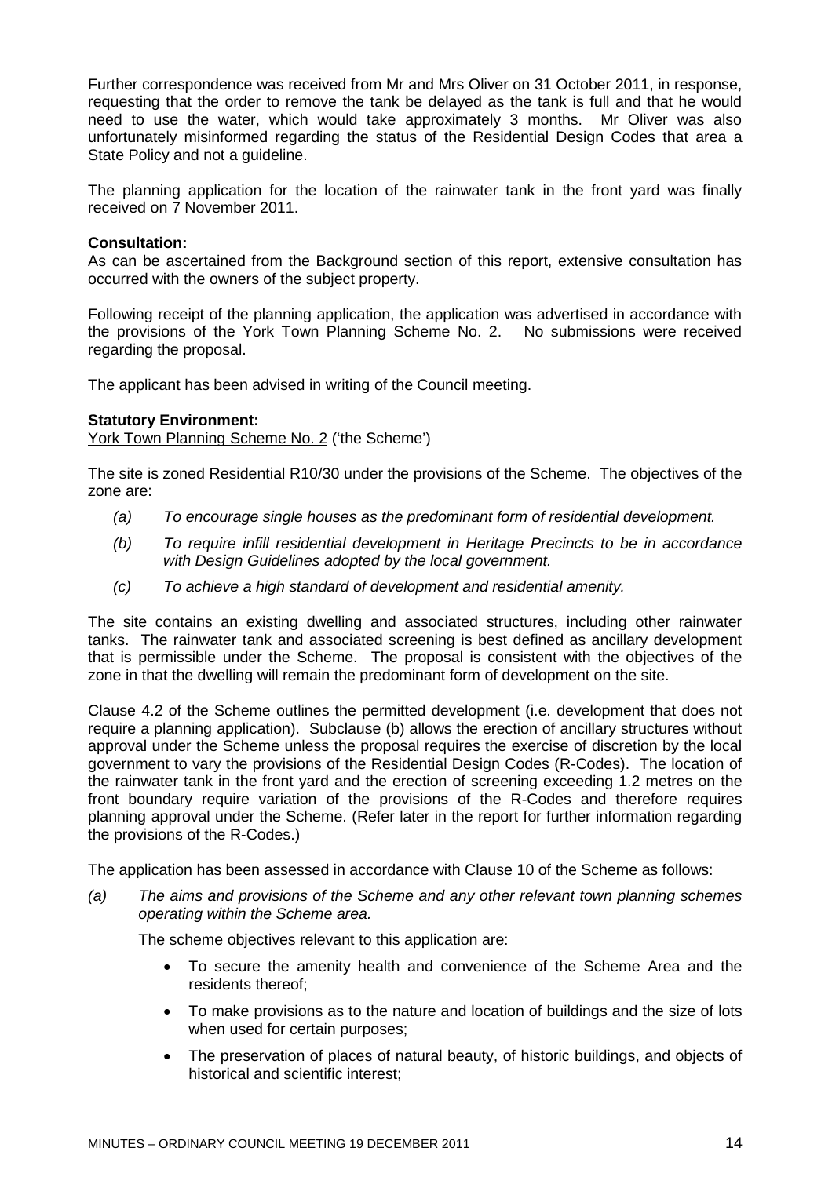Further correspondence was received from Mr and Mrs Oliver on 31 October 2011, in response, requesting that the order to remove the tank be delayed as the tank is full and that he would need to use the water, which would take approximately 3 months. Mr Oliver was also unfortunately misinformed regarding the status of the Residential Design Codes that area a State Policy and not a guideline.

The planning application for the location of the rainwater tank in the front yard was finally received on 7 November 2011.

**Consultation:**
As can be ascertained from the Background section of this report, extensive consultation has occurred with the owners of the subject property.

Following receipt of the planning application, the application was advertised in accordance with the provisions of the York Town Planning Scheme No. 2. No submissions were received regarding the proposal.

The applicant has been advised in writing of the Council meeting.

**Statutory Environment:**
York Town Planning Scheme No. 2 ('the Scheme')

The site is zoned Residential R10/30 under the provisions of the Scheme. The objectives of the zone are:

*(a) To encourage single houses as the predominant form of residential development.*

*(b) To require infill residential development in Heritage Precincts to be in accordance with Design Guidelines adopted by the local government.*

*(c) To achieve a high standard of development and residential amenity.*

The site contains an existing dwelling and associated structures, including other rainwater tanks. The rainwater tank and associated screening is best defined as ancillary development that is permissible under the Scheme. The proposal is consistent with the objectives of the zone in that the dwelling will remain the predominant form of development on the site.

Clause 4.2 of the Scheme outlines the permitted development (i.e. development that does not require a planning application). Subclause (b) allows the erection of ancillary structures without approval under the Scheme unless the proposal requires the exercise of discretion by the local government to vary the provisions of the Residential Design Codes (R-Codes). The location of the rainwater tank in the front yard and the erection of screening exceeding 1.2 metres on the front boundary require variation of the provisions of the R-Codes and therefore requires planning approval under the Scheme. (Refer later in the report for further information regarding the provisions of the R-Codes.)

The application has been assessed in accordance with Clause 10 of the Scheme as follows:

*(a) The aims and provisions of the Scheme and any other relevant town planning schemes operating within the Scheme area.*

The scheme objectives relevant to this application are:

- To secure the amenity health and convenience of the Scheme Area and the residents thereof;
- To make provisions as to the nature and location of buildings and the size of lots when used for certain purposes;
- The preservation of places of natural beauty, of historic buildings, and objects of historical and scientific interest;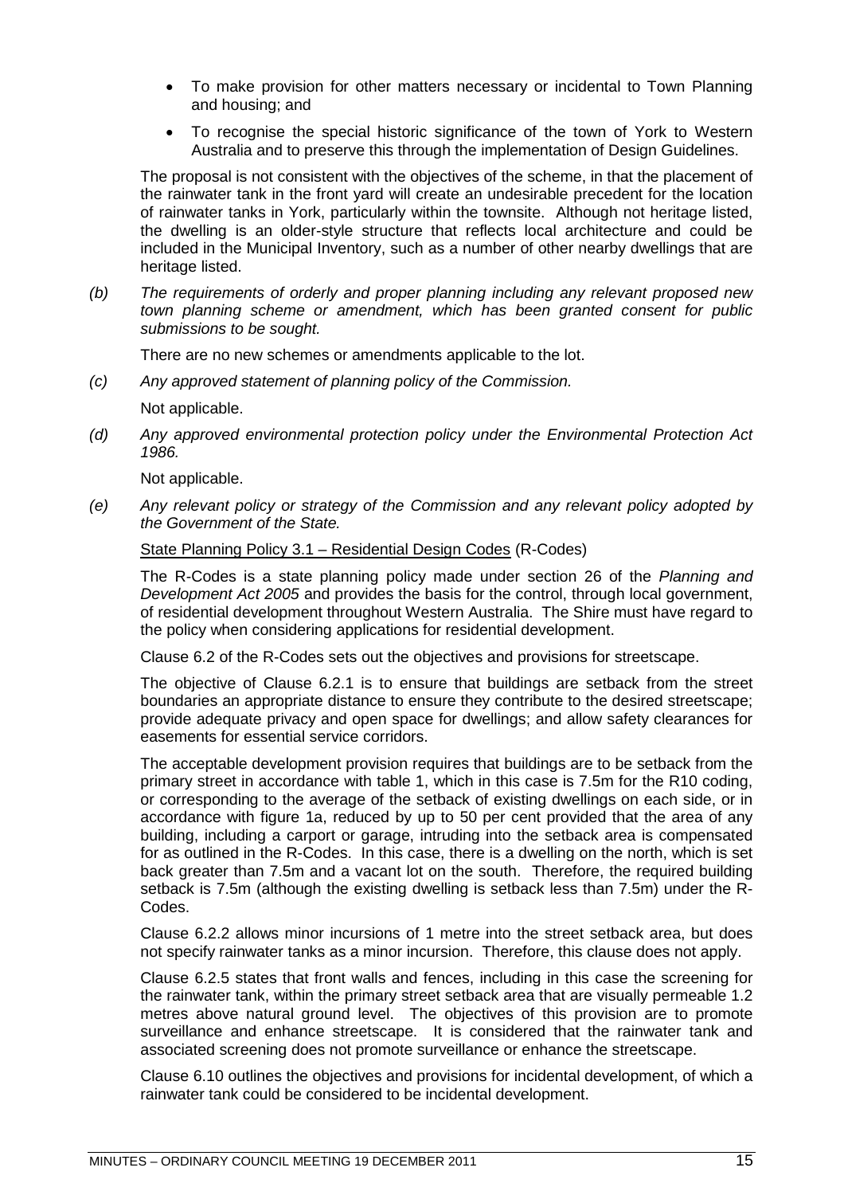- To make provision for other matters necessary or incidental to Town Planning and housing; and
- To recognise the special historic significance of the town of York to Western Australia and to preserve this through the implementation of Design Guidelines.

The proposal is not consistent with the objectives of the scheme, in that the placement of the rainwater tank in the front yard will create an undesirable precedent for the location of rainwater tanks in York, particularly within the townsite. Although not heritage listed, the dwelling is an older-style structure that reflects local architecture and could be included in the Municipal Inventory, such as a number of other nearby dwellings that are heritage listed.

*(b) The requirements of orderly and proper planning including any relevant proposed new town planning scheme or amendment, which has been granted consent for public submissions to be sought.*

There are no new schemes or amendments applicable to the lot.

*(c) Any approved statement of planning policy of the Commission.*

Not applicable.

*(d) Any approved environmental protection policy under the Environmental Protection Act 1986.*

Not applicable.

*(e) Any relevant policy or strategy of the Commission and any relevant policy adopted by the Government of the State.*

State Planning Policy 3.1 – Residential Design Codes (R-Codes)

The R-Codes is a state planning policy made under section 26 of the *Planning and Development Act 2005* and provides the basis for the control, through local government, of residential development throughout Western Australia. The Shire must have regard to the policy when considering applications for residential development.

Clause 6.2 of the R-Codes sets out the objectives and provisions for streetscape.

The objective of Clause 6.2.1 is to ensure that buildings are setback from the street boundaries an appropriate distance to ensure they contribute to the desired streetscape; provide adequate privacy and open space for dwellings; and allow safety clearances for easements for essential service corridors.

The acceptable development provision requires that buildings are to be setback from the primary street in accordance with table 1, which in this case is 7.5m for the R10 coding, or corresponding to the average of the setback of existing dwellings on each side, or in accordance with figure 1a, reduced by up to 50 per cent provided that the area of any building, including a carport or garage, intruding into the setback area is compensated for as outlined in the R-Codes. In this case, there is a dwelling on the north, which is set back greater than 7.5m and a vacant lot on the south. Therefore, the required building setback is 7.5m (although the existing dwelling is setback less than 7.5m) under the R-Codes.

Clause 6.2.2 allows minor incursions of 1 metre into the street setback area, but does not specify rainwater tanks as a minor incursion. Therefore, this clause does not apply.

Clause 6.2.5 states that front walls and fences, including in this case the screening for the rainwater tank, within the primary street setback area that are visually permeable 1.2 metres above natural ground level. The objectives of this provision are to promote surveillance and enhance streetscape. It is considered that the rainwater tank and associated screening does not promote surveillance or enhance the streetscape.

Clause 6.10 outlines the objectives and provisions for incidental development, of which a rainwater tank could be considered to be incidental development.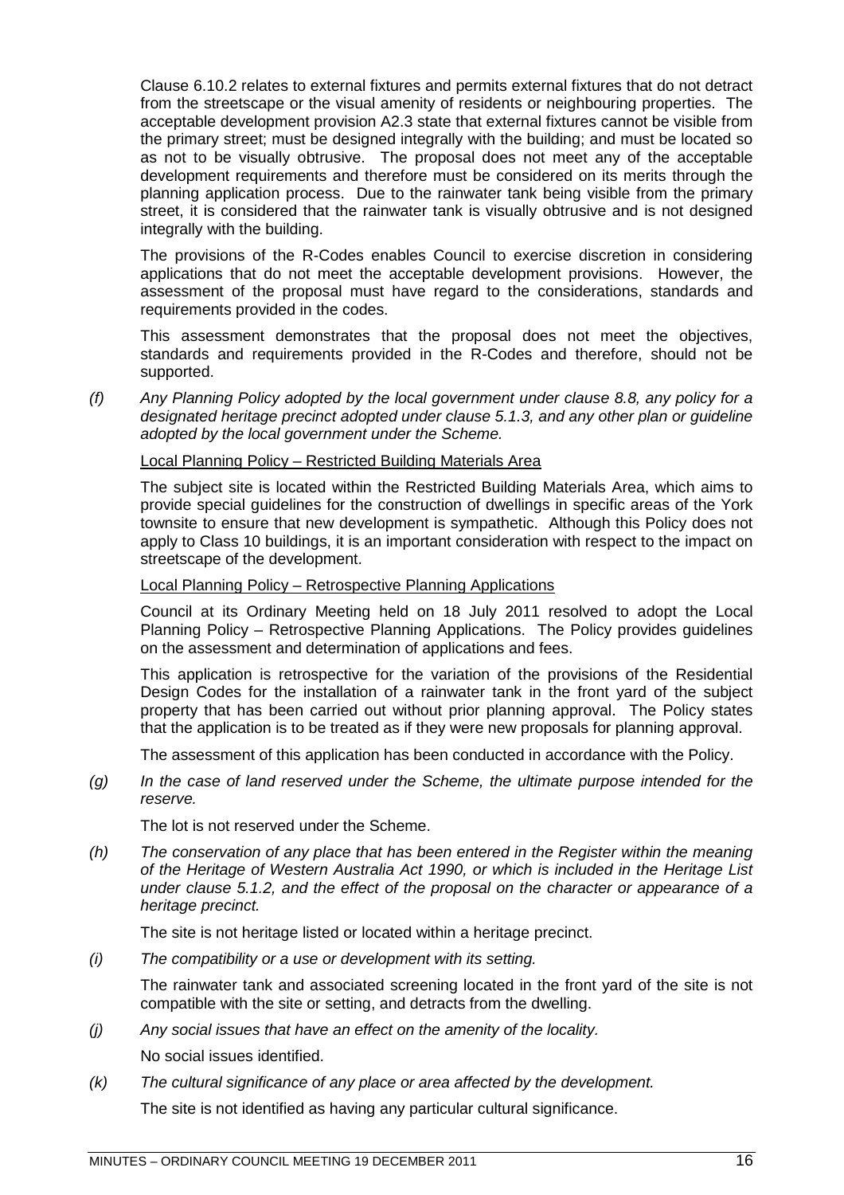Clause 6.10.2 relates to external fixtures and permits external fixtures that do not detract from the streetscape or the visual amenity of residents or neighbouring properties. The acceptable development provision A2.3 state that external fixtures cannot be visible from the primary street; must be designed integrally with the building; and must be located so as not to be visually obtrusive. The proposal does not meet any of the acceptable development requirements and therefore must be considered on its merits through the planning application process. Due to the rainwater tank being visible from the primary street, it is considered that the rainwater tank is visually obtrusive and is not designed integrally with the building.

The provisions of the R-Codes enables Council to exercise discretion in considering applications that do not meet the acceptable development provisions. However, the assessment of the proposal must have regard to the considerations, standards and requirements provided in the codes.

This assessment demonstrates that the proposal does not meet the objectives, standards and requirements provided in the R-Codes and therefore, should not be supported.

*(f) Any Planning Policy adopted by the local government under clause 8.8, any policy for a designated heritage precinct adopted under clause 5.1.3, and any other plan or guideline adopted by the local government under the Scheme.*

Local Planning Policy – Restricted Building Materials Area

The subject site is located within the Restricted Building Materials Area, which aims to provide special guidelines for the construction of dwellings in specific areas of the York townsite to ensure that new development is sympathetic. Although this Policy does not apply to Class 10 buildings, it is an important consideration with respect to the impact on streetscape of the development.

Local Planning Policy – Retrospective Planning Applications

Council at its Ordinary Meeting held on 18 July 2011 resolved to adopt the Local Planning Policy – Retrospective Planning Applications. The Policy provides guidelines on the assessment and determination of applications and fees.

This application is retrospective for the variation of the provisions of the Residential Design Codes for the installation of a rainwater tank in the front yard of the subject property that has been carried out without prior planning approval. The Policy states that the application is to be treated as if they were new proposals for planning approval.

The assessment of this application has been conducted in accordance with the Policy.

*(g) In the case of land reserved under the Scheme, the ultimate purpose intended for the reserve.*

The lot is not reserved under the Scheme.

*(h) The conservation of any place that has been entered in the Register within the meaning of the Heritage of Western Australia Act 1990, or which is included in the Heritage List under clause 5.1.2, and the effect of the proposal on the character or appearance of a heritage precinct.*

The site is not heritage listed or located within a heritage precinct.

*(i) The compatibility or a use or development with its setting.*

The rainwater tank and associated screening located in the front yard of the site is not compatible with the site or setting, and detracts from the dwelling.

*(j) Any social issues that have an effect on the amenity of the locality.*

No social issues identified.

*(k) The cultural significance of any place or area affected by the development.*

The site is not identified as having any particular cultural significance.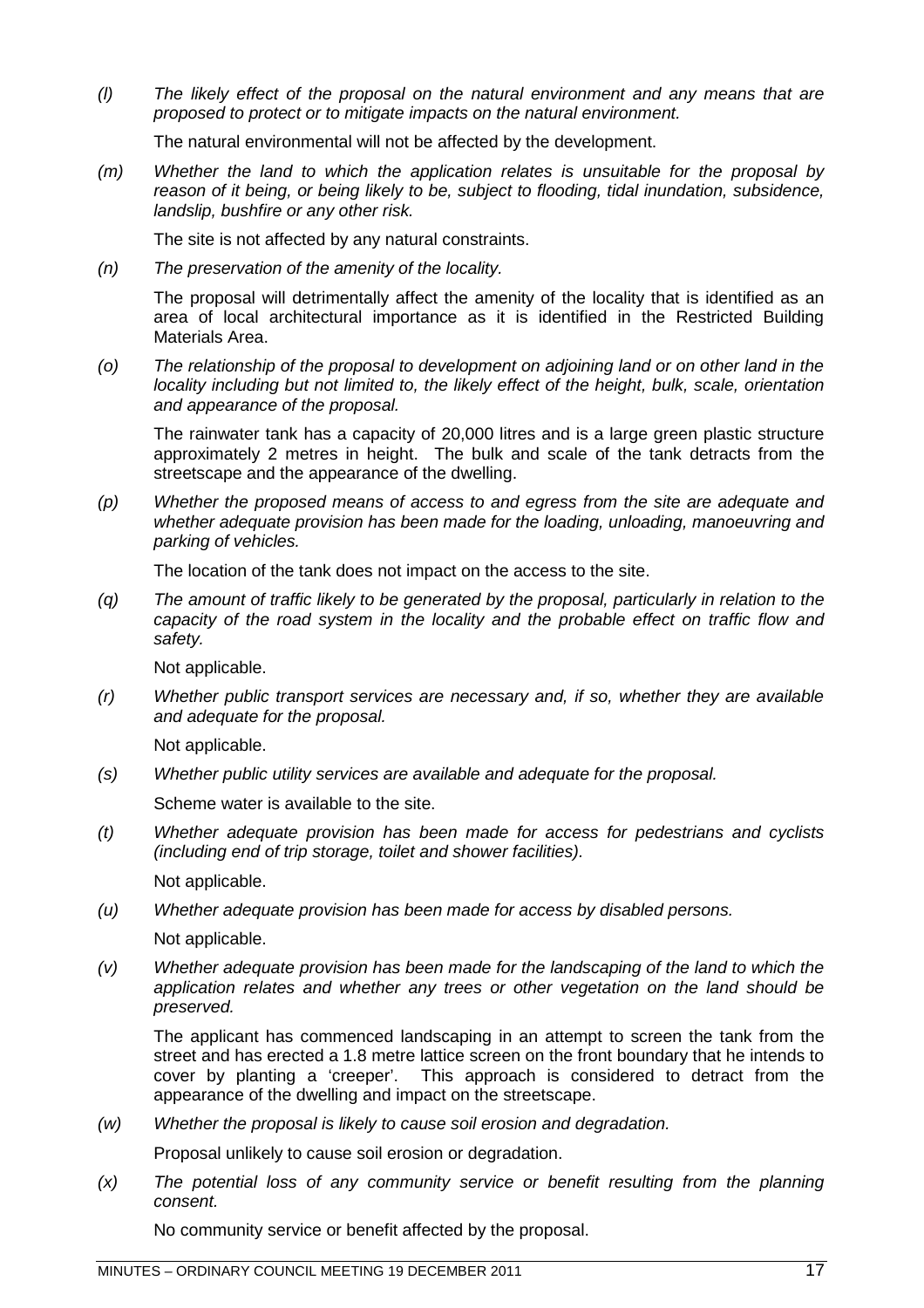(l) *The likely effect of the proposal on the natural environment and any means that are proposed to protect or to mitigate impacts on the natural environment.*

The natural environmental will not be affected by the development.

(m) *Whether the land to which the application relates is unsuitable for the proposal by reason of it being, or being likely to be, subject to flooding, tidal inundation, subsidence, landslip, bushfire or any other risk.*

The site is not affected by any natural constraints.

(n) *The preservation of the amenity of the locality.*

The proposal will detrimentally affect the amenity of the locality that is identified as an area of local architectural importance as it is identified in the Restricted Building Materials Area.

(o) *The relationship of the proposal to development on adjoining land or on other land in the locality including but not limited to, the likely effect of the height, bulk, scale, orientation and appearance of the proposal.*

The rainwater tank has a capacity of 20,000 litres and is a large green plastic structure approximately 2 metres in height. The bulk and scale of the tank detracts from the streetscape and the appearance of the dwelling.

(p) *Whether the proposed means of access to and egress from the site are adequate and whether adequate provision has been made for the loading, unloading, manoeuvring and parking of vehicles.*

The location of the tank does not impact on the access to the site.

(q) *The amount of traffic likely to be generated by the proposal, particularly in relation to the capacity of the road system in the locality and the probable effect on traffic flow and safety.*

Not applicable.

(r) *Whether public transport services are necessary and, if so, whether they are available and adequate for the proposal.*

Not applicable.

(s) *Whether public utility services are available and adequate for the proposal.*

Scheme water is available to the site.

(t) *Whether adequate provision has been made for access for pedestrians and cyclists (including end of trip storage, toilet and shower facilities).*

Not applicable.

(u) *Whether adequate provision has been made for access by disabled persons.*

Not applicable.

(v) *Whether adequate provision has been made for the landscaping of the land to which the application relates and whether any trees or other vegetation on the land should be preserved.*

The applicant has commenced landscaping in an attempt to screen the tank from the street and has erected a 1.8 metre lattice screen on the front boundary that he intends to cover by planting a 'creeper'. This approach is considered to detract from the appearance of the dwelling and impact on the streetscape.

(w) *Whether the proposal is likely to cause soil erosion and degradation.*

Proposal unlikely to cause soil erosion or degradation.

(x) *The potential loss of any community service or benefit resulting from the planning consent.*

No community service or benefit affected by the proposal.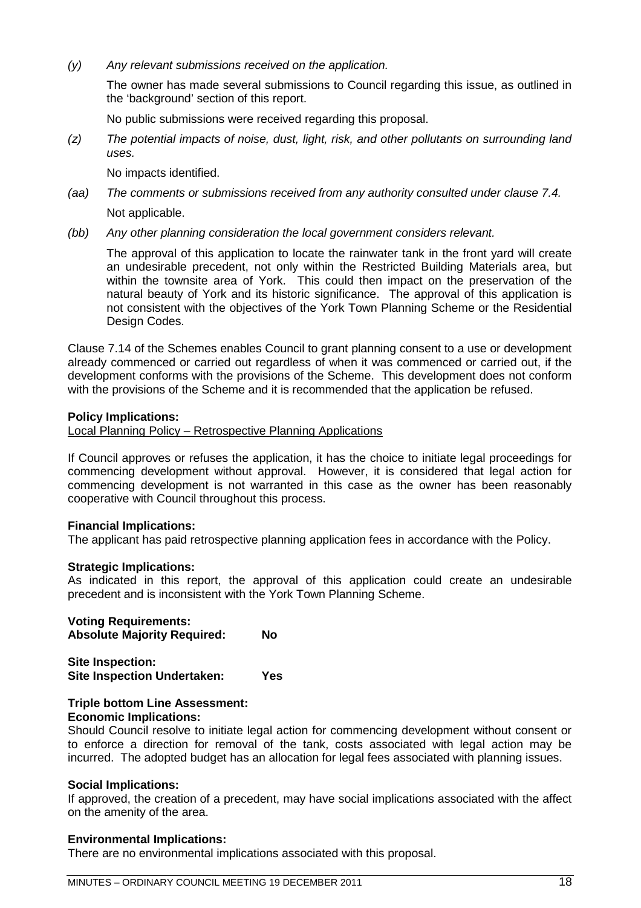*(y) Any relevant submissions received on the application.*

The owner has made several submissions to Council regarding this issue, as outlined in the 'background' section of this report.

No public submissions were received regarding this proposal.

*(z) The potential impacts of noise, dust, light, risk, and other pollutants on surrounding land uses.*

No impacts identified.

*(aa) The comments or submissions received from any authority consulted under clause 7.4.*

Not applicable.

*(bb) Any other planning consideration the local government considers relevant.*

The approval of this application to locate the rainwater tank in the front yard will create an undesirable precedent, not only within the Restricted Building Materials area, but within the townsite area of York. This could then impact on the preservation of the natural beauty of York and its historic significance. The approval of this application is not consistent with the objectives of the York Town Planning Scheme or the Residential Design Codes.

Clause 7.14 of the Schemes enables Council to grant planning consent to a use or development already commenced or carried out regardless of when it was commenced or carried out, if the development conforms with the provisions of the Scheme. This development does not conform with the provisions of the Scheme and it is recommended that the application be refused.

**Policy Implications:**

Local Planning Policy – Retrospective Planning Applications

If Council approves or refuses the application, it has the choice to initiate legal proceedings for commencing development without approval. However, it is considered that legal action for commencing development is not warranted in this case as the owner has been reasonably cooperative with Council throughout this process.

**Financial Implications:**

The applicant has paid retrospective planning application fees in accordance with the Policy.

**Strategic Implications:**

As indicated in this report, the approval of this application could create an undesirable precedent and is inconsistent with the York Town Planning Scheme.

**Voting Requirements:**
**Absolute Majority Required: No**

**Site Inspection:**
**Site Inspection Undertaken: Yes**

**Triple bottom Line Assessment:**

**Economic Implications:**

Should Council resolve to initiate legal action for commencing development without consent or to enforce a direction for removal of the tank, costs associated with legal action may be incurred. The adopted budget has an allocation for legal fees associated with planning issues.

**Social Implications:**

If approved, the creation of a precedent, may have social implications associated with the affect on the amenity of the area.

**Environmental Implications:**

There are no environmental implications associated with this proposal.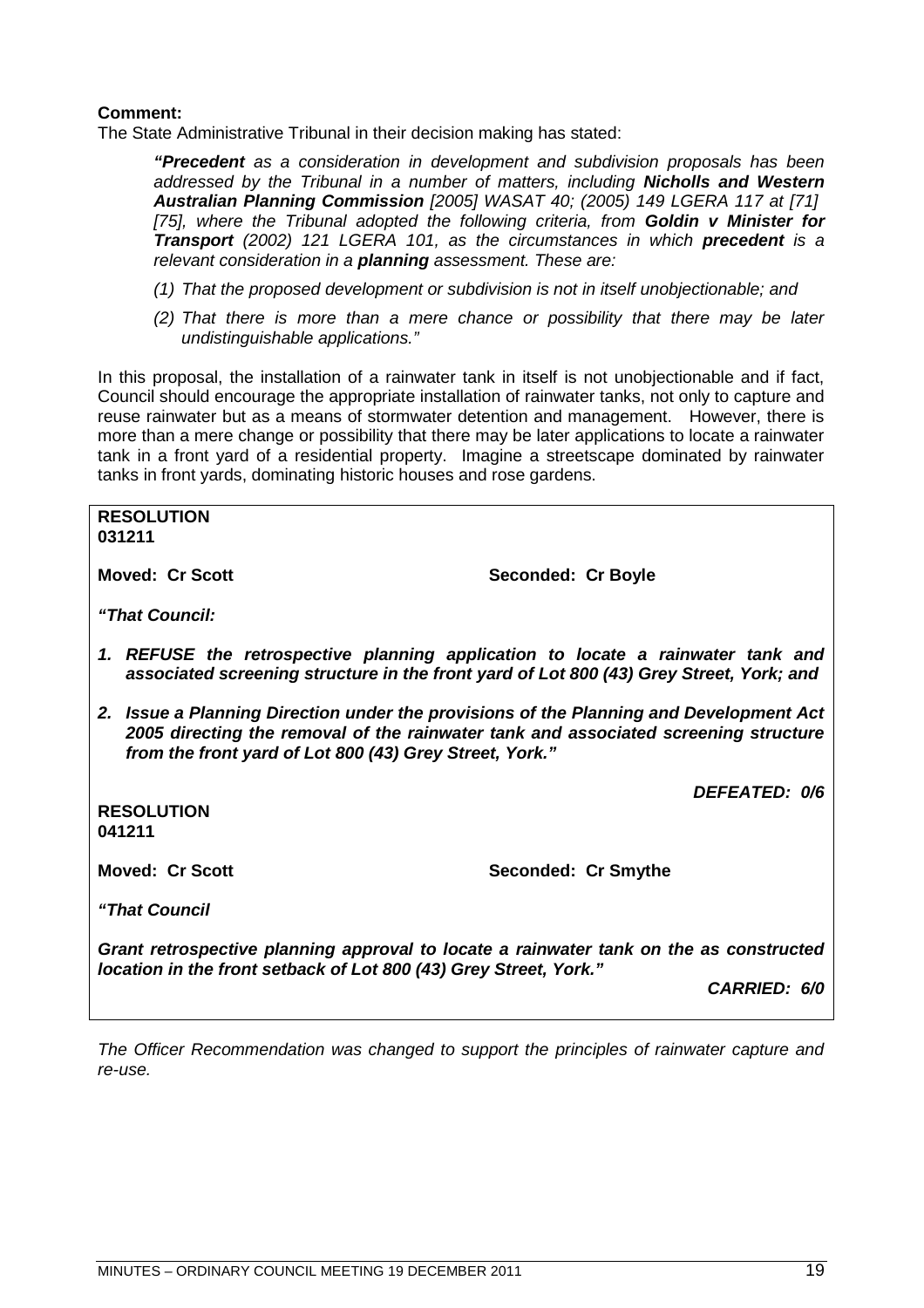**Comment:**

The State Administrative Tribunal in their decision making has stated:

> ***"Precedent*** *as a consideration in development and subdivision proposals has been addressed by the Tribunal in a number of matters, including* ***Nicholls and Western Australian Planning Commission*** *[2005] WASAT 40; (2005) 149 LGERA 117 at [71] [75], where the Tribunal adopted the following criteria, from* ***Goldin v Minister for Transport*** *(2002) 121 LGERA 101, as the circumstances in which* ***precedent*** *is a relevant consideration in a* ***planning*** *assessment. These are:*
>
> *(1) That the proposed development or subdivision is not in itself unobjectionable; and*
>
> *(2) That there is more than a mere chance or possibility that there may be later undistinguishable applications."*

In this proposal, the installation of a rainwater tank in itself is not unobjectionable and if fact, Council should encourage the appropriate installation of rainwater tanks, not only to capture and reuse rainwater but as a means of stormwater detention and management. However, there is more than a mere change or possibility that there may be later applications to locate a rainwater tank in a front yard of a residential property. Imagine a streetscape dominated by rainwater tanks in front yards, dominating historic houses and rose gardens.

**RESOLUTION**
**031211**

**Moved: Cr Scott** **Seconded: Cr Boyle**

***"That Council:***

1. ***REFUSE the retrospective planning application to locate a rainwater tank and associated screening structure in the front yard of Lot 800 (43) Grey Street, York; and***
2. ***Issue a Planning Direction under the provisions of the Planning and Development Act 2005 directing the removal of the rainwater tank and associated screening structure from the front yard of Lot 800 (43) Grey Street, York."***

***DEFEATED: 0/6***

**RESOLUTION**
**041211**

**Moved: Cr Scott** **Seconded: Cr Smythe**

***"That Council***

***Grant retrospective planning approval to locate a rainwater tank on the as constructed location in the front setback of Lot 800 (43) Grey Street, York."***

***CARRIED: 6/0***

*The Officer Recommendation was changed to support the principles of rainwater capture and re-use.*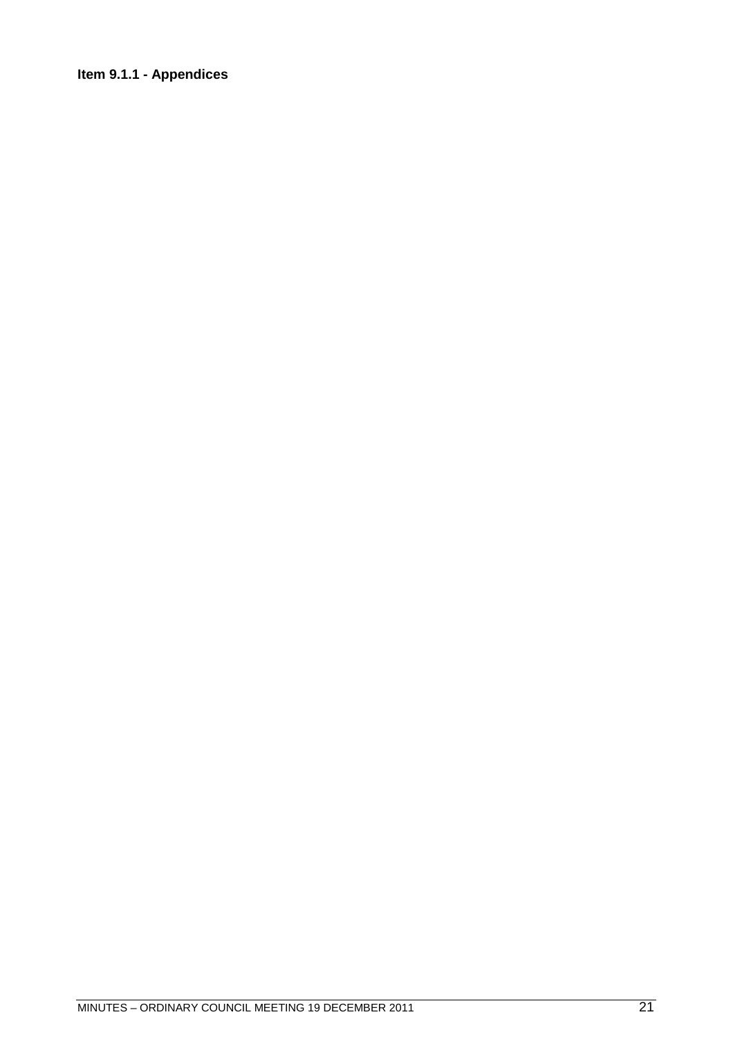**Item 9.1.1 - Appendices**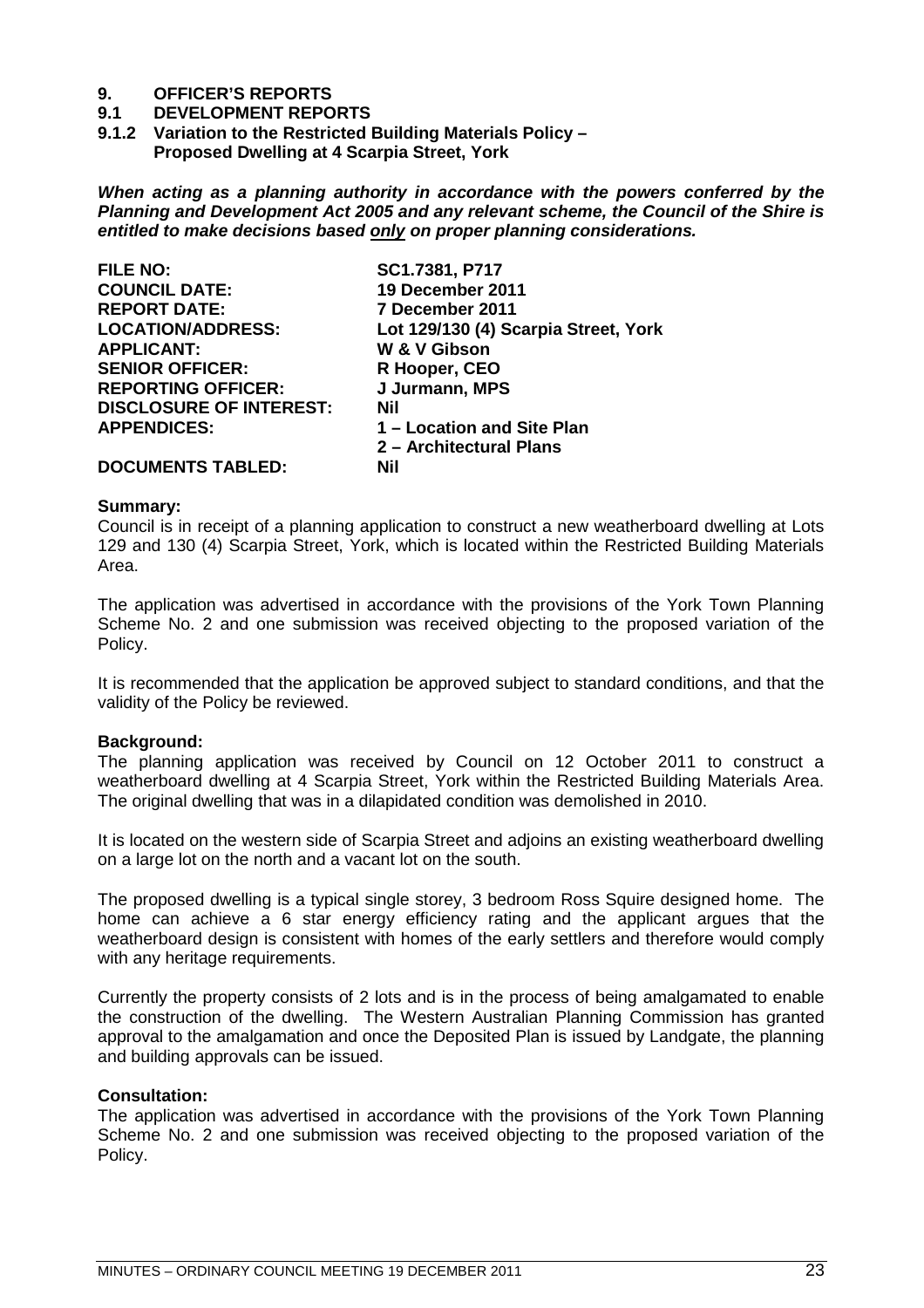# 9. OFFICER'S REPORTS

## 9.1 DEVELOPMENT REPORTS

### 9.1.2 Variation to the Restricted Building Materials Policy – Proposed Dwelling at 4 Scarpia Street, York

***When acting as a planning authority in accordance with the powers conferred by the Planning and Development Act 2005 and any relevant scheme, the Council of the Shire is entitled to make decisions based only on proper planning considerations.***

| | |
|---|---|
| **FILE NO:** | **SC1.7381, P717** |
| **COUNCIL DATE:** | **19 December 2011** |
| **REPORT DATE:** | **7 December 2011** |
| **LOCATION/ADDRESS:** | **Lot 129/130 (4) Scarpia Street, York** |
| **APPLICANT:** | **W & V Gibson** |
| **SENIOR OFFICER:** | **R Hooper, CEO** |
| **REPORTING OFFICER:** | **J Jurmann, MPS** |
| **DISCLOSURE OF INTEREST:** | **Nil** |
| **APPENDICES:** | **1 – Location and Site Plan**<br>**2 – Architectural Plans** |
| **DOCUMENTS TABLED:** | **Nil** |

**Summary:**

Council is in receipt of a planning application to construct a new weatherboard dwelling at Lots 129 and 130 (4) Scarpia Street, York, which is located within the Restricted Building Materials Area.

The application was advertised in accordance with the provisions of the York Town Planning Scheme No. 2 and one submission was received objecting to the proposed variation of the Policy.

It is recommended that the application be approved subject to standard conditions, and that the validity of the Policy be reviewed.

**Background:**

The planning application was received by Council on 12 October 2011 to construct a weatherboard dwelling at 4 Scarpia Street, York within the Restricted Building Materials Area. The original dwelling that was in a dilapidated condition was demolished in 2010.

It is located on the western side of Scarpia Street and adjoins an existing weatherboard dwelling on a large lot on the north and a vacant lot on the south.

The proposed dwelling is a typical single storey, 3 bedroom Ross Squire designed home. The home can achieve a 6 star energy efficiency rating and the applicant argues that the weatherboard design is consistent with homes of the early settlers and therefore would comply with any heritage requirements.

Currently the property consists of 2 lots and is in the process of being amalgamated to enable the construction of the dwelling. The Western Australian Planning Commission has granted approval to the amalgamation and once the Deposited Plan is issued by Landgate, the planning and building approvals can be issued.

**Consultation:**

The application was advertised in accordance with the provisions of the York Town Planning Scheme No. 2 and one submission was received objecting to the proposed variation of the Policy.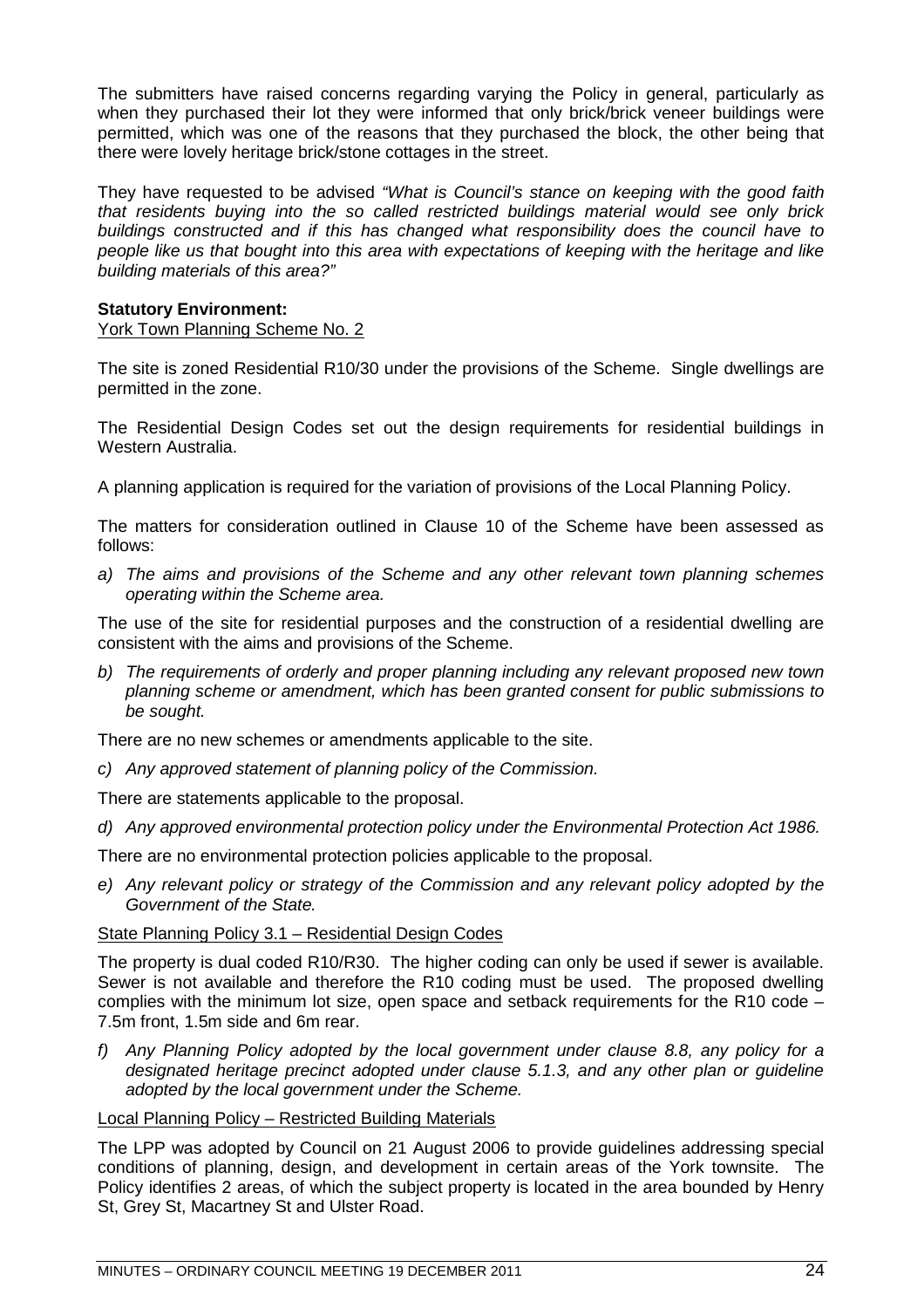The submitters have raised concerns regarding varying the Policy in general, particularly as when they purchased their lot they were informed that only brick/brick veneer buildings were permitted, which was one of the reasons that they purchased the block, the other being that there were lovely heritage brick/stone cottages in the street.

They have requested to be advised *"What is Council's stance on keeping with the good faith that residents buying into the so called restricted buildings material would see only brick buildings constructed and if this has changed what responsibility does the council have to people like us that bought into this area with expectations of keeping with the heritage and like building materials of this area?"*

**Statutory Environment:**

York Town Planning Scheme No. 2

The site is zoned Residential R10/30 under the provisions of the Scheme. Single dwellings are permitted in the zone.

The Residential Design Codes set out the design requirements for residential buildings in Western Australia.

A planning application is required for the variation of provisions of the Local Planning Policy.

The matters for consideration outlined in Clause 10 of the Scheme have been assessed as follows:

a) *The aims and provisions of the Scheme and any other relevant town planning schemes operating within the Scheme area.*

The use of the site for residential purposes and the construction of a residential dwelling are consistent with the aims and provisions of the Scheme.

b) *The requirements of orderly and proper planning including any relevant proposed new town planning scheme or amendment, which has been granted consent for public submissions to be sought.*

There are no new schemes or amendments applicable to the site.

c) *Any approved statement of planning policy of the Commission.*

There are statements applicable to the proposal.

d) *Any approved environmental protection policy under the Environmental Protection Act 1986.*

There are no environmental protection policies applicable to the proposal.

e) *Any relevant policy or strategy of the Commission and any relevant policy adopted by the Government of the State.*

State Planning Policy 3.1 – Residential Design Codes

The property is dual coded R10/R30. The higher coding can only be used if sewer is available. Sewer is not available and therefore the R10 coding must be used. The proposed dwelling complies with the minimum lot size, open space and setback requirements for the R10 code – 7.5m front, 1.5m side and 6m rear.

f) *Any Planning Policy adopted by the local government under clause 8.8, any policy for a designated heritage precinct adopted under clause 5.1.3, and any other plan or guideline adopted by the local government under the Scheme.*

Local Planning Policy – Restricted Building Materials

The LPP was adopted by Council on 21 August 2006 to provide guidelines addressing special conditions of planning, design, and development in certain areas of the York townsite. The Policy identifies 2 areas, of which the subject property is located in the area bounded by Henry St, Grey St, Macartney St and Ulster Road.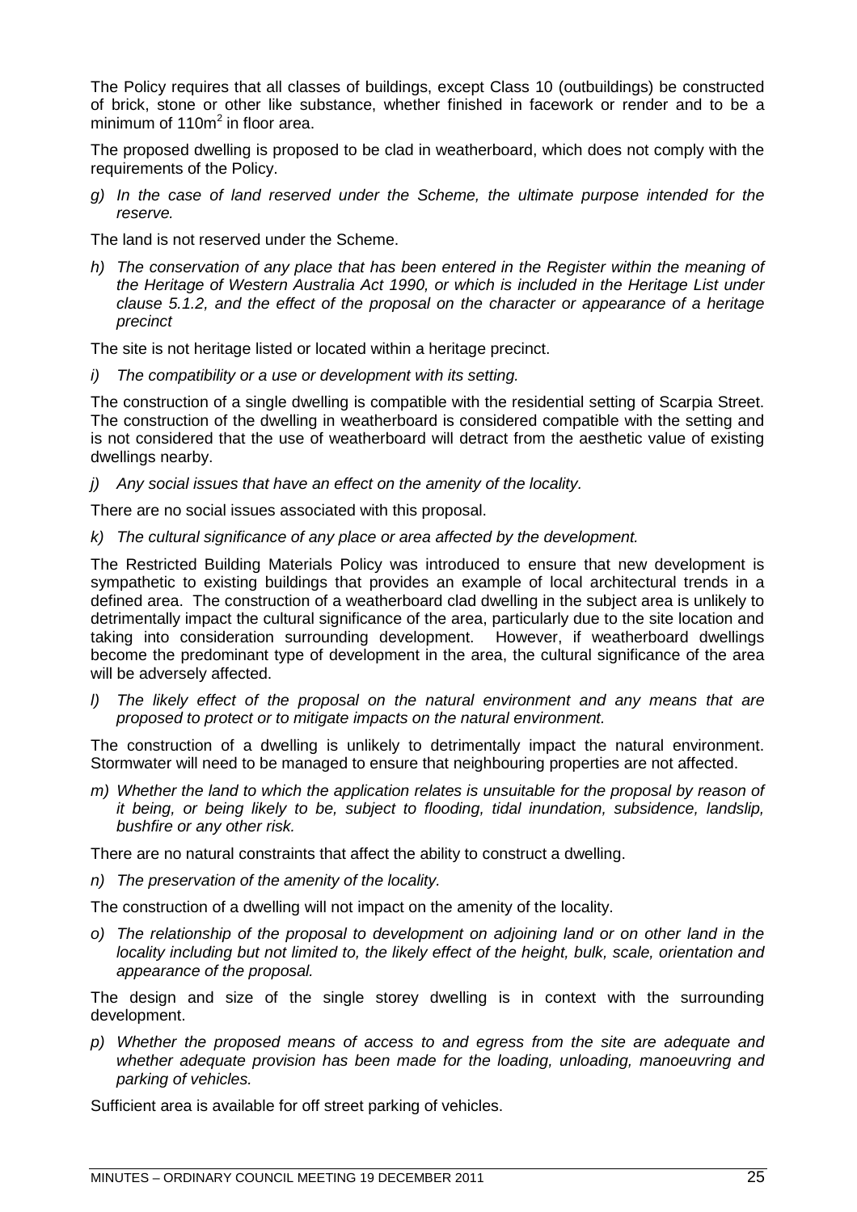The Policy requires that all classes of buildings, except Class 10 (outbuildings) be constructed of brick, stone or other like substance, whether finished in facework or render and to be a minimum of $110m^2$ in floor area.

The proposed dwelling is proposed to be clad in weatherboard, which does not comply with the requirements of the Policy.

g) *In the case of land reserved under the Scheme, the ultimate purpose intended for the reserve.*

The land is not reserved under the Scheme.

h) *The conservation of any place that has been entered in the Register within the meaning of the Heritage of Western Australia Act 1990, or which is included in the Heritage List under clause 5.1.2, and the effect of the proposal on the character or appearance of a heritage precinct*

The site is not heritage listed or located within a heritage precinct.

i) *The compatibility or a use or development with its setting.*

The construction of a single dwelling is compatible with the residential setting of Scarpia Street. The construction of the dwelling in weatherboard is considered compatible with the setting and is not considered that the use of weatherboard will detract from the aesthetic value of existing dwellings nearby.

j) *Any social issues that have an effect on the amenity of the locality.*

There are no social issues associated with this proposal.

k) *The cultural significance of any place or area affected by the development.*

The Restricted Building Materials Policy was introduced to ensure that new development is sympathetic to existing buildings that provides an example of local architectural trends in a defined area. The construction of a weatherboard clad dwelling in the subject area is unlikely to detrimentally impact the cultural significance of the area, particularly due to the site location and taking into consideration surrounding development. However, if weatherboard dwellings become the predominant type of development in the area, the cultural significance of the area will be adversely affected.

l) *The likely effect of the proposal on the natural environment and any means that are proposed to protect or to mitigate impacts on the natural environment.*

The construction of a dwelling is unlikely to detrimentally impact the natural environment. Stormwater will need to be managed to ensure that neighbouring properties are not affected.

m) *Whether the land to which the application relates is unsuitable for the proposal by reason of it being, or being likely to be, subject to flooding, tidal inundation, subsidence, landslip, bushfire or any other risk.*

There are no natural constraints that affect the ability to construct a dwelling.

n) *The preservation of the amenity of the locality.*

The construction of a dwelling will not impact on the amenity of the locality.

o) *The relationship of the proposal to development on adjoining land or on other land in the locality including but not limited to, the likely effect of the height, bulk, scale, orientation and appearance of the proposal.*

The design and size of the single storey dwelling is in context with the surrounding development.

p) *Whether the proposed means of access to and egress from the site are adequate and whether adequate provision has been made for the loading, unloading, manoeuvring and parking of vehicles.*

Sufficient area is available for off street parking of vehicles.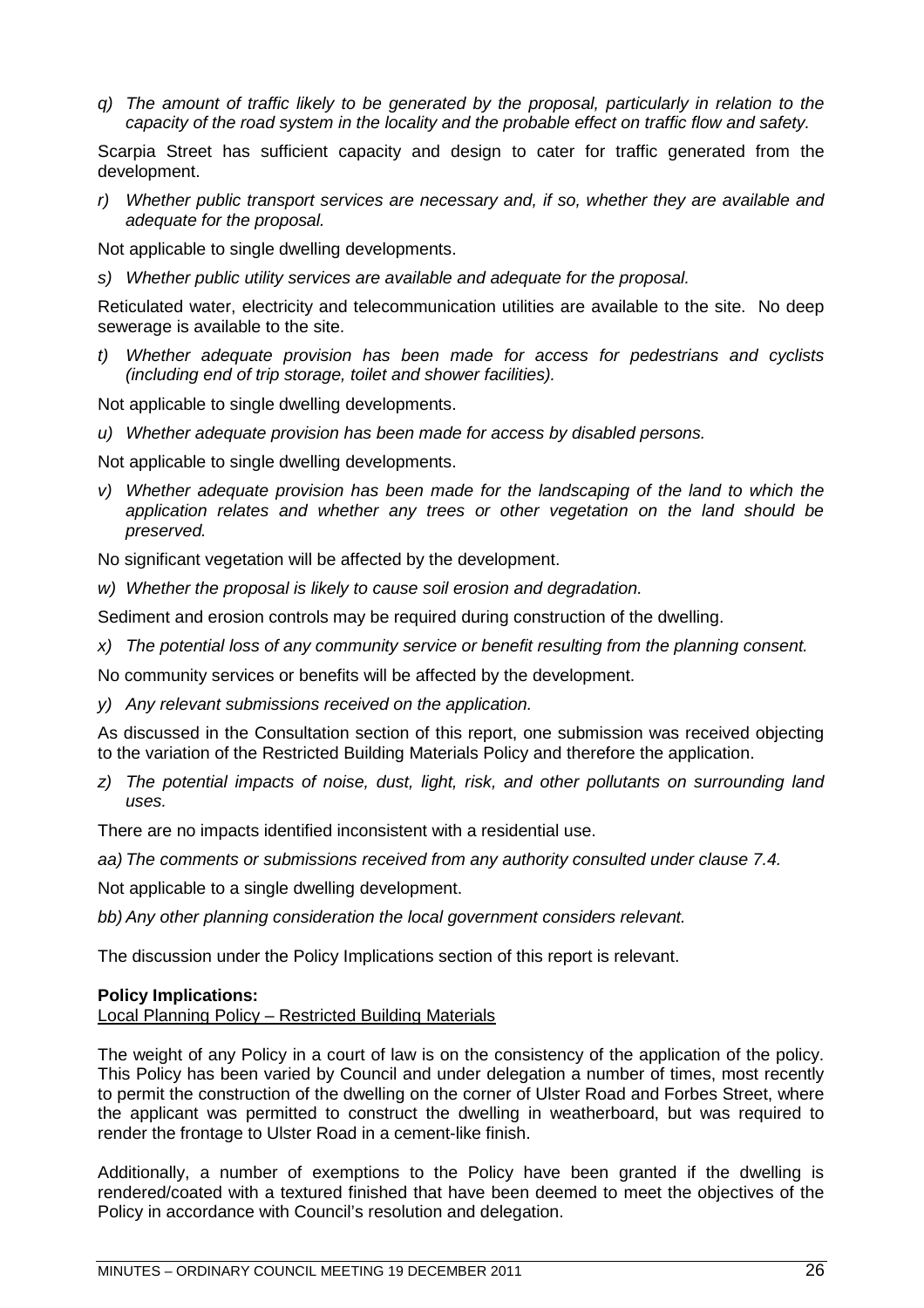*q) The amount of traffic likely to be generated by the proposal, particularly in relation to the capacity of the road system in the locality and the probable effect on traffic flow and safety.*

Scarpia Street has sufficient capacity and design to cater for traffic generated from the development.

*r) Whether public transport services are necessary and, if so, whether they are available and adequate for the proposal.*

Not applicable to single dwelling developments.

*s) Whether public utility services are available and adequate for the proposal.*

Reticulated water, electricity and telecommunication utilities are available to the site. No deep sewerage is available to the site.

*t) Whether adequate provision has been made for access for pedestrians and cyclists (including end of trip storage, toilet and shower facilities).*

Not applicable to single dwelling developments.

*u) Whether adequate provision has been made for access by disabled persons.*

Not applicable to single dwelling developments.

*v) Whether adequate provision has been made for the landscaping of the land to which the application relates and whether any trees or other vegetation on the land should be preserved.*

No significant vegetation will be affected by the development.

*w) Whether the proposal is likely to cause soil erosion and degradation.*

Sediment and erosion controls may be required during construction of the dwelling.

*x) The potential loss of any community service or benefit resulting from the planning consent.*

No community services or benefits will be affected by the development.

*y) Any relevant submissions received on the application.*

As discussed in the Consultation section of this report, one submission was received objecting to the variation of the Restricted Building Materials Policy and therefore the application.

*z) The potential impacts of noise, dust, light, risk, and other pollutants on surrounding land uses.*

There are no impacts identified inconsistent with a residential use.

*aa) The comments or submissions received from any authority consulted under clause 7.4.*

Not applicable to a single dwelling development.

*bb) Any other planning consideration the local government considers relevant.*

The discussion under the Policy Implications section of this report is relevant.

**Policy Implications:**

Local Planning Policy – Restricted Building Materials

The weight of any Policy in a court of law is on the consistency of the application of the policy. This Policy has been varied by Council and under delegation a number of times, most recently to permit the construction of the dwelling on the corner of Ulster Road and Forbes Street, where the applicant was permitted to construct the dwelling in weatherboard, but was required to render the frontage to Ulster Road in a cement-like finish.

Additionally, a number of exemptions to the Policy have been granted if the dwelling is rendered/coated with a textured finished that have been deemed to meet the objectives of the Policy in accordance with Council's resolution and delegation.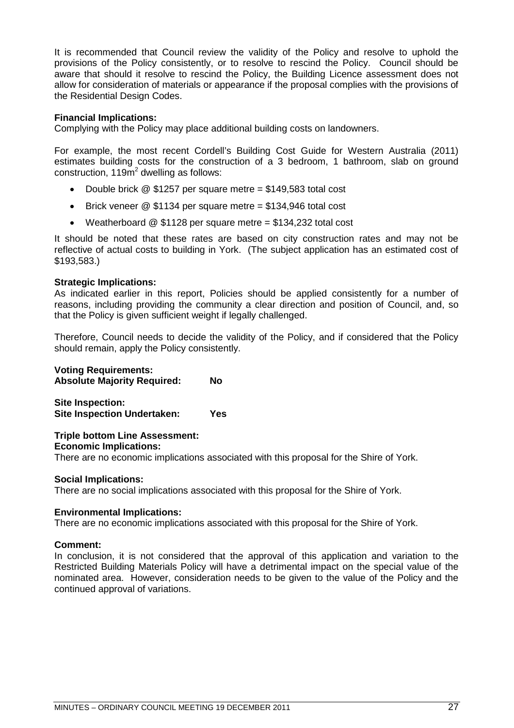It is recommended that Council review the validity of the Policy and resolve to uphold the provisions of the Policy consistently, or to resolve to rescind the Policy. Council should be aware that should it resolve to rescind the Policy, the Building Licence assessment does not allow for consideration of materials or appearance if the proposal complies with the provisions of the Residential Design Codes.

**Financial Implications:**
Complying with the Policy may place additional building costs on landowners.

For example, the most recent Cordell's Building Cost Guide for Western Australia (2011) estimates building costs for the construction of a 3 bedroom, 1 bathroom, slab on ground construction, 119m$^2$ dwelling as follows:

- Double brick @ $1257 per square metre = $149,583 total cost
- Brick veneer @ $1134 per square metre = $134,946 total cost
- Weatherboard @ $1128 per square metre = $134,232 total cost

It should be noted that these rates are based on city construction rates and may not be reflective of actual costs to building in York. (The subject application has an estimated cost of $193,583.)

**Strategic Implications:**
As indicated earlier in this report, Policies should be applied consistently for a number of reasons, including providing the community a clear direction and position of Council, and, so that the Policy is given sufficient weight if legally challenged.

Therefore, Council needs to decide the validity of the Policy, and if considered that the Policy should remain, apply the Policy consistently.

**Voting Requirements:**
**Absolute Majority Required: No**

**Site Inspection:**
**Site Inspection Undertaken: Yes**

**Triple bottom Line Assessment:**
**Economic Implications:**
There are no economic implications associated with this proposal for the Shire of York.

**Social Implications:**
There are no social implications associated with this proposal for the Shire of York.

**Environmental Implications:**
There are no economic implications associated with this proposal for the Shire of York.

**Comment:**
In conclusion, it is not considered that the approval of this application and variation to the Restricted Building Materials Policy will have a detrimental impact on the special value of the nominated area. However, consideration needs to be given to the value of the Policy and the continued approval of variations.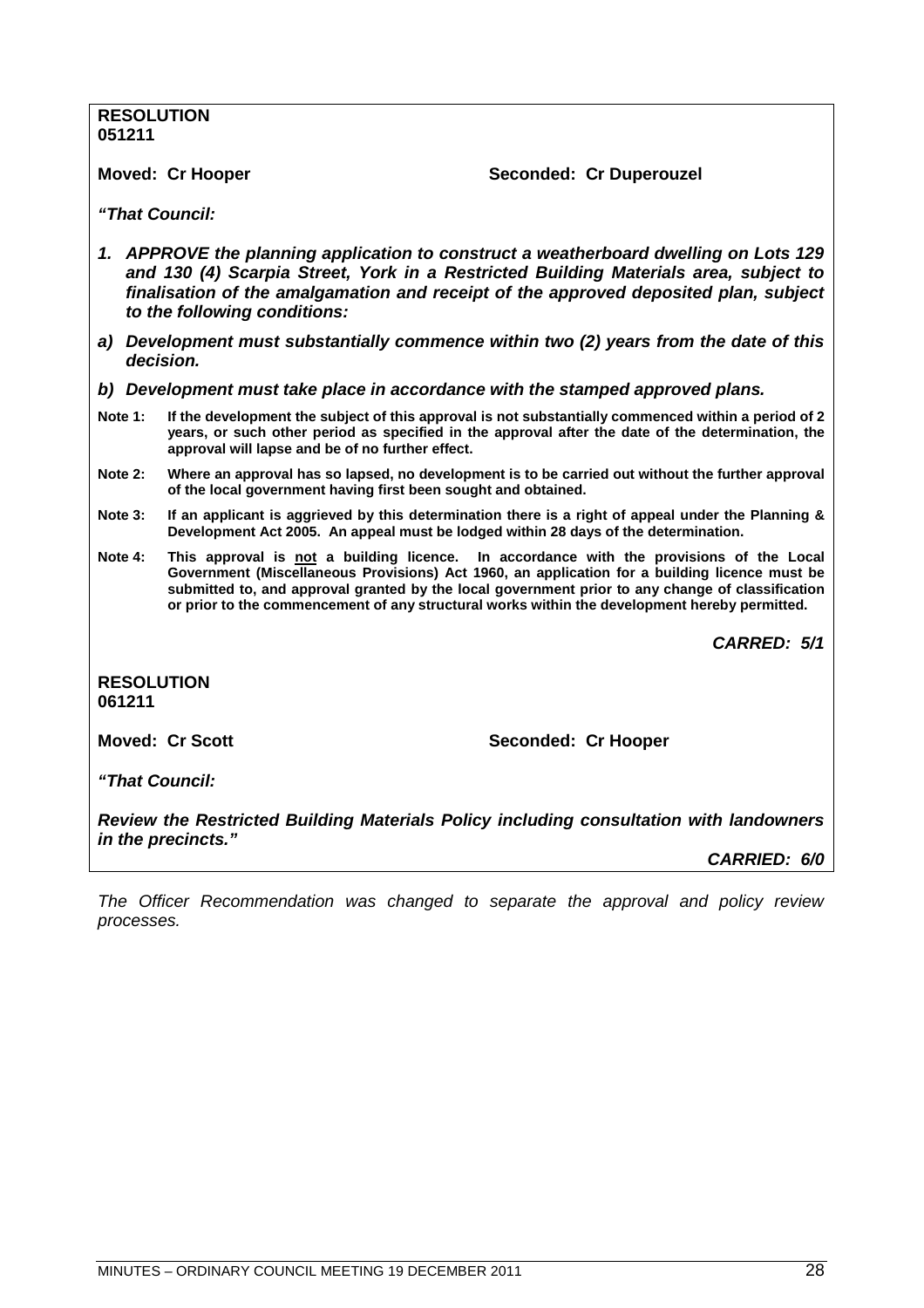**RESOLUTION**
**051211**

**Moved: Cr Hooper** **Seconded: Cr Duperouzel**

***"That Council:***

***1. APPROVE the planning application to construct a weatherboard dwelling on Lots 129 and 130 (4) Scarpia Street, York in a Restricted Building Materials area, subject to finalisation of the amalgamation and receipt of the approved deposited plan, subject to the following conditions:***

***a) Development must substantially commence within two (2) years from the date of this decision.***

***b) Development must take place in accordance with the stamped approved plans.***

**Note 1:** **If the development the subject of this approval is not substantially commenced within a period of 2 years, or such other period as specified in the approval after the date of the determination, the approval will lapse and be of no further effect.**

**Note 2:** **Where an approval has so lapsed, no development is to be carried out without the further approval of the local government having first been sought and obtained.**

**Note 3:** **If an applicant is aggrieved by this determination there is a right of appeal under the Planning & Development Act 2005. An appeal must be lodged within 28 days of the determination.**

**Note 4:** **This approval is not a building licence. In accordance with the provisions of the Local Government (Miscellaneous Provisions) Act 1960, an application for a building licence must be submitted to, and approval granted by the local government prior to any change of classification or prior to the commencement of any structural works within the development hereby permitted.**

***CARRED: 5/1***

**RESOLUTION**
**061211**

**Moved: Cr Scott** **Seconded: Cr Hooper**

***"That Council:***

***Review the Restricted Building Materials Policy including consultation with landowners in the precincts."***

***CARRIED: 6/0***

*The Officer Recommendation was changed to separate the approval and policy review processes.*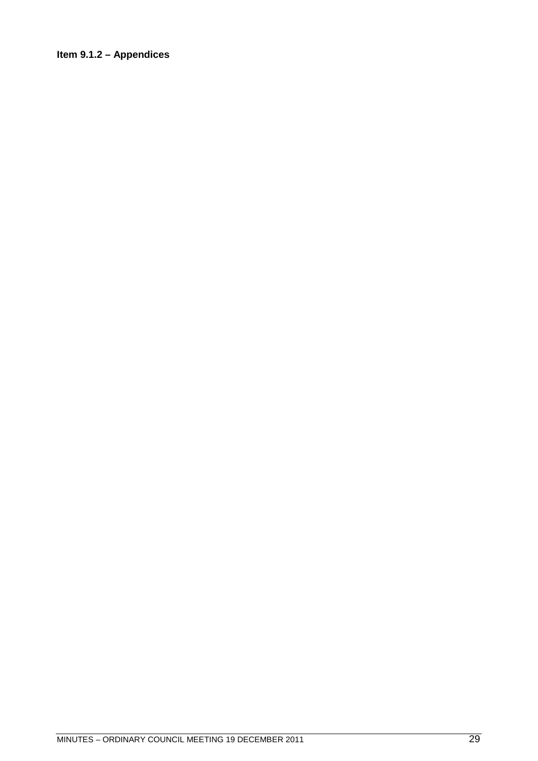**Item 9.1.2 – Appendices**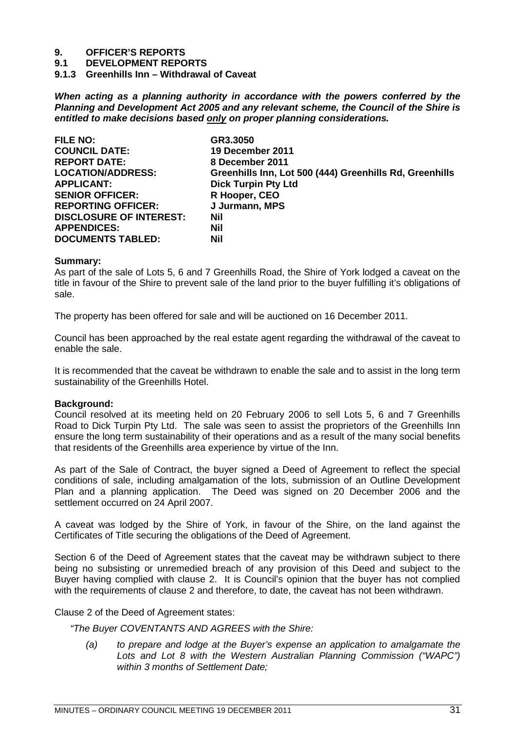# 9. OFFICER'S REPORTS

## 9.1 DEVELOPMENT REPORTS

### 9.1.3 Greenhills Inn – Withdrawal of Caveat

***When acting as a planning authority in accordance with the powers conferred by the Planning and Development Act 2005 and any relevant scheme, the Council of the Shire is entitled to make decisions based only on proper planning considerations.***

| | |
|---|---|
| **FILE NO:** | **GR3.3050** |
| **COUNCIL DATE:** | **19 December 2011** |
| **REPORT DATE:** | **8 December 2011** |
| **LOCATION/ADDRESS:** | **Greenhills Inn, Lot 500 (444) Greenhills Rd, Greenhills** |
| **APPLICANT:** | **Dick Turpin Pty Ltd** |
| **SENIOR OFFICER:** | **R Hooper, CEO** |
| **REPORTING OFFICER:** | **J Jurmann, MPS** |
| **DISCLOSURE OF INTEREST:** | **Nil** |
| **APPENDICES:** | **Nil** |
| **DOCUMENTS TABLED:** | **Nil** |

**Summary:**

As part of the sale of Lots 5, 6 and 7 Greenhills Road, the Shire of York lodged a caveat on the title in favour of the Shire to prevent sale of the land prior to the buyer fulfilling it's obligations of sale.

The property has been offered for sale and will be auctioned on 16 December 2011.

Council has been approached by the real estate agent regarding the withdrawal of the caveat to enable the sale.

It is recommended that the caveat be withdrawn to enable the sale and to assist in the long term sustainability of the Greenhills Hotel.

**Background:**

Council resolved at its meeting held on 20 February 2006 to sell Lots 5, 6 and 7 Greenhills Road to Dick Turpin Pty Ltd. The sale was seen to assist the proprietors of the Greenhills Inn ensure the long term sustainability of their operations and as a result of the many social benefits that residents of the Greenhills area experience by virtue of the Inn.

As part of the Sale of Contract, the buyer signed a Deed of Agreement to reflect the special conditions of sale, including amalgamation of the lots, submission of an Outline Development Plan and a planning application. The Deed was signed on 20 December 2006 and the settlement occurred on 24 April 2007.

A caveat was lodged by the Shire of York, in favour of the Shire, on the land against the Certificates of Title securing the obligations of the Deed of Agreement.

Section 6 of the Deed of Agreement states that the caveat may be withdrawn subject to there being no subsisting or unremedied breach of any provision of this Deed and subject to the Buyer having complied with clause 2. It is Council's opinion that the buyer has not complied with the requirements of clause 2 and therefore, to date, the caveat has not been withdrawn.

Clause 2 of the Deed of Agreement states:

*"The Buyer COVENTANTS AND AGREES with the Shire:*

> *(a) to prepare and lodge at the Buyer's expense an application to amalgamate the Lots and Lot 8 with the Western Australian Planning Commission ("WAPC") within 3 months of Settlement Date;*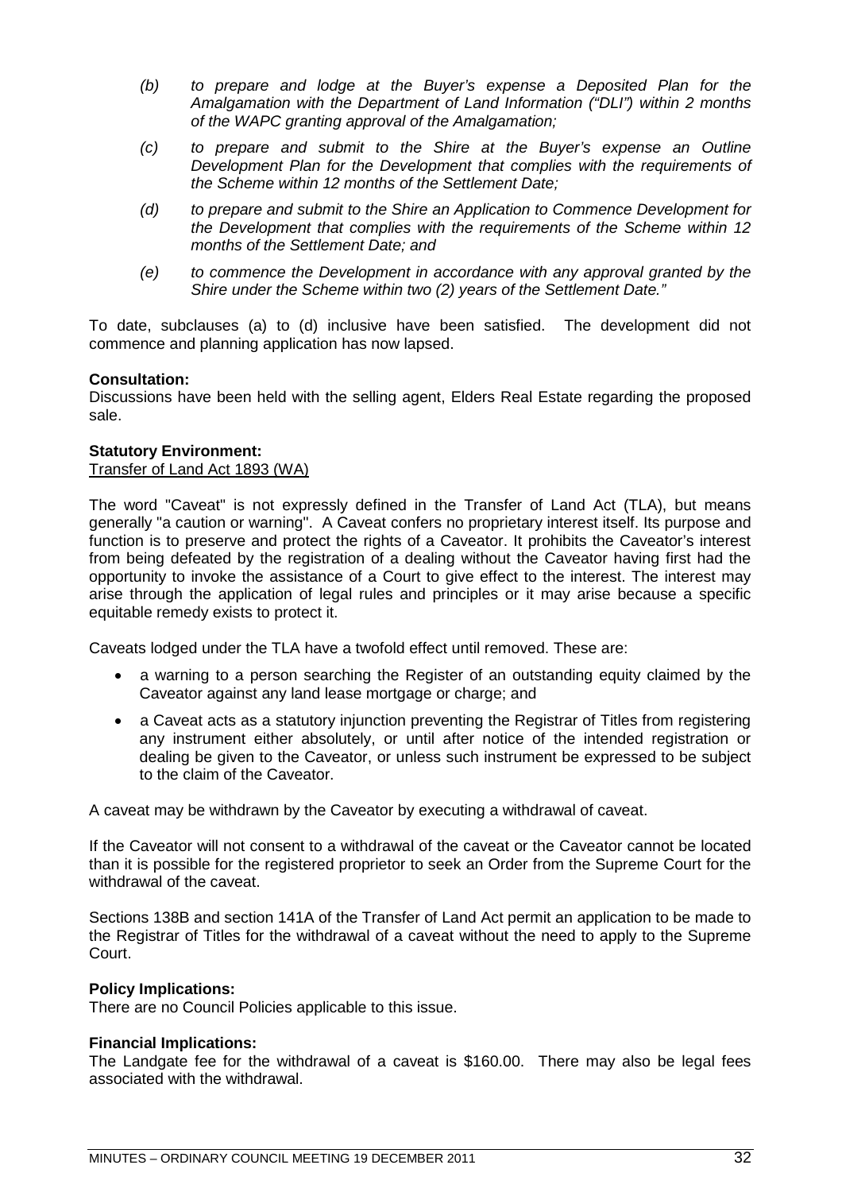*(b) to prepare and lodge at the Buyer's expense a Deposited Plan for the Amalgamation with the Department of Land Information ("DLI") within 2 months of the WAPC granting approval of the Amalgamation;*

*(c) to prepare and submit to the Shire at the Buyer's expense an Outline Development Plan for the Development that complies with the requirements of the Scheme within 12 months of the Settlement Date;*

*(d) to prepare and submit to the Shire an Application to Commence Development for the Development that complies with the requirements of the Scheme within 12 months of the Settlement Date; and*

*(e) to commence the Development in accordance with any approval granted by the Shire under the Scheme within two (2) years of the Settlement Date."*

To date, subclauses (a) to (d) inclusive have been satisfied. The development did not commence and planning application has now lapsed.

**Consultation:**
Discussions have been held with the selling agent, Elders Real Estate regarding the proposed sale.

**Statutory Environment:**
Transfer of Land Act 1893 (WA)

The word "Caveat" is not expressly defined in the Transfer of Land Act (TLA), but means generally "a caution or warning". A Caveat confers no proprietary interest itself. Its purpose and function is to preserve and protect the rights of a Caveator. It prohibits the Caveator's interest from being defeated by the registration of a dealing without the Caveator having first had the opportunity to invoke the assistance of a Court to give effect to the interest. The interest may arise through the application of legal rules and principles or it may arise because a specific equitable remedy exists to protect it.

Caveats lodged under the TLA have a twofold effect until removed. These are:

- a warning to a person searching the Register of an outstanding equity claimed by the Caveator against any land lease mortgage or charge; and
- a Caveat acts as a statutory injunction preventing the Registrar of Titles from registering any instrument either absolutely, or until after notice of the intended registration or dealing be given to the Caveator, or unless such instrument be expressed to be subject to the claim of the Caveator.

A caveat may be withdrawn by the Caveator by executing a withdrawal of caveat.

If the Caveator will not consent to a withdrawal of the caveat or the Caveator cannot be located than it is possible for the registered proprietor to seek an Order from the Supreme Court for the withdrawal of the caveat.

Sections 138B and section 141A of the Transfer of Land Act permit an application to be made to the Registrar of Titles for the withdrawal of a caveat without the need to apply to the Supreme Court.

**Policy Implications:**
There are no Council Policies applicable to this issue.

**Financial Implications:**
The Landgate fee for the withdrawal of a caveat is $160.00. There may also be legal fees associated with the withdrawal.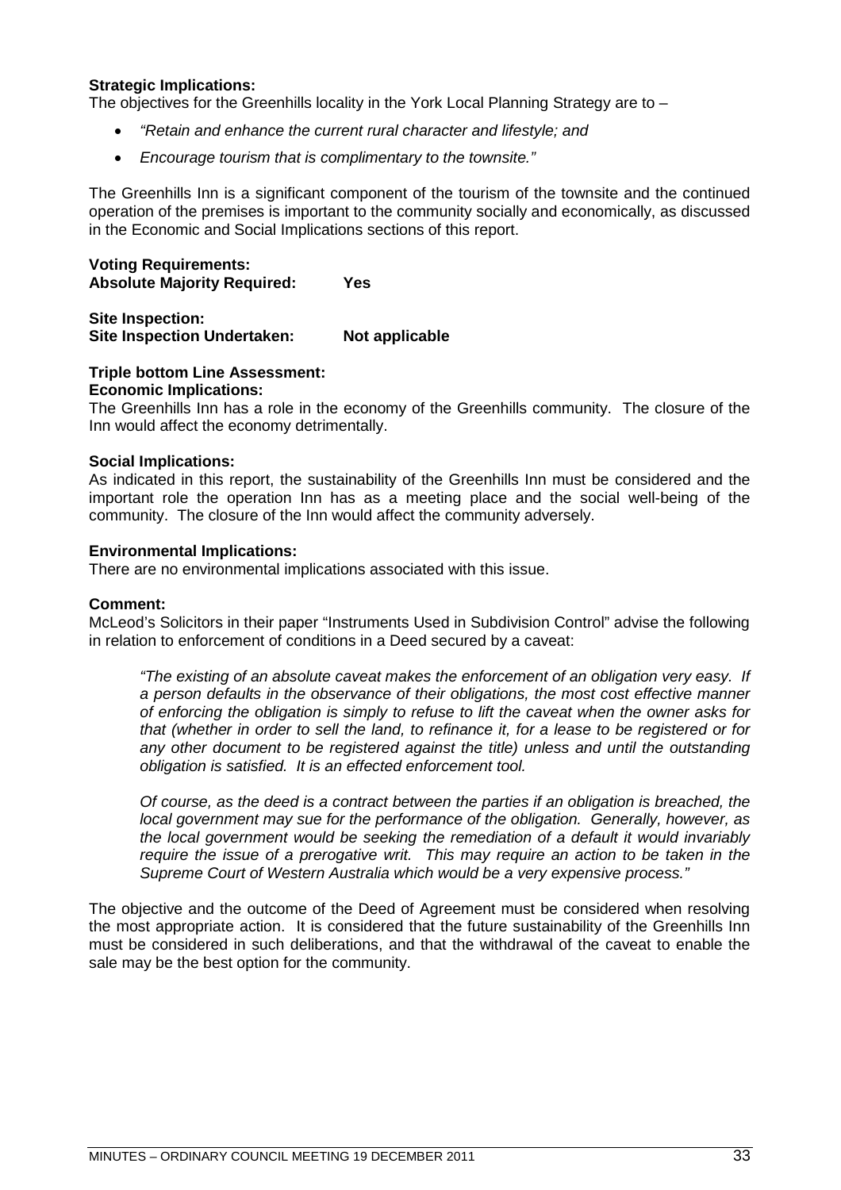**Strategic Implications:**
The objectives for the Greenhills locality in the York Local Planning Strategy are to –

- *"Retain and enhance the current rural character and lifestyle; and*
- *Encourage tourism that is complimentary to the townsite."*

The Greenhills Inn is a significant component of the tourism of the townsite and the continued operation of the premises is important to the community socially and economically, as discussed in the Economic and Social Implications sections of this report.

**Voting Requirements:**
**Absolute Majority Required: Yes**

**Site Inspection:**
**Site Inspection Undertaken: Not applicable**

**Triple bottom Line Assessment:**
**Economic Implications:**
The Greenhills Inn has a role in the economy of the Greenhills community. The closure of the Inn would affect the economy detrimentally.

**Social Implications:**
As indicated in this report, the sustainability of the Greenhills Inn must be considered and the important role the operation Inn has as a meeting place and the social well-being of the community. The closure of the Inn would affect the community adversely.

**Environmental Implications:**
There are no environmental implications associated with this issue.

**Comment:**
McLeod's Solicitors in their paper "Instruments Used in Subdivision Control" advise the following in relation to enforcement of conditions in a Deed secured by a caveat:

> *"The existing of an absolute caveat makes the enforcement of an obligation very easy. If a person defaults in the observance of their obligations, the most cost effective manner of enforcing the obligation is simply to refuse to lift the caveat when the owner asks for that (whether in order to sell the land, to refinance it, for a lease to be registered or for any other document to be registered against the title) unless and until the outstanding obligation is satisfied. It is an effected enforcement tool.*
>
> *Of course, as the deed is a contract between the parties if an obligation is breached, the local government may sue for the performance of the obligation. Generally, however, as the local government would be seeking the remediation of a default it would invariably require the issue of a prerogative writ. This may require an action to be taken in the Supreme Court of Western Australia which would be a very expensive process."*

The objective and the outcome of the Deed of Agreement must be considered when resolving the most appropriate action. It is considered that the future sustainability of the Greenhills Inn must be considered in such deliberations, and that the withdrawal of the caveat to enable the sale may be the best option for the community.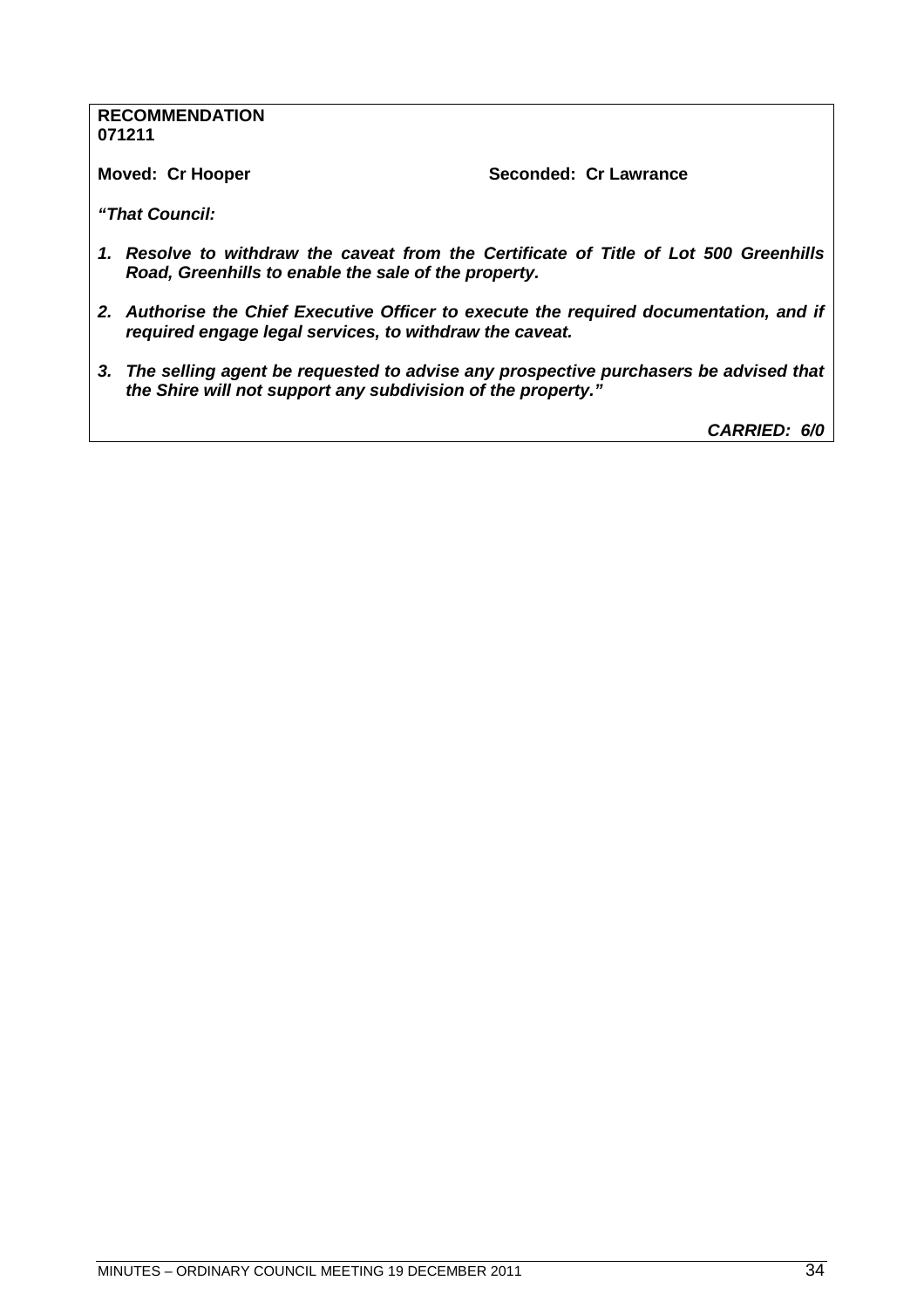**RECOMMENDATION**
**071211**

**Moved: Cr Hooper** **Seconded: Cr Lawrance**

***"That Council:***

1. ***Resolve to withdraw the caveat from the Certificate of Title of Lot 500 Greenhills Road, Greenhills to enable the sale of the property.***
2. ***Authorise the Chief Executive Officer to execute the required documentation, and if required engage legal services, to withdraw the caveat.***
3. ***The selling agent be requested to advise any prospective purchasers be advised that the Shire will not support any subdivision of the property."***

***CARRIED: 6/0***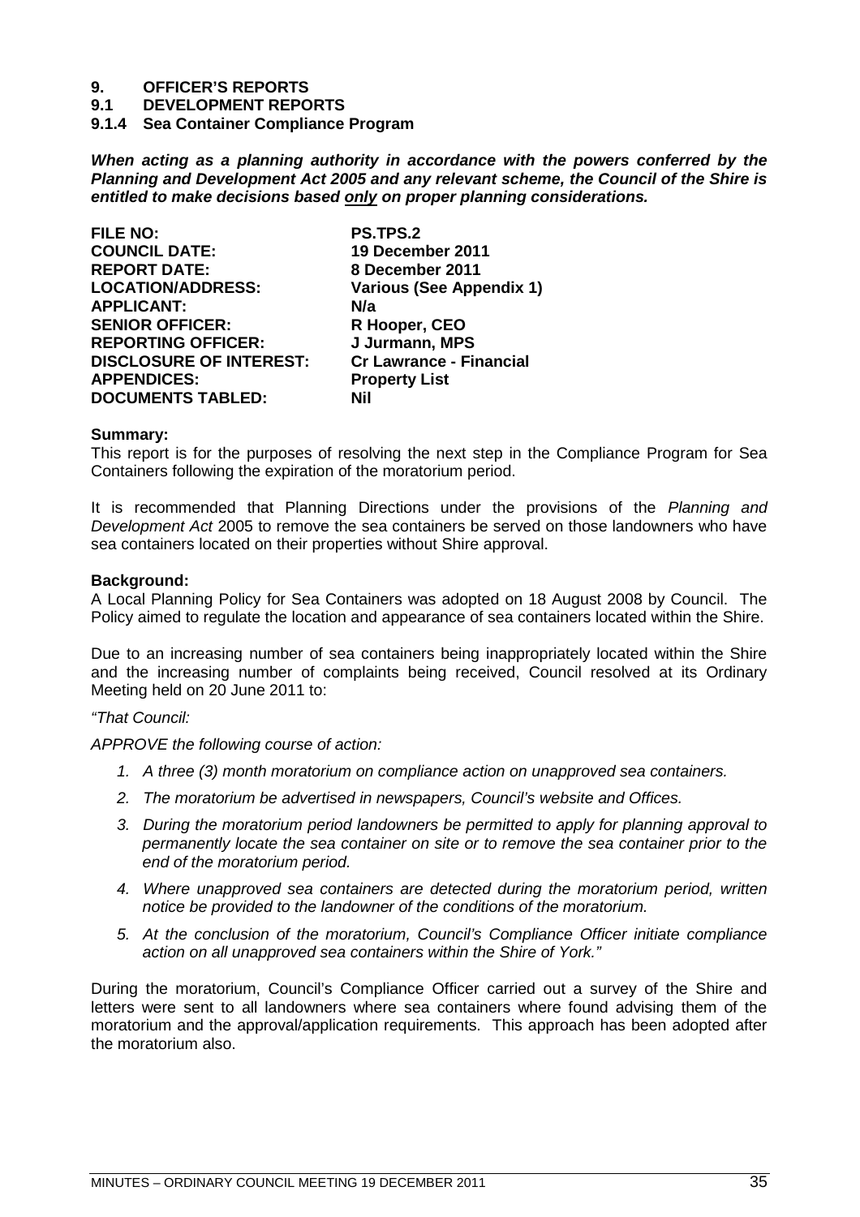# 9. OFFICER'S REPORTS

## 9.1 DEVELOPMENT REPORTS

### 9.1.4 Sea Container Compliance Program

***When acting as a planning authority in accordance with the powers conferred by the Planning and Development Act 2005 and any relevant scheme, the Council of the Shire is entitled to make decisions based only on proper planning considerations.***

| | |
|---|---|
| **FILE NO:** | **PS.TPS.2** |
| **COUNCIL DATE:** | **19 December 2011** |
| **REPORT DATE:** | **8 December 2011** |
| **LOCATION/ADDRESS:** | **Various (See Appendix 1)** |
| **APPLICANT:** | **N/a** |
| **SENIOR OFFICER:** | **R Hooper, CEO** |
| **REPORTING OFFICER:** | **J Jurmann, MPS** |
| **DISCLOSURE OF INTEREST:** | **Cr Lawrance - Financial** |
| **APPENDICES:** | **Property List** |
| **DOCUMENTS TABLED:** | **Nil** |

**Summary:**

This report is for the purposes of resolving the next step in the Compliance Program for Sea Containers following the expiration of the moratorium period.

It is recommended that Planning Directions under the provisions of the *Planning and Development Act* 2005 to remove the sea containers be served on those landowners who have sea containers located on their properties without Shire approval.

**Background:**

A Local Planning Policy for Sea Containers was adopted on 18 August 2008 by Council. The Policy aimed to regulate the location and appearance of sea containers located within the Shire.

Due to an increasing number of sea containers being inappropriately located within the Shire and the increasing number of complaints being received, Council resolved at its Ordinary Meeting held on 20 June 2011 to:

*"That Council:*

*APPROVE the following course of action:*

1. *A three (3) month moratorium on compliance action on unapproved sea containers.*
2. *The moratorium be advertised in newspapers, Council's website and Offices.*
3. *During the moratorium period landowners be permitted to apply for planning approval to permanently locate the sea container on site or to remove the sea container prior to the end of the moratorium period.*
4. *Where unapproved sea containers are detected during the moratorium period, written notice be provided to the landowner of the conditions of the moratorium.*
5. *At the conclusion of the moratorium, Council's Compliance Officer initiate compliance action on all unapproved sea containers within the Shire of York."*

During the moratorium, Council's Compliance Officer carried out a survey of the Shire and letters were sent to all landowners where sea containers where found advising them of the moratorium and the approval/application requirements. This approach has been adopted after the moratorium also.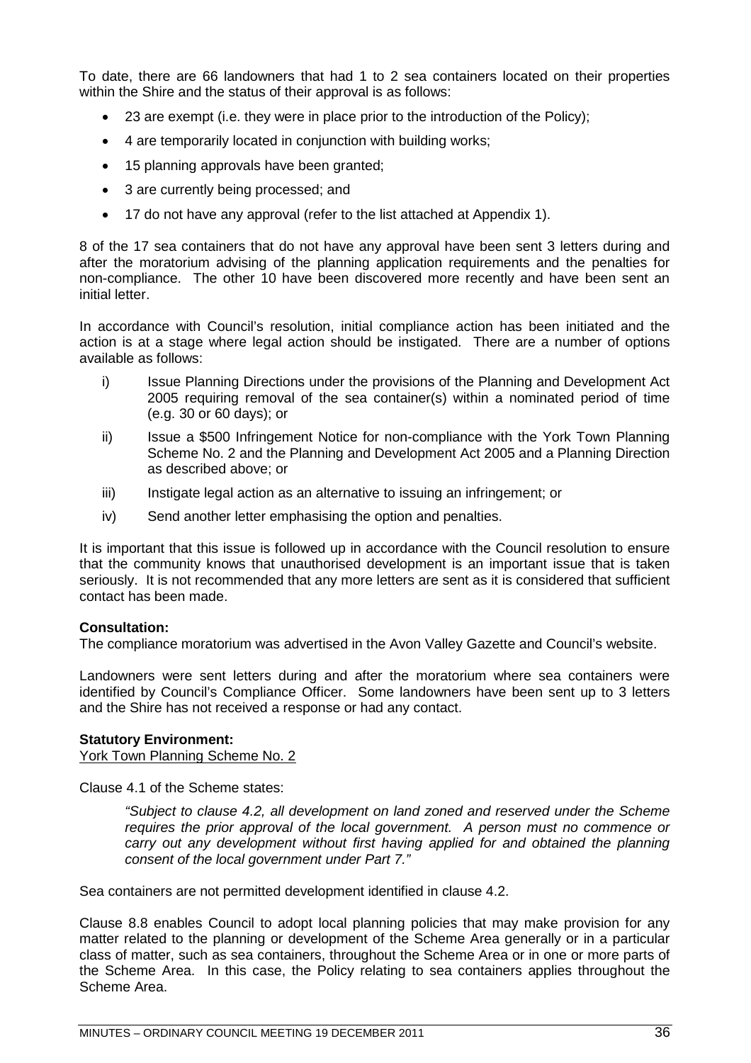To date, there are 66 landowners that had 1 to 2 sea containers located on their properties within the Shire and the status of their approval is as follows:

- 23 are exempt (i.e. they were in place prior to the introduction of the Policy);
- 4 are temporarily located in conjunction with building works;
- 15 planning approvals have been granted;
- 3 are currently being processed; and
- 17 do not have any approval (refer to the list attached at Appendix 1).

8 of the 17 sea containers that do not have any approval have been sent 3 letters during and after the moratorium advising of the planning application requirements and the penalties for non-compliance. The other 10 have been discovered more recently and have been sent an initial letter.

In accordance with Council's resolution, initial compliance action has been initiated and the action is at a stage where legal action should be instigated. There are a number of options available as follows:

i) Issue Planning Directions under the provisions of the Planning and Development Act 2005 requiring removal of the sea container(s) within a nominated period of time (e.g. 30 or 60 days); or

ii) Issue a $500 Infringement Notice for non-compliance with the York Town Planning Scheme No. 2 and the Planning and Development Act 2005 and a Planning Direction as described above; or

iii) Instigate legal action as an alternative to issuing an infringement; or

iv) Send another letter emphasising the option and penalties.

It is important that this issue is followed up in accordance with the Council resolution to ensure that the community knows that unauthorised development is an important issue that is taken seriously. It is not recommended that any more letters are sent as it is considered that sufficient contact has been made.

**Consultation:**
The compliance moratorium was advertised in the Avon Valley Gazette and Council's website.

Landowners were sent letters during and after the moratorium where sea containers were identified by Council's Compliance Officer. Some landowners have been sent up to 3 letters and the Shire has not received a response or had any contact.

**Statutory Environment:**
York Town Planning Scheme No. 2

Clause 4.1 of the Scheme states:

> *"Subject to clause 4.2, all development on land zoned and reserved under the Scheme requires the prior approval of the local government. A person must no commence or carry out any development without first having applied for and obtained the planning consent of the local government under Part 7."*

Sea containers are not permitted development identified in clause 4.2.

Clause 8.8 enables Council to adopt local planning policies that may make provision for any matter related to the planning or development of the Scheme Area generally or in a particular class of matter, such as sea containers, throughout the Scheme Area or in one or more parts of the Scheme Area. In this case, the Policy relating to sea containers applies throughout the Scheme Area.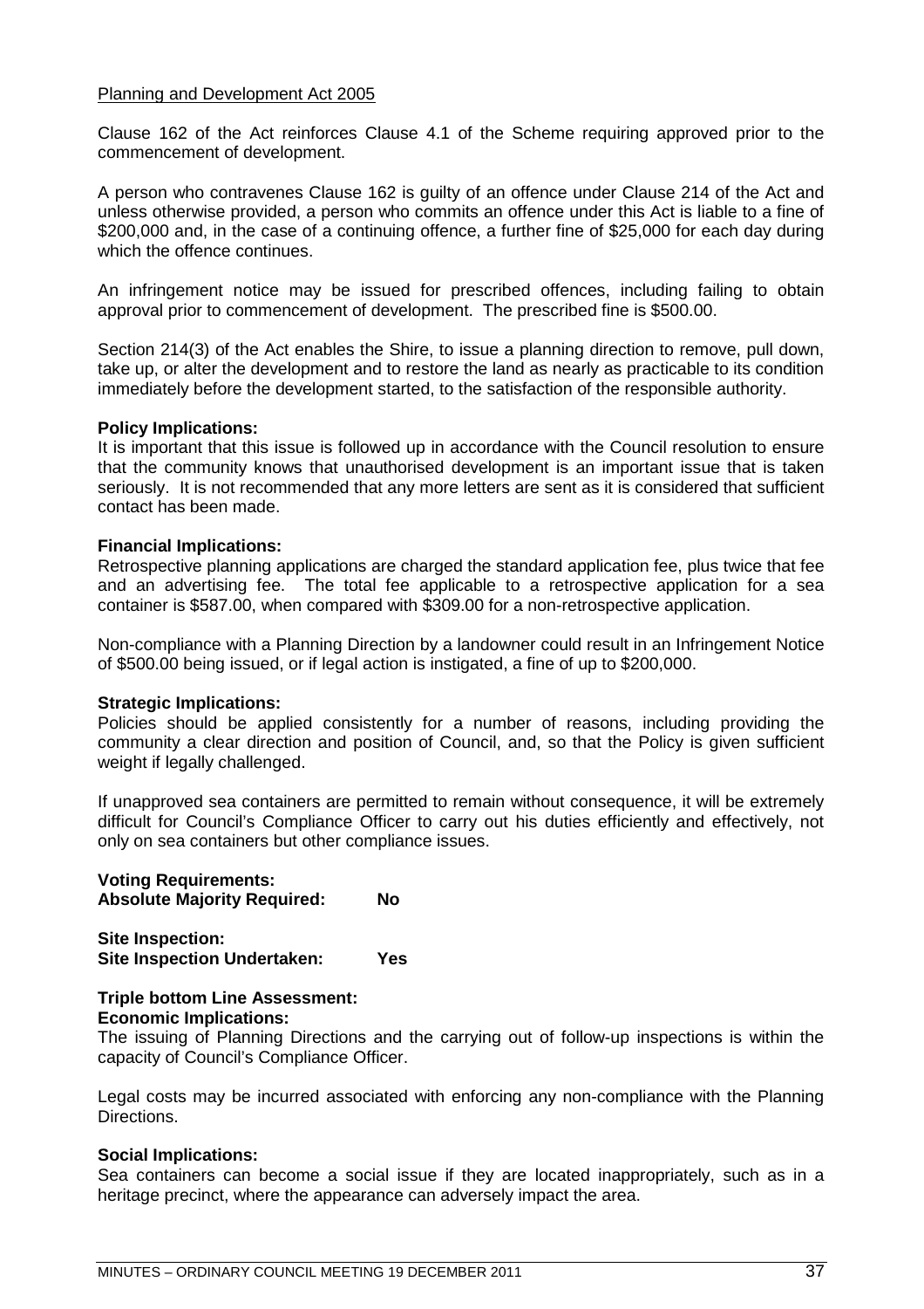Planning and Development Act 2005

Clause 162 of the Act reinforces Clause 4.1 of the Scheme requiring approved prior to the commencement of development.

A person who contravenes Clause 162 is guilty of an offence under Clause 214 of the Act and unless otherwise provided, a person who commits an offence under this Act is liable to a fine of $200,000 and, in the case of a continuing offence, a further fine of $25,000 for each day during which the offence continues.

An infringement notice may be issued for prescribed offences, including failing to obtain approval prior to commencement of development. The prescribed fine is $500.00.

Section 214(3) of the Act enables the Shire, to issue a planning direction to remove, pull down, take up, or alter the development and to restore the land as nearly as practicable to its condition immediately before the development started, to the satisfaction of the responsible authority.

**Policy Implications:**
It is important that this issue is followed up in accordance with the Council resolution to ensure that the community knows that unauthorised development is an important issue that is taken seriously. It is not recommended that any more letters are sent as it is considered that sufficient contact has been made.

**Financial Implications:**
Retrospective planning applications are charged the standard application fee, plus twice that fee and an advertising fee. The total fee applicable to a retrospective application for a sea container is $587.00, when compared with $309.00 for a non-retrospective application.

Non-compliance with a Planning Direction by a landowner could result in an Infringement Notice of $500.00 being issued, or if legal action is instigated, a fine of up to $200,000.

**Strategic Implications:**
Policies should be applied consistently for a number of reasons, including providing the community a clear direction and position of Council, and, so that the Policy is given sufficient weight if legally challenged.

If unapproved sea containers are permitted to remain without consequence, it will be extremely difficult for Council's Compliance Officer to carry out his duties efficiently and effectively, not only on sea containers but other compliance issues.

**Voting Requirements:**
**Absolute Majority Required:** **No**

**Site Inspection:**
**Site Inspection Undertaken:** **Yes**

**Triple bottom Line Assessment:**
**Economic Implications:**
The issuing of Planning Directions and the carrying out of follow-up inspections is within the capacity of Council's Compliance Officer.

Legal costs may be incurred associated with enforcing any non-compliance with the Planning Directions.

**Social Implications:**
Sea containers can become a social issue if they are located inappropriately, such as in a heritage precinct, where the appearance can adversely impact the area.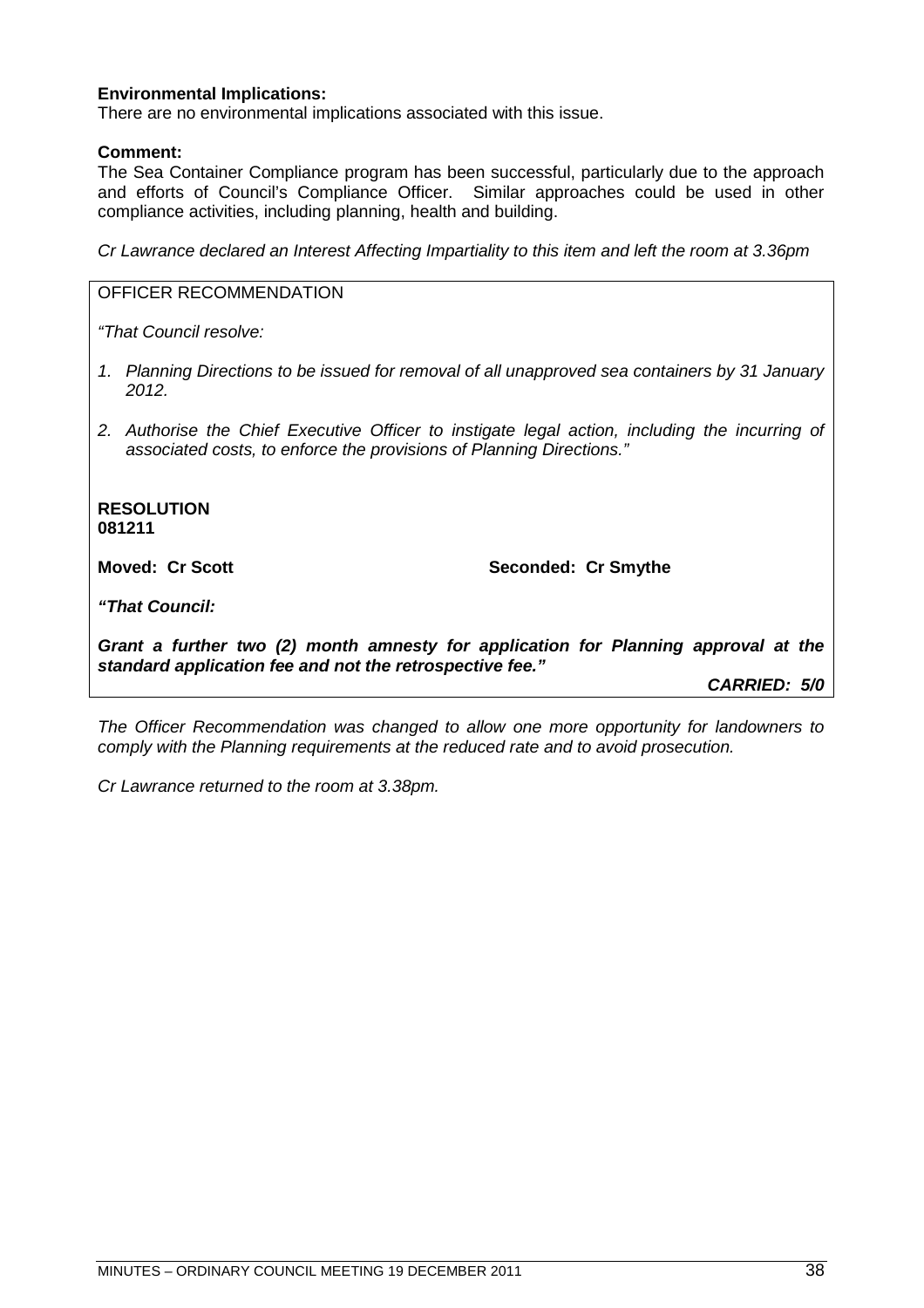**Environmental Implications:**
There are no environmental implications associated with this issue.

**Comment:**
The Sea Container Compliance program has been successful, particularly due to the approach and efforts of Council's Compliance Officer. Similar approaches could be used in other compliance activities, including planning, health and building.

*Cr Lawrance declared an Interest Affecting Impartiality to this item and left the room at 3.36pm*

OFFICER RECOMMENDATION

*"That Council resolve:*

1. *Planning Directions to be issued for removal of all unapproved sea containers by 31 January 2012.*
2. *Authorise the Chief Executive Officer to instigate legal action, including the incurring of associated costs, to enforce the provisions of Planning Directions."*

**RESOLUTION**
**081211**

**Moved: Cr Scott** **Seconded: Cr Smythe**

***"That Council:***

***Grant a further two (2) month amnesty for application for Planning approval at the standard application fee and not the retrospective fee."***

***CARRIED: 5/0***

*The Officer Recommendation was changed to allow one more opportunity for landowners to comply with the Planning requirements at the reduced rate and to avoid prosecution.*

*Cr Lawrance returned to the room at 3.38pm.*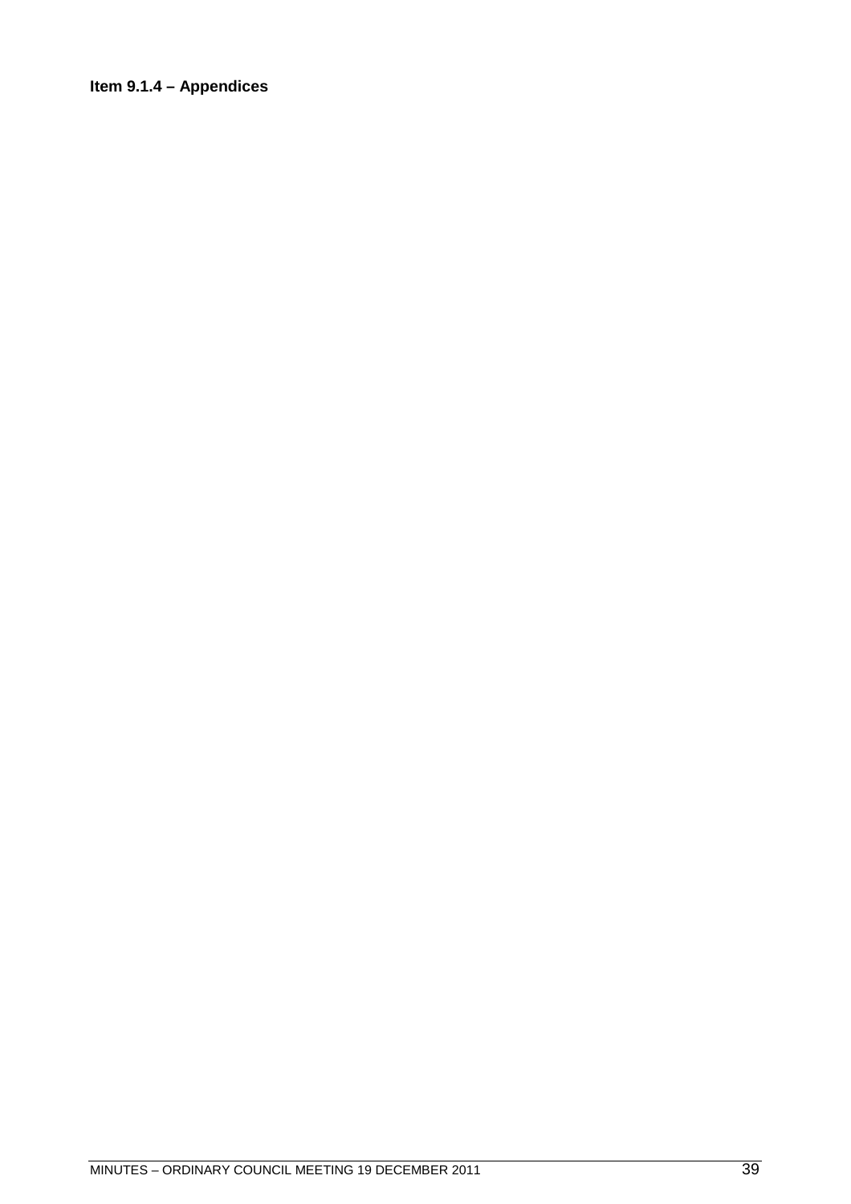**Item 9.1.4 – Appendices**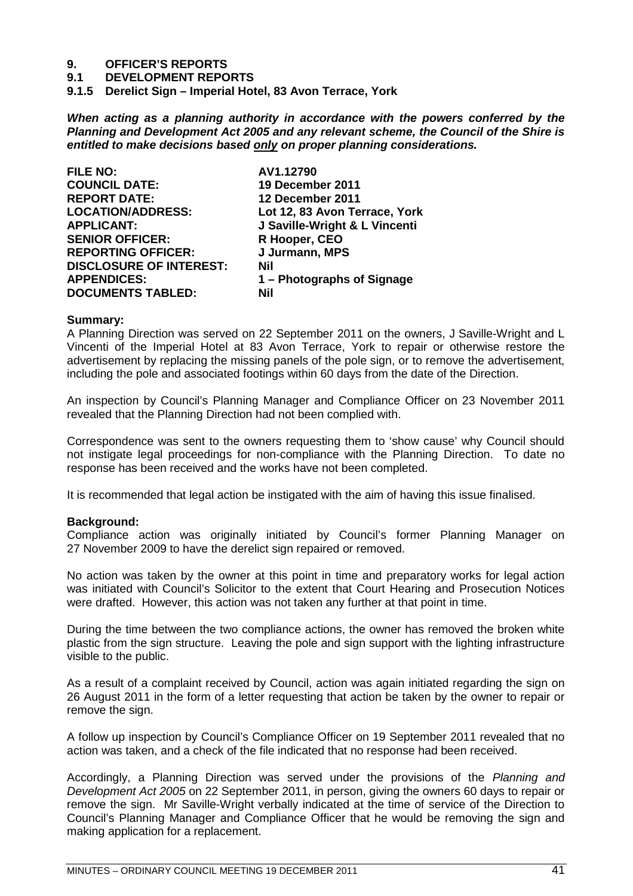# 9. OFFICER'S REPORTS

## 9.1 DEVELOPMENT REPORTS

### 9.1.5 Derelict Sign – Imperial Hotel, 83 Avon Terrace, York

***When acting as a planning authority in accordance with the powers conferred by the Planning and Development Act 2005 and any relevant scheme, the Council of the Shire is entitled to make decisions based only on proper planning considerations.***

| | |
|---|---|
| **FILE NO:** | **AV1.12790** |
| **COUNCIL DATE:** | **19 December 2011** |
| **REPORT DATE:** | **12 December 2011** |
| **LOCATION/ADDRESS:** | **Lot 12, 83 Avon Terrace, York** |
| **APPLICANT:** | **J Saville-Wright & L Vincenti** |
| **SENIOR OFFICER:** | **R Hooper, CEO** |
| **REPORTING OFFICER:** | **J Jurmann, MPS** |
| **DISCLOSURE OF INTEREST:** | **Nil** |
| **APPENDICES:** | **1 – Photographs of Signage** |
| **DOCUMENTS TABLED:** | **Nil** |

**Summary:**

A Planning Direction was served on 22 September 2011 on the owners, J Saville-Wright and L Vincenti of the Imperial Hotel at 83 Avon Terrace, York to repair or otherwise restore the advertisement by replacing the missing panels of the pole sign, or to remove the advertisement, including the pole and associated footings within 60 days from the date of the Direction.

An inspection by Council's Planning Manager and Compliance Officer on 23 November 2011 revealed that the Planning Direction had not been complied with.

Correspondence was sent to the owners requesting them to 'show cause' why Council should not instigate legal proceedings for non-compliance with the Planning Direction. To date no response has been received and the works have not been completed.

It is recommended that legal action be instigated with the aim of having this issue finalised.

**Background:**

Compliance action was originally initiated by Council's former Planning Manager on 27 November 2009 to have the derelict sign repaired or removed.

No action was taken by the owner at this point in time and preparatory works for legal action was initiated with Council's Solicitor to the extent that Court Hearing and Prosecution Notices were drafted. However, this action was not taken any further at that point in time.

During the time between the two compliance actions, the owner has removed the broken white plastic from the sign structure. Leaving the pole and sign support with the lighting infrastructure visible to the public.

As a result of a complaint received by Council, action was again initiated regarding the sign on 26 August 2011 in the form of a letter requesting that action be taken by the owner to repair or remove the sign.

A follow up inspection by Council's Compliance Officer on 19 September 2011 revealed that no action was taken, and a check of the file indicated that no response had been received.

Accordingly, a Planning Direction was served under the provisions of the *Planning and Development Act 2005* on 22 September 2011, in person, giving the owners 60 days to repair or remove the sign. Mr Saville-Wright verbally indicated at the time of service of the Direction to Council's Planning Manager and Compliance Officer that he would be removing the sign and making application for a replacement.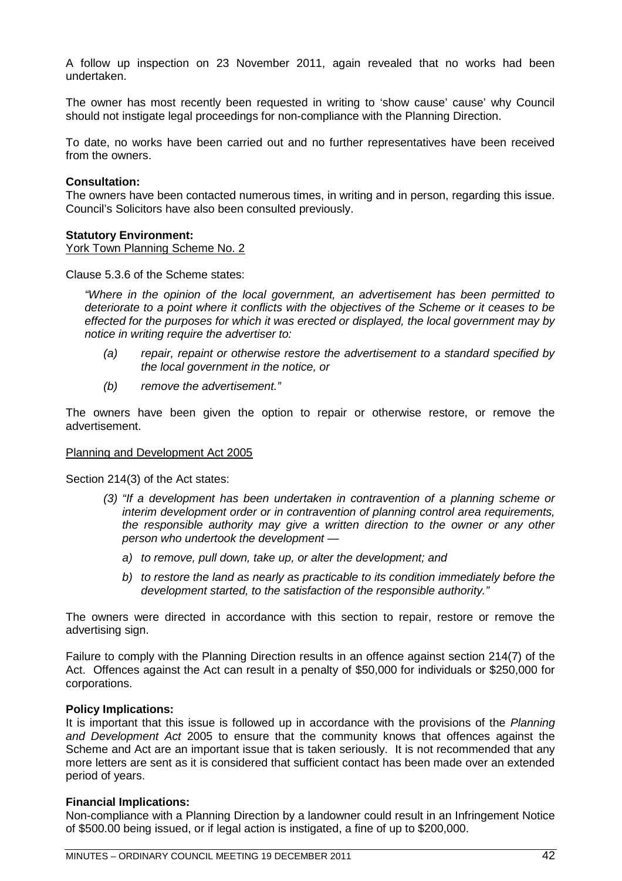A follow up inspection on 23 November 2011, again revealed that no works had been undertaken.

The owner has most recently been requested in writing to 'show cause' cause' why Council should not instigate legal proceedings for non-compliance with the Planning Direction.

To date, no works have been carried out and no further representatives have been received from the owners.

**Consultation:**
The owners have been contacted numerous times, in writing and in person, regarding this issue. Council's Solicitors have also been consulted previously.

**Statutory Environment:**
York Town Planning Scheme No. 2

Clause 5.3.6 of the Scheme states:

> *"Where in the opinion of the local government, an advertisement has been permitted to deteriorate to a point where it conflicts with the objectives of the Scheme or it ceases to be effected for the purposes for which it was erected or displayed, the local government may by notice in writing require the advertiser to:*
>
> *(a) repair, repaint or otherwise restore the advertisement to a standard specified by the local government in the notice, or*
>
> *(b) remove the advertisement."*

The owners have been given the option to repair or otherwise restore, or remove the advertisement.

Planning and Development Act 2005

Section 214(3) of the Act states:

> *(3) "If a development has been undertaken in contravention of a planning scheme or interim development order or in contravention of planning control area requirements, the responsible authority may give a written direction to the owner or any other person who undertook the development —*
>
> *a) to remove, pull down, take up, or alter the development; and*
>
> *b) to restore the land as nearly as practicable to its condition immediately before the development started, to the satisfaction of the responsible authority."*

The owners were directed in accordance with this section to repair, restore or remove the advertising sign.

Failure to comply with the Planning Direction results in an offence against section 214(7) of the Act. Offences against the Act can result in a penalty of $50,000 for individuals or $250,000 for corporations.

**Policy Implications:**
It is important that this issue is followed up in accordance with the provisions of the *Planning and Development Act* 2005 to ensure that the community knows that offences against the Scheme and Act are an important issue that is taken seriously. It is not recommended that any more letters are sent as it is considered that sufficient contact has been made over an extended period of years.

**Financial Implications:**
Non-compliance with a Planning Direction by a landowner could result in an Infringement Notice of $500.00 being issued, or if legal action is instigated, a fine of up to $200,000.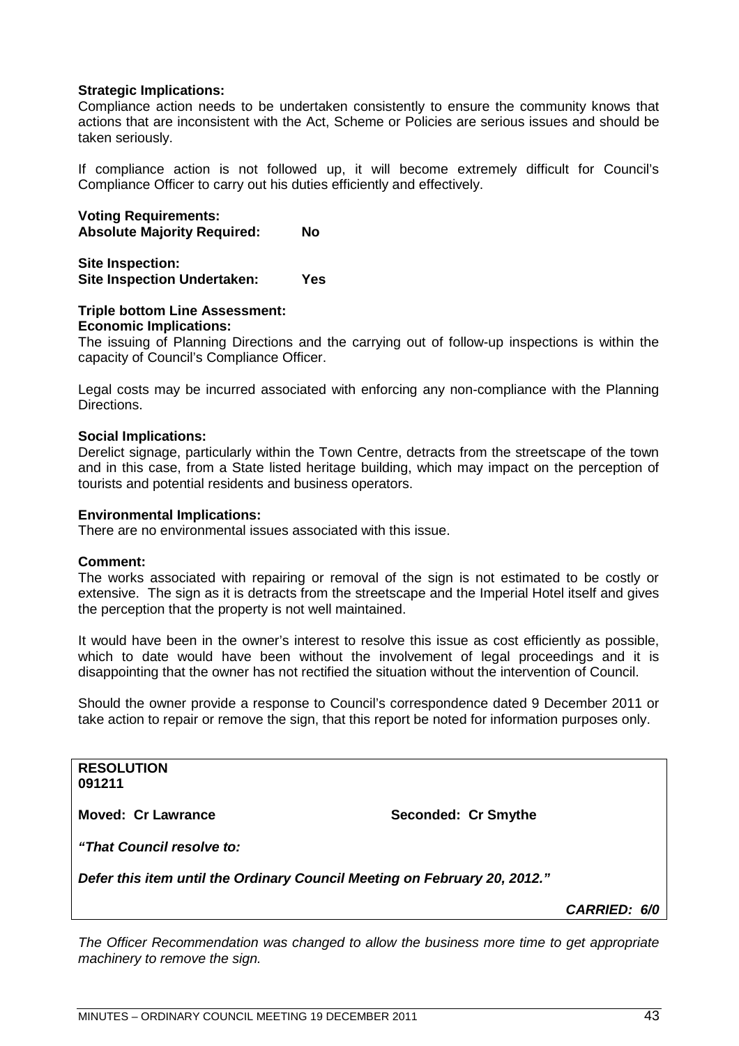**Strategic Implications:**
Compliance action needs to be undertaken consistently to ensure the community knows that actions that are inconsistent with the Act, Scheme or Policies are serious issues and should be taken seriously.

If compliance action is not followed up, it will become extremely difficult for Council's Compliance Officer to carry out his duties efficiently and effectively.

**Voting Requirements:**
**Absolute Majority Required: No**

**Site Inspection:**
**Site Inspection Undertaken: Yes**

**Triple bottom Line Assessment:**
**Economic Implications:**
The issuing of Planning Directions and the carrying out of follow-up inspections is within the capacity of Council's Compliance Officer.

Legal costs may be incurred associated with enforcing any non-compliance with the Planning Directions.

**Social Implications:**
Derelict signage, particularly within the Town Centre, detracts from the streetscape of the town and in this case, from a State listed heritage building, which may impact on the perception of tourists and potential residents and business operators.

**Environmental Implications:**
There are no environmental issues associated with this issue.

**Comment:**
The works associated with repairing or removal of the sign is not estimated to be costly or extensive. The sign as it is detracts from the streetscape and the Imperial Hotel itself and gives the perception that the property is not well maintained.

It would have been in the owner's interest to resolve this issue as cost efficiently as possible, which to date would have been without the involvement of legal proceedings and it is disappointing that the owner has not rectified the situation without the intervention of Council.

Should the owner provide a response to Council's correspondence dated 9 December 2011 or take action to repair or remove the sign, that this report be noted for information purposes only.

**RESOLUTION**
**091211**

**Moved: Cr Lawrance** **Seconded: Cr Smythe**

***"That Council resolve to:***

***Defer this item until the Ordinary Council Meeting on February 20, 2012."***

***CARRIED: 6/0***

*The Officer Recommendation was changed to allow the business more time to get appropriate machinery to remove the sign.*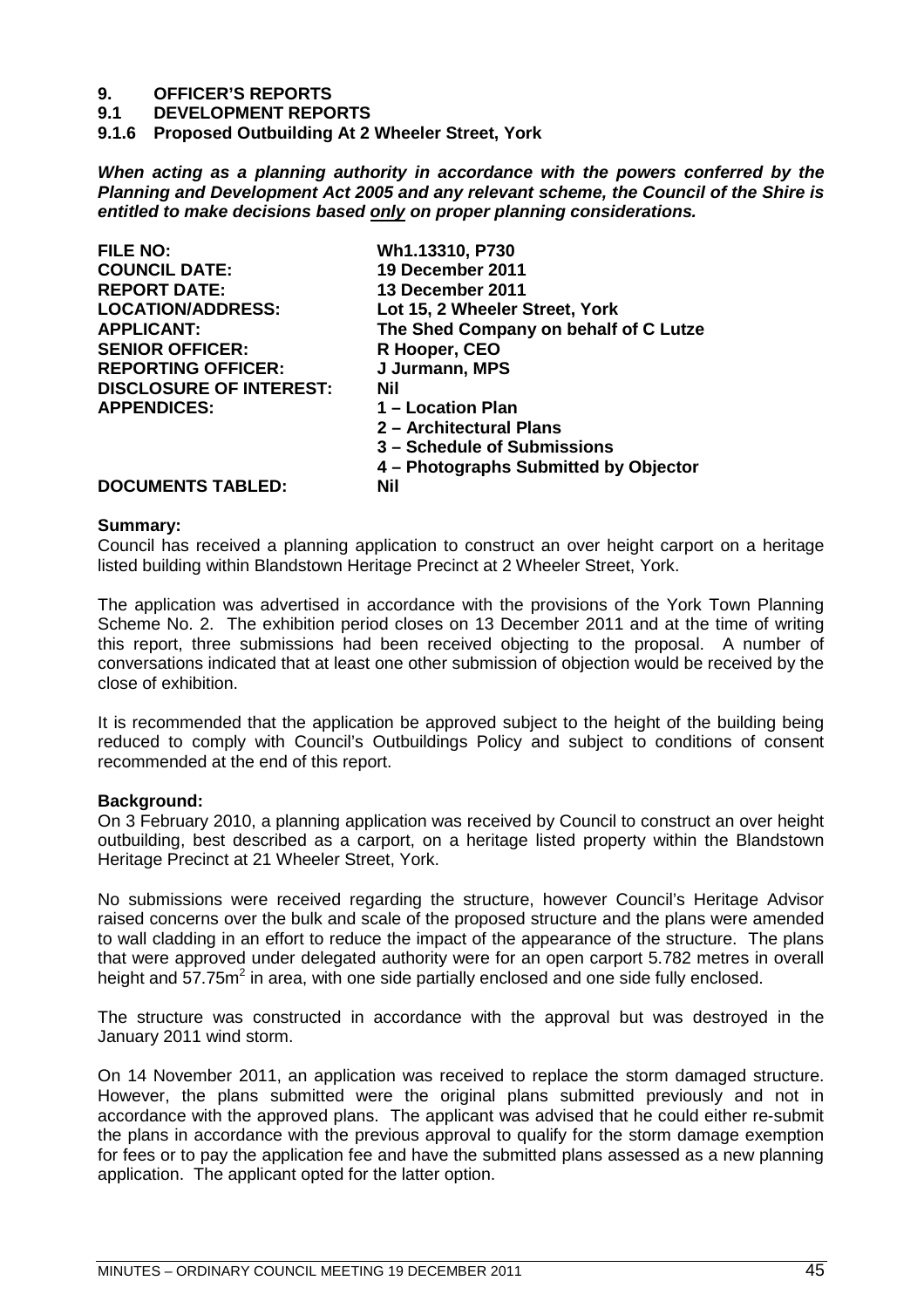# 9. OFFICER'S REPORTS

## 9.1 DEVELOPMENT REPORTS

### 9.1.6 Proposed Outbuilding At 2 Wheeler Street, York

***When acting as a planning authority in accordance with the powers conferred by the Planning and Development Act 2005 and any relevant scheme, the Council of the Shire is entitled to make decisions based only on proper planning considerations.***

| | |
|---|---|
| **FILE NO:** | **Wh1.13310, P730** |
| **COUNCIL DATE:** | **19 December 2011** |
| **REPORT DATE:** | **13 December 2011** |
| **LOCATION/ADDRESS:** | **Lot 15, 2 Wheeler Street, York** |
| **APPLICANT:** | **The Shed Company on behalf of C Lutze** |
| **SENIOR OFFICER:** | **R Hooper, CEO** |
| **REPORTING OFFICER:** | **J Jurmann, MPS** |
| **DISCLOSURE OF INTEREST:** | **Nil** |
| **APPENDICES:** | **1 – Location Plan**<br>**2 – Architectural Plans**<br>**3 – Schedule of Submissions**<br>**4 – Photographs Submitted by Objector** |
| **DOCUMENTS TABLED:** | **Nil** |

**Summary:**

Council has received a planning application to construct an over height carport on a heritage listed building within Blandstown Heritage Precinct at 2 Wheeler Street, York.

The application was advertised in accordance with the provisions of the York Town Planning Scheme No. 2. The exhibition period closes on 13 December 2011 and at the time of writing this report, three submissions had been received objecting to the proposal. A number of conversations indicated that at least one other submission of objection would be received by the close of exhibition.

It is recommended that the application be approved subject to the height of the building being reduced to comply with Council's Outbuildings Policy and subject to conditions of consent recommended at the end of this report.

**Background:**

On 3 February 2010, a planning application was received by Council to construct an over height outbuilding, best described as a carport, on a heritage listed property within the Blandstown Heritage Precinct at 21 Wheeler Street, York.

No submissions were received regarding the structure, however Council's Heritage Advisor raised concerns over the bulk and scale of the proposed structure and the plans were amended to wall cladding in an effort to reduce the impact of the appearance of the structure. The plans that were approved under delegated authority were for an open carport 5.782 metres in overall height and 57.75m$^2$ in area, with one side partially enclosed and one side fully enclosed.

The structure was constructed in accordance with the approval but was destroyed in the January 2011 wind storm.

On 14 November 2011, an application was received to replace the storm damaged structure. However, the plans submitted were the original plans submitted previously and not in accordance with the approved plans. The applicant was advised that he could either re-submit the plans in accordance with the previous approval to qualify for the storm damage exemption for fees or to pay the application fee and have the submitted plans assessed as a new planning application. The applicant opted for the latter option.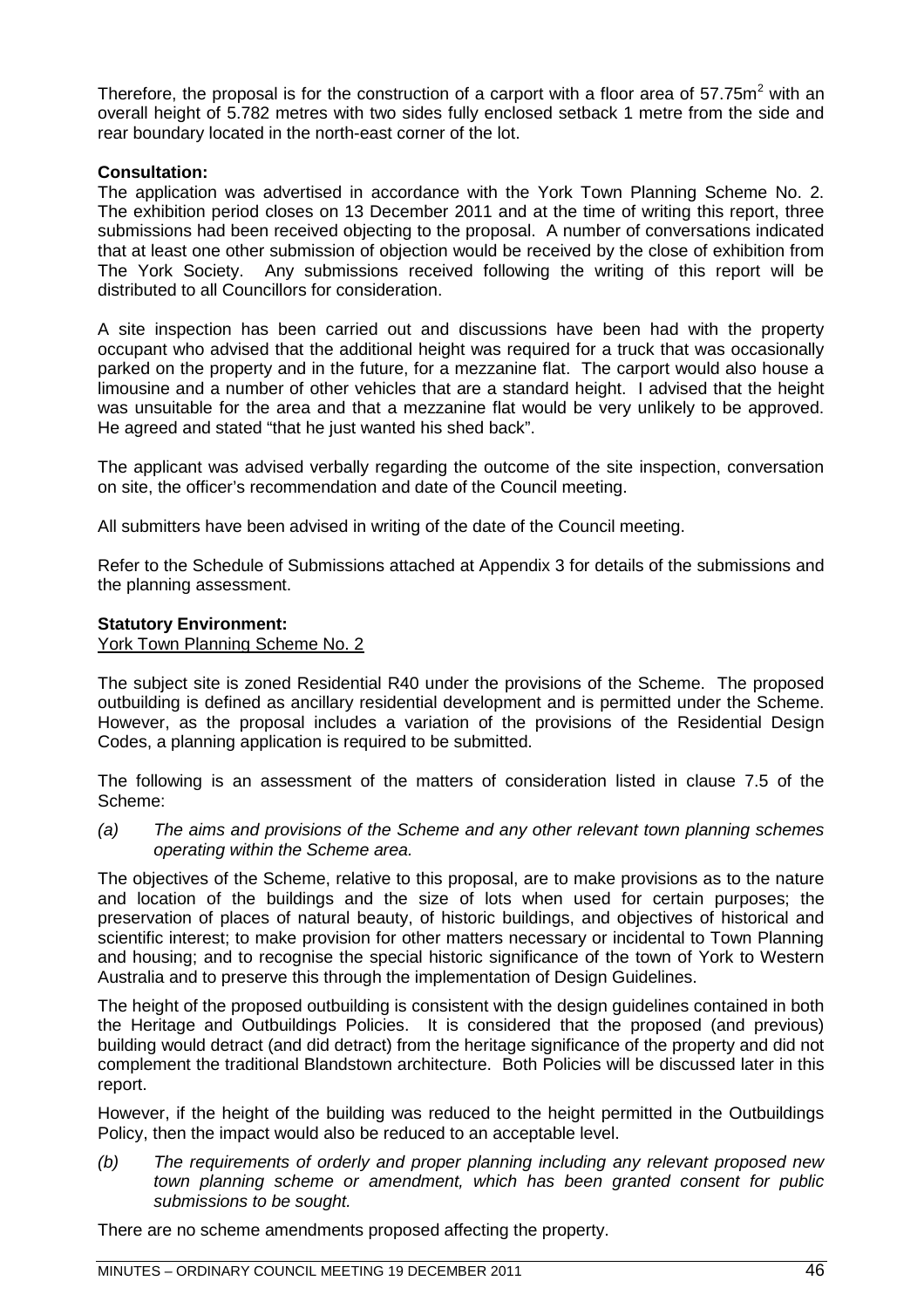Therefore, the proposal is for the construction of a carport with a floor area of 57.75m$^2$ with an overall height of 5.782 metres with two sides fully enclosed setback 1 metre from the side and rear boundary located in the north-east corner of the lot.

**Consultation:**
The application was advertised in accordance with the York Town Planning Scheme No. 2. The exhibition period closes on 13 December 2011 and at the time of writing this report, three submissions had been received objecting to the proposal. A number of conversations indicated that at least one other submission of objection would be received by the close of exhibition from The York Society. Any submissions received following the writing of this report will be distributed to all Councillors for consideration.

A site inspection has been carried out and discussions have been had with the property occupant who advised that the additional height was required for a truck that was occasionally parked on the property and in the future, for a mezzanine flat. The carport would also house a limousine and a number of other vehicles that are a standard height. I advised that the height was unsuitable for the area and that a mezzanine flat would be very unlikely to be approved. He agreed and stated "that he just wanted his shed back".

The applicant was advised verbally regarding the outcome of the site inspection, conversation on site, the officer's recommendation and date of the Council meeting.

All submitters have been advised in writing of the date of the Council meeting.

Refer to the Schedule of Submissions attached at Appendix 3 for details of the submissions and the planning assessment.

**Statutory Environment:**
York Town Planning Scheme No. 2

The subject site is zoned Residential R40 under the provisions of the Scheme. The proposed outbuilding is defined as ancillary residential development and is permitted under the Scheme. However, as the proposal includes a variation of the provisions of the Residential Design Codes, a planning application is required to be submitted.

The following is an assessment of the matters of consideration listed in clause 7.5 of the Scheme:

*(a) The aims and provisions of the Scheme and any other relevant town planning schemes operating within the Scheme area.*

The objectives of the Scheme, relative to this proposal, are to make provisions as to the nature and location of the buildings and the size of lots when used for certain purposes; the preservation of places of natural beauty, of historic buildings, and objectives of historical and scientific interest; to make provision for other matters necessary or incidental to Town Planning and housing; and to recognise the special historic significance of the town of York to Western Australia and to preserve this through the implementation of Design Guidelines.

The height of the proposed outbuilding is consistent with the design guidelines contained in both the Heritage and Outbuildings Policies. It is considered that the proposed (and previous) building would detract (and did detract) from the heritage significance of the property and did not complement the traditional Blandstown architecture. Both Policies will be discussed later in this report.

However, if the height of the building was reduced to the height permitted in the Outbuildings Policy, then the impact would also be reduced to an acceptable level.

*(b) The requirements of orderly and proper planning including any relevant proposed new town planning scheme or amendment, which has been granted consent for public submissions to be sought.*

There are no scheme amendments proposed affecting the property.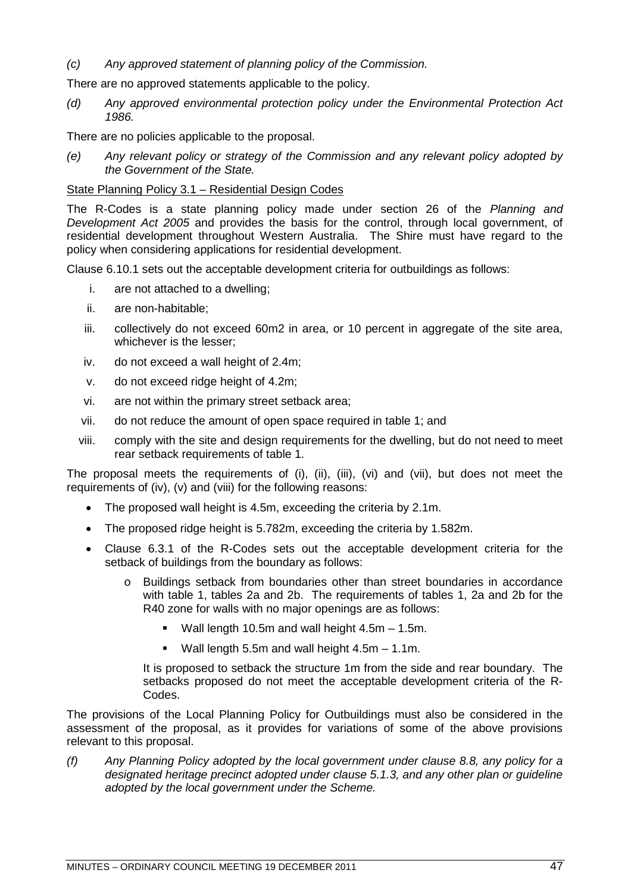*(c) Any approved statement of planning policy of the Commission.*

There are no approved statements applicable to the policy.

*(d) Any approved environmental protection policy under the Environmental Protection Act 1986.*

There are no policies applicable to the proposal.

*(e) Any relevant policy or strategy of the Commission and any relevant policy adopted by the Government of the State.*

<u>State Planning Policy 3.1 – Residential Design Codes</u>

The R-Codes is a state planning policy made under section 26 of the *Planning and Development Act 2005* and provides the basis for the control, through local government, of residential development throughout Western Australia. The Shire must have regard to the policy when considering applications for residential development.

Clause 6.10.1 sets out the acceptable development criteria for outbuildings as follows:

i. are not attached to a dwelling;
ii. are non-habitable;
iii. collectively do not exceed 60m2 in area, or 10 percent in aggregate of the site area, whichever is the lesser;
iv. do not exceed a wall height of 2.4m;
v. do not exceed ridge height of 4.2m;
vi. are not within the primary street setback area;
vii. do not reduce the amount of open space required in table 1; and
viii. comply with the site and design requirements for the dwelling, but do not need to meet rear setback requirements of table 1.

The proposal meets the requirements of (i), (ii), (iii), (vi) and (vii), but does not meet the requirements of (iv), (v) and (viii) for the following reasons:

- The proposed wall height is 4.5m, exceeding the criteria by 2.1m.
- The proposed ridge height is 5.782m, exceeding the criteria by 1.582m.
- Clause 6.3.1 of the R-Codes sets out the acceptable development criteria for the setback of buildings from the boundary as follows:
  - Buildings setback from boundaries other than street boundaries in accordance with table 1, tables 2a and 2b. The requirements of tables 1, 2a and 2b for the R40 zone for walls with no major openings are as follows:
    - Wall length 10.5m and wall height 4.5m – 1.5m.
    - Wall length 5.5m and wall height 4.5m – 1.1m.

    It is proposed to setback the structure 1m from the side and rear boundary. The setbacks proposed do not meet the acceptable development criteria of the R-Codes.

The provisions of the Local Planning Policy for Outbuildings must also be considered in the assessment of the proposal, as it provides for variations of some of the above provisions relevant to this proposal.

*(f) Any Planning Policy adopted by the local government under clause 8.8, any policy for a designated heritage precinct adopted under clause 5.1.3, and any other plan or guideline adopted by the local government under the Scheme.*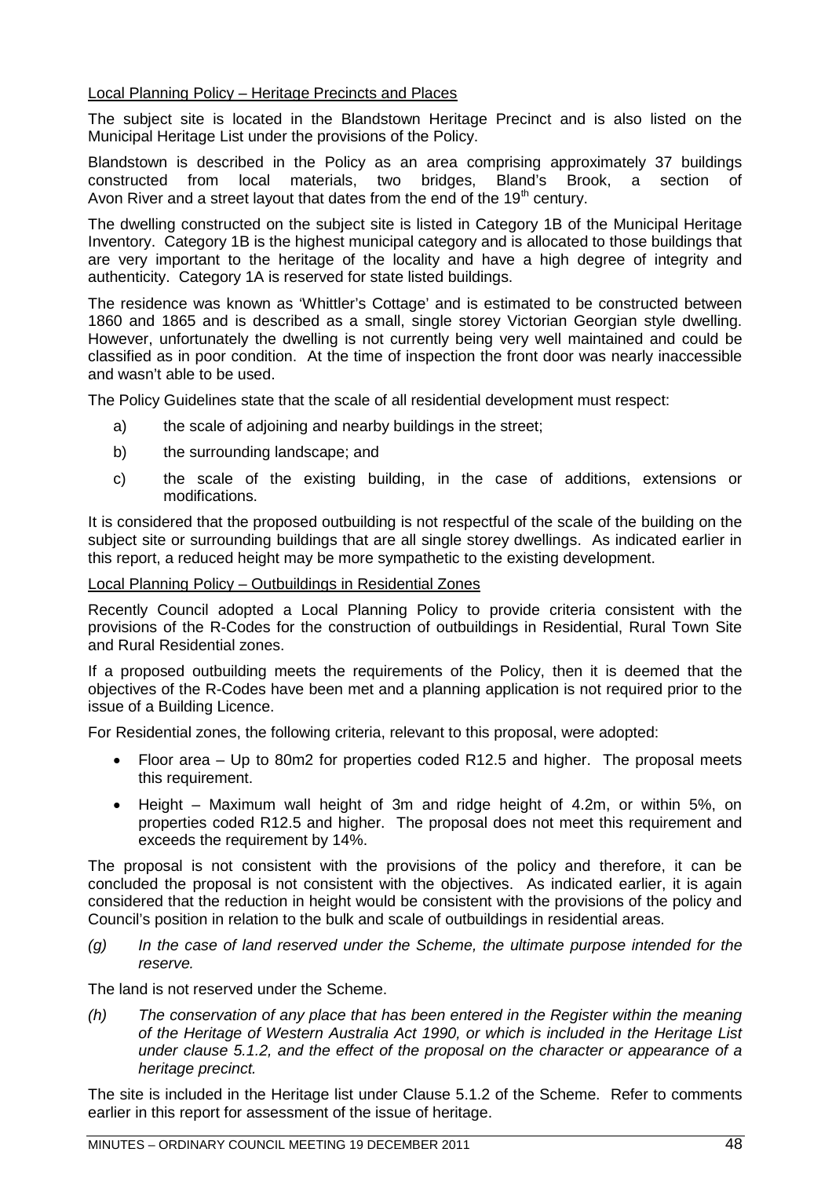Local Planning Policy – Heritage Precincts and Places

The subject site is located in the Blandstown Heritage Precinct and is also listed on the Municipal Heritage List under the provisions of the Policy.

Blandstown is described in the Policy as an area comprising approximately 37 buildings constructed from local materials, two bridges, Bland's Brook, a section of Avon River and a street layout that dates from the end of the 19th century.

The dwelling constructed on the subject site is listed in Category 1B of the Municipal Heritage Inventory. Category 1B is the highest municipal category and is allocated to those buildings that are very important to the heritage of the locality and have a high degree of integrity and authenticity. Category 1A is reserved for state listed buildings.

The residence was known as 'Whittler's Cottage' and is estimated to be constructed between 1860 and 1865 and is described as a small, single storey Victorian Georgian style dwelling. However, unfortunately the dwelling is not currently being very well maintained and could be classified as in poor condition. At the time of inspection the front door was nearly inaccessible and wasn't able to be used.

The Policy Guidelines state that the scale of all residential development must respect:

a) the scale of adjoining and nearby buildings in the street;

b) the surrounding landscape; and

c) the scale of the existing building, in the case of additions, extensions or modifications.

It is considered that the proposed outbuilding is not respectful of the scale of the building on the subject site or surrounding buildings that are all single storey dwellings. As indicated earlier in this report, a reduced height may be more sympathetic to the existing development.

Local Planning Policy – Outbuildings in Residential Zones

Recently Council adopted a Local Planning Policy to provide criteria consistent with the provisions of the R-Codes for the construction of outbuildings in Residential, Rural Town Site and Rural Residential zones.

If a proposed outbuilding meets the requirements of the Policy, then it is deemed that the objectives of the R-Codes have been met and a planning application is not required prior to the issue of a Building Licence.

For Residential zones, the following criteria, relevant to this proposal, were adopted:

- Floor area – Up to 80m2 for properties coded R12.5 and higher. The proposal meets this requirement.
- Height – Maximum wall height of 3m and ridge height of 4.2m, or within 5%, on properties coded R12.5 and higher. The proposal does not meet this requirement and exceeds the requirement by 14%.

The proposal is not consistent with the provisions of the policy and therefore, it can be concluded the proposal is not consistent with the objectives. As indicated earlier, it is again considered that the reduction in height would be consistent with the provisions of the policy and Council's position in relation to the bulk and scale of outbuildings in residential areas.

*(g) In the case of land reserved under the Scheme, the ultimate purpose intended for the reserve.*

The land is not reserved under the Scheme.

*(h) The conservation of any place that has been entered in the Register within the meaning of the Heritage of Western Australia Act 1990, or which is included in the Heritage List under clause 5.1.2, and the effect of the proposal on the character or appearance of a heritage precinct.*

The site is included in the Heritage list under Clause 5.1.2 of the Scheme. Refer to comments earlier in this report for assessment of the issue of heritage.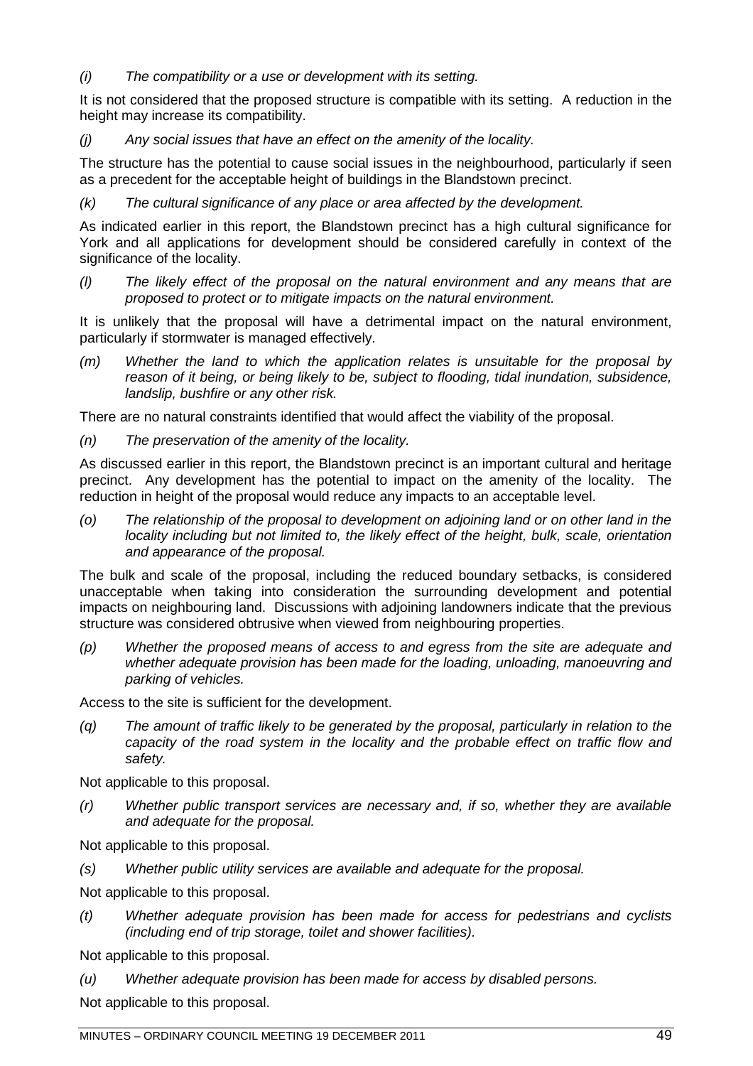*(i) The compatibility or a use or development with its setting.*

It is not considered that the proposed structure is compatible with its setting. A reduction in the height may increase its compatibility.

*(j) Any social issues that have an effect on the amenity of the locality.*

The structure has the potential to cause social issues in the neighbourhood, particularly if seen as a precedent for the acceptable height of buildings in the Blandstown precinct.

*(k) The cultural significance of any place or area affected by the development.*

As indicated earlier in this report, the Blandstown precinct has a high cultural significance for York and all applications for development should be considered carefully in context of the significance of the locality.

*(l) The likely effect of the proposal on the natural environment and any means that are proposed to protect or to mitigate impacts on the natural environment.*

It is unlikely that the proposal will have a detrimental impact on the natural environment, particularly if stormwater is managed effectively.

*(m) Whether the land to which the application relates is unsuitable for the proposal by reason of it being, or being likely to be, subject to flooding, tidal inundation, subsidence, landslip, bushfire or any other risk.*

There are no natural constraints identified that would affect the viability of the proposal.

*(n) The preservation of the amenity of the locality.*

As discussed earlier in this report, the Blandstown precinct is an important cultural and heritage precinct. Any development has the potential to impact on the amenity of the locality. The reduction in height of the proposal would reduce any impacts to an acceptable level.

*(o) The relationship of the proposal to development on adjoining land or on other land in the locality including but not limited to, the likely effect of the height, bulk, scale, orientation and appearance of the proposal.*

The bulk and scale of the proposal, including the reduced boundary setbacks, is considered unacceptable when taking into consideration the surrounding development and potential impacts on neighbouring land. Discussions with adjoining landowners indicate that the previous structure was considered obtrusive when viewed from neighbouring properties.

*(p) Whether the proposed means of access to and egress from the site are adequate and whether adequate provision has been made for the loading, unloading, manoeuvring and parking of vehicles.*

Access to the site is sufficient for the development.

*(q) The amount of traffic likely to be generated by the proposal, particularly in relation to the capacity of the road system in the locality and the probable effect on traffic flow and safety.*

Not applicable to this proposal.

*(r) Whether public transport services are necessary and, if so, whether they are available and adequate for the proposal.*

Not applicable to this proposal.

*(s) Whether public utility services are available and adequate for the proposal.*

Not applicable to this proposal.

*(t) Whether adequate provision has been made for access for pedestrians and cyclists (including end of trip storage, toilet and shower facilities).*

Not applicable to this proposal.

*(u) Whether adequate provision has been made for access by disabled persons.*

Not applicable to this proposal.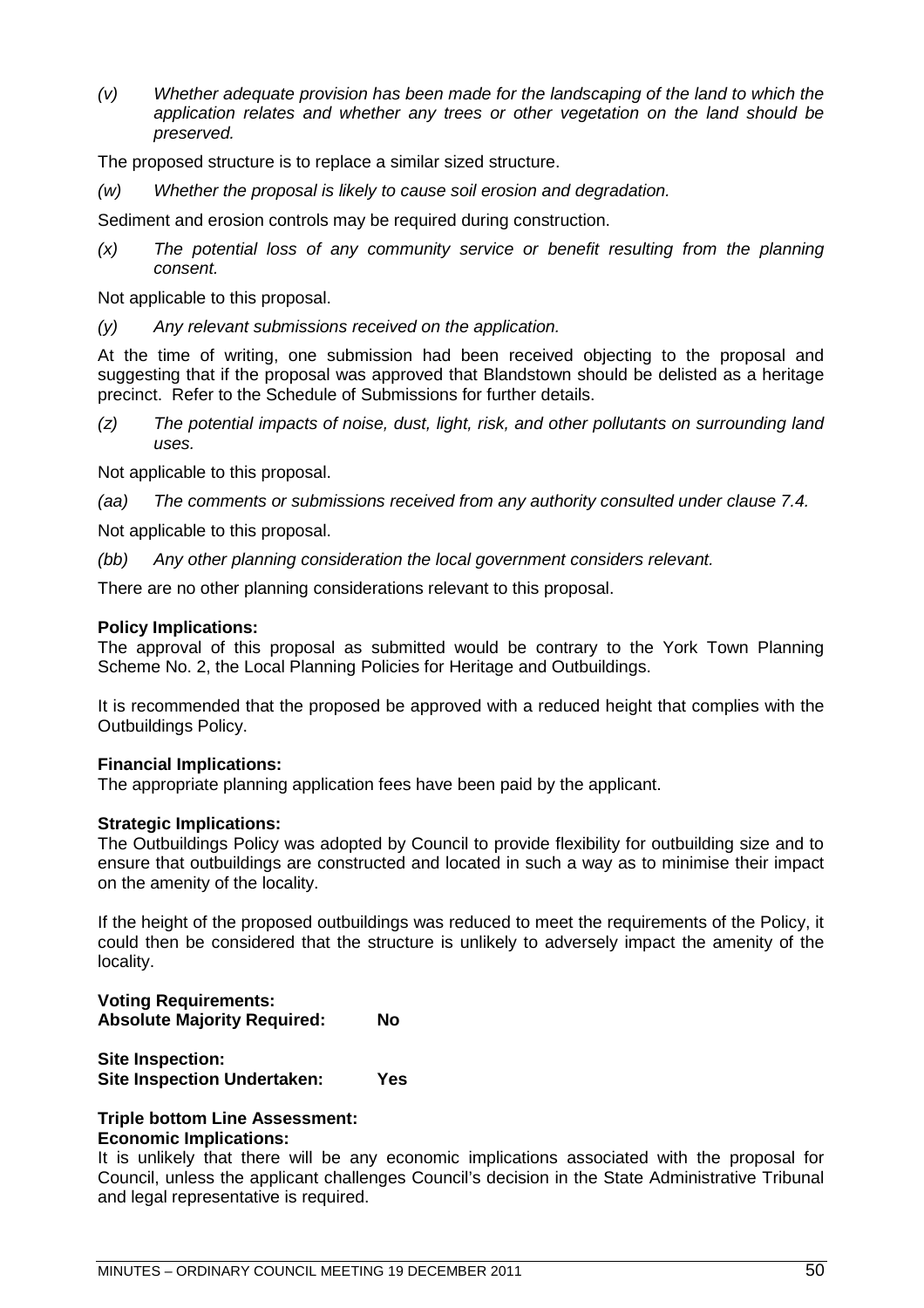*(v) Whether adequate provision has been made for the landscaping of the land to which the application relates and whether any trees or other vegetation on the land should be preserved.*

The proposed structure is to replace a similar sized structure.

*(w) Whether the proposal is likely to cause soil erosion and degradation.*

Sediment and erosion controls may be required during construction.

*(x) The potential loss of any community service or benefit resulting from the planning consent.*

Not applicable to this proposal.

*(y) Any relevant submissions received on the application.*

At the time of writing, one submission had been received objecting to the proposal and suggesting that if the proposal was approved that Blandstown should be delisted as a heritage precinct. Refer to the Schedule of Submissions for further details.

*(z) The potential impacts of noise, dust, light, risk, and other pollutants on surrounding land uses.*

Not applicable to this proposal.

*(aa) The comments or submissions received from any authority consulted under clause 7.4.*

Not applicable to this proposal.

*(bb) Any other planning consideration the local government considers relevant.*

There are no other planning considerations relevant to this proposal.

**Policy Implications:**
The approval of this proposal as submitted would be contrary to the York Town Planning Scheme No. 2, the Local Planning Policies for Heritage and Outbuildings.

It is recommended that the proposed be approved with a reduced height that complies with the Outbuildings Policy.

**Financial Implications:**
The appropriate planning application fees have been paid by the applicant.

**Strategic Implications:**
The Outbuildings Policy was adopted by Council to provide flexibility for outbuilding size and to ensure that outbuildings are constructed and located in such a way as to minimise their impact on the amenity of the locality.

If the height of the proposed outbuildings was reduced to meet the requirements of the Policy, it could then be considered that the structure is unlikely to adversely impact the amenity of the locality.

**Voting Requirements:**
**Absolute Majority Required: No**

**Site Inspection:**
**Site Inspection Undertaken: Yes**

**Triple bottom Line Assessment:**
**Economic Implications:**
It is unlikely that there will be any economic implications associated with the proposal for Council, unless the applicant challenges Council's decision in the State Administrative Tribunal and legal representative is required.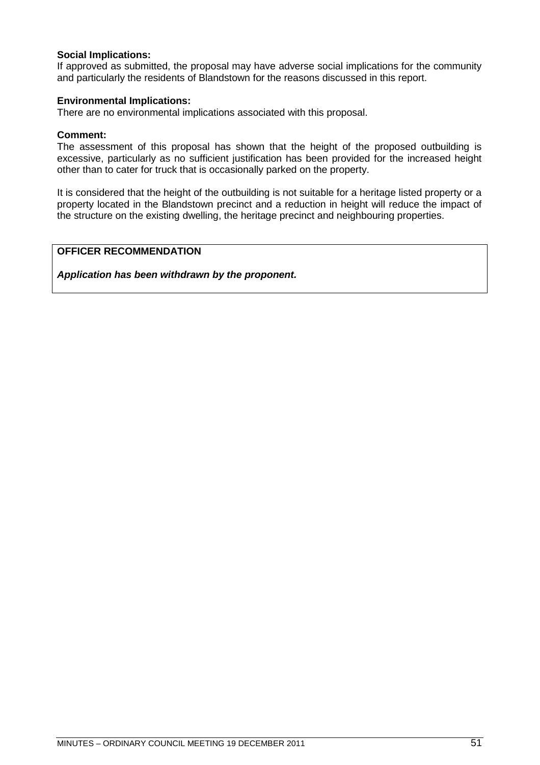**Social Implications:**
If approved as submitted, the proposal may have adverse social implications for the community and particularly the residents of Blandstown for the reasons discussed in this report.

**Environmental Implications:**
There are no environmental implications associated with this proposal.

**Comment:**
The assessment of this proposal has shown that the height of the proposed outbuilding is excessive, particularly as no sufficient justification has been provided for the increased height other than to cater for truck that is occasionally parked on the property.

It is considered that the height of the outbuilding is not suitable for a heritage listed property or a property located in the Blandstown precinct and a reduction in height will reduce the impact of the structure on the existing dwelling, the heritage precinct and neighbouring properties.

**OFFICER RECOMMENDATION**

***Application has been withdrawn by the proponent.***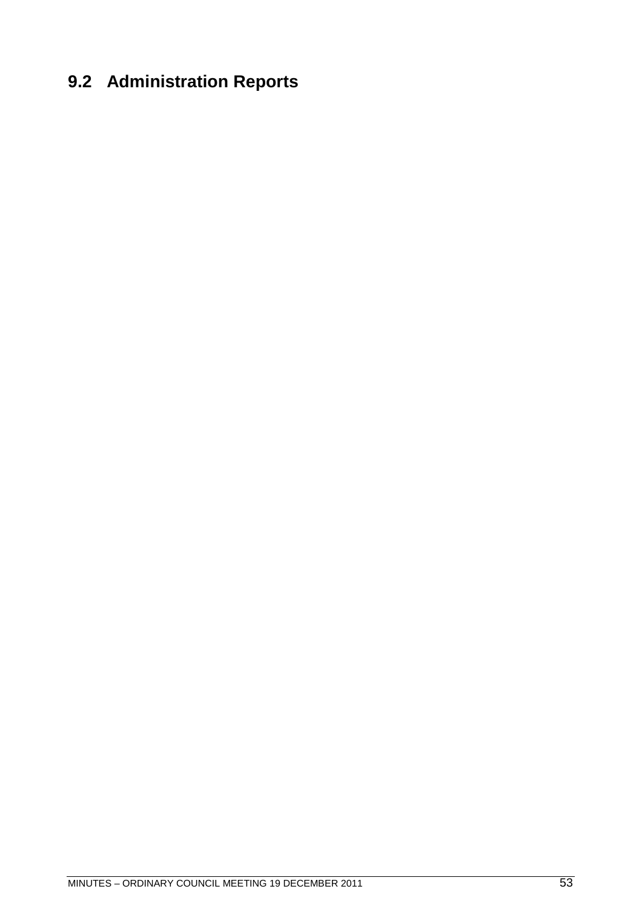## 9.2 Administration Reports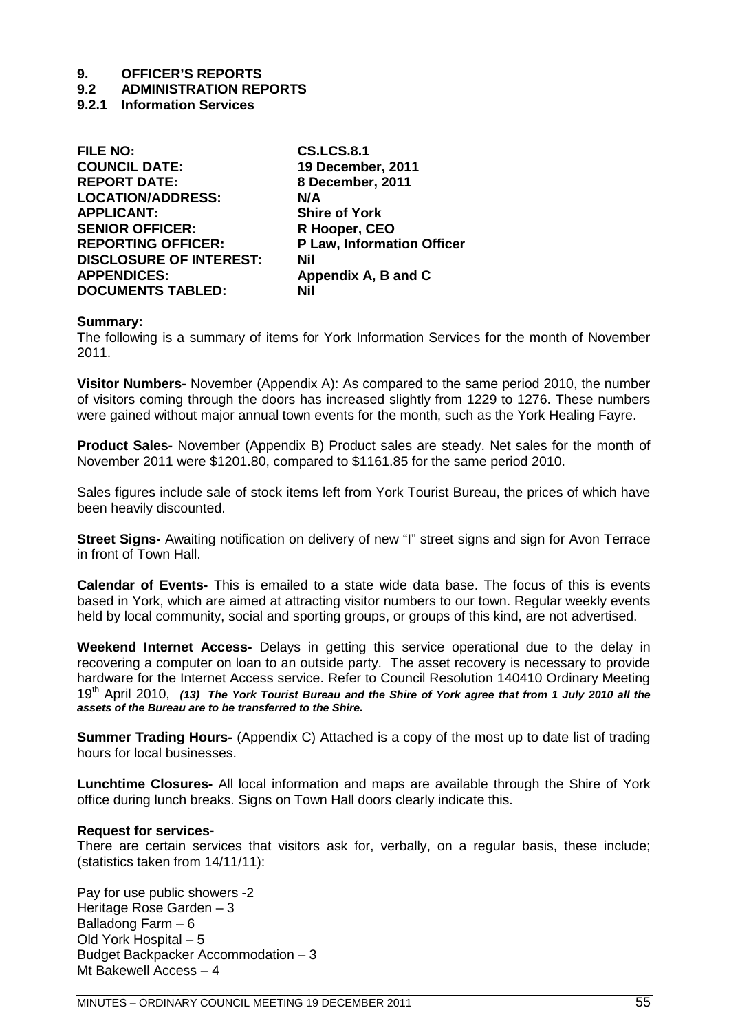# 9. OFFICER'S REPORTS

## 9.2 ADMINISTRATION REPORTS

### 9.2.1 Information Services

| | |
|---|---|
| **FILE NO:** | **CS.LCS.8.1** |
| **COUNCIL DATE:** | **19 December, 2011** |
| **REPORT DATE:** | **8 December, 2011** |
| **LOCATION/ADDRESS:** | **N/A** |
| **APPLICANT:** | **Shire of York** |
| **SENIOR OFFICER:** | **R Hooper, CEO** |
| **REPORTING OFFICER:** | **P Law, Information Officer** |
| **DISCLOSURE OF INTEREST:** | **Nil** |
| **APPENDICES:** | **Appendix A, B and C** |
| **DOCUMENTS TABLED:** | **Nil** |

**Summary:**

The following is a summary of items for York Information Services for the month of November 2011.

**Visitor Numbers-** November (Appendix A): As compared to the same period 2010, the number of visitors coming through the doors has increased slightly from 1229 to 1276. These numbers were gained without major annual town events for the month, such as the York Healing Fayre.

**Product Sales-** November (Appendix B) Product sales are steady. Net sales for the month of November 2011 were $1201.80, compared to $1161.85 for the same period 2010.

Sales figures include sale of stock items left from York Tourist Bureau, the prices of which have been heavily discounted.

**Street Signs-** Awaiting notification on delivery of new "I" street signs and sign for Avon Terrace in front of Town Hall.

**Calendar of Events-** This is emailed to a state wide data base. The focus of this is events based in York, which are aimed at attracting visitor numbers to our town. Regular weekly events held by local community, social and sporting groups, or groups of this kind, are not advertised.

**Weekend Internet Access-** Delays in getting this service operational due to the delay in recovering a computer on loan to an outside party. The asset recovery is necessary to provide hardware for the Internet Access service. Refer to Council Resolution 140410 Ordinary Meeting 19th April 2010, ***(13) The York Tourist Bureau and the Shire of York agree that from 1 July 2010 all the assets of the Bureau are to be transferred to the Shire.***

**Summer Trading Hours-** (Appendix C) Attached is a copy of the most up to date list of trading hours for local businesses.

**Lunchtime Closures-** All local information and maps are available through the Shire of York office during lunch breaks. Signs on Town Hall doors clearly indicate this.

**Request for services-**

There are certain services that visitors ask for, verbally, on a regular basis, these include; (statistics taken from 14/11/11):

Pay for use public showers -2
Heritage Rose Garden – 3
Balladong Farm – 6
Old York Hospital – 5
Budget Backpacker Accommodation – 3
Mt Bakewell Access – 4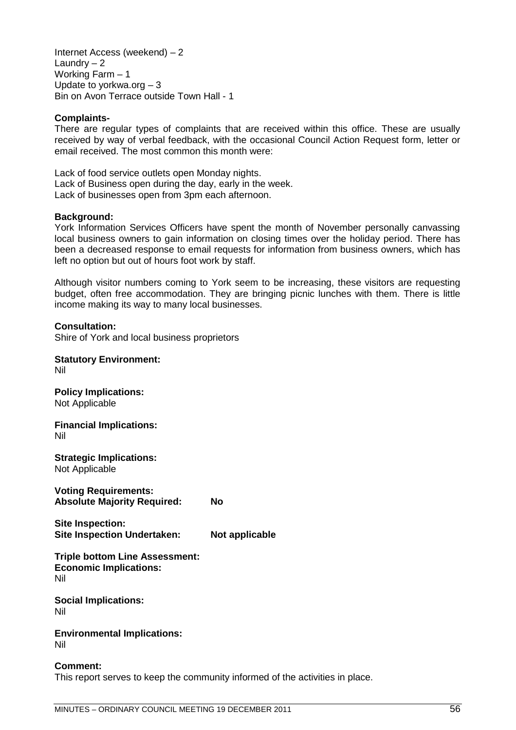Internet Access (weekend) – 2
Laundry – 2
Working Farm – 1
Update to yorkwa.org – 3
Bin on Avon Terrace outside Town Hall - 1

**Complaints-**
There are regular types of complaints that are received within this office. These are usually received by way of verbal feedback, with the occasional Council Action Request form, letter or email received. The most common this month were:

Lack of food service outlets open Monday nights.
Lack of Business open during the day, early in the week.
Lack of businesses open from 3pm each afternoon.

**Background:**
York Information Services Officers have spent the month of November personally canvassing local business owners to gain information on closing times over the holiday period. There has been a decreased response to email requests for information from business owners, which has left no option but out of hours foot work by staff.

Although visitor numbers coming to York seem to be increasing, these visitors are requesting budget, often free accommodation. They are bringing picnic lunches with them. There is little income making its way to many local businesses.

**Consultation:**
Shire of York and local business proprietors

**Statutory Environment:**
Nil

**Policy Implications:**
Not Applicable

**Financial Implications:**
Nil

**Strategic Implications:**
Not Applicable

**Voting Requirements:**
**Absolute Majority Required: No**

**Site Inspection:**
**Site Inspection Undertaken: Not applicable**

**Triple bottom Line Assessment:**
**Economic Implications:**
Nil

**Social Implications:**
Nil

**Environmental Implications:**
Nil

**Comment:**
This report serves to keep the community informed of the activities in place.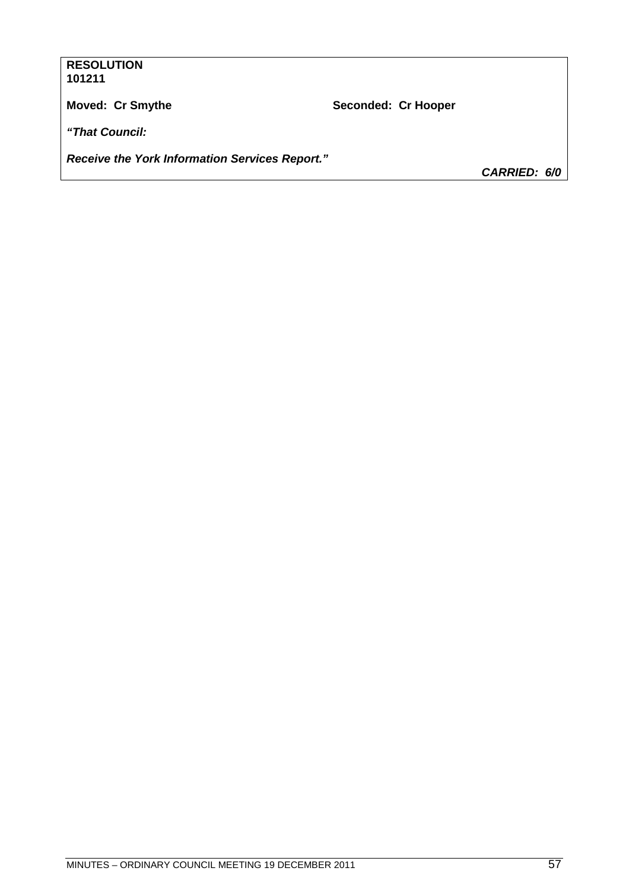**RESOLUTION**
**101211**

**Moved: Cr Smythe** **Seconded: Cr Hooper**

***"That Council:***

***Receive the York Information Services Report."***

***CARRIED: 6/0***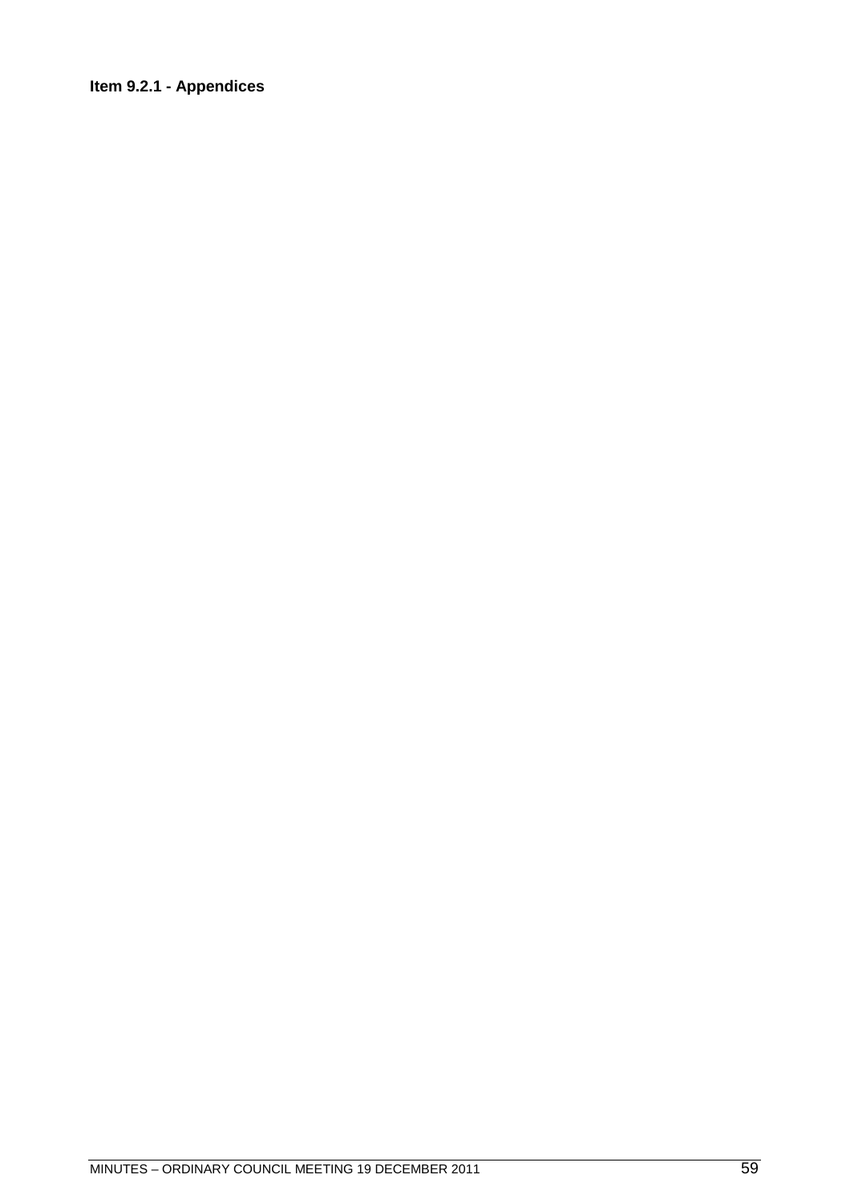**Item 9.2.1 - Appendices**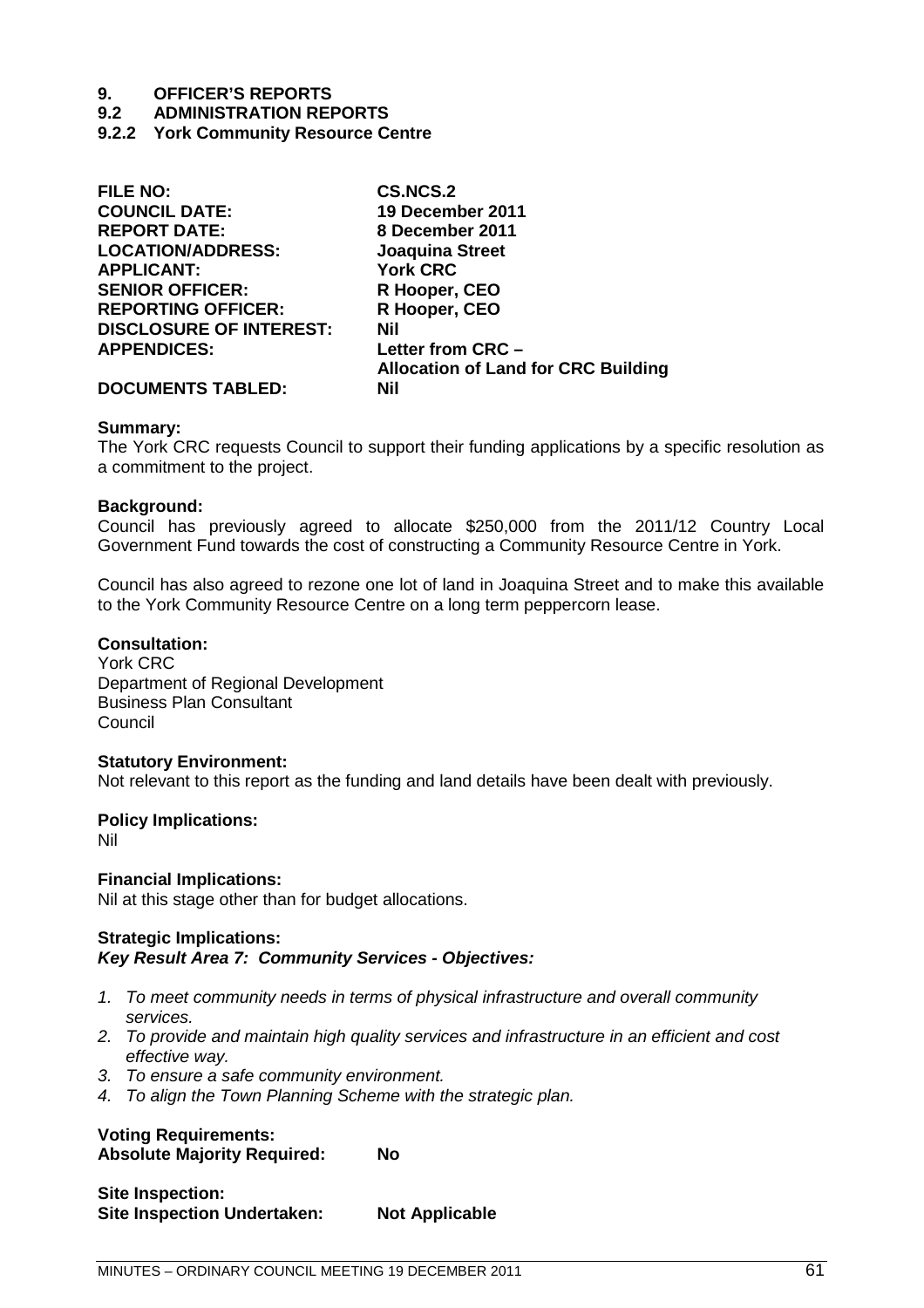# 9. OFFICER'S REPORTS

## 9.2 ADMINISTRATION REPORTS

### 9.2.2 York Community Resource Centre

| | |
|---|---|
| **FILE NO:** | **CS.NCS.2** |
| **COUNCIL DATE:** | **19 December 2011** |
| **REPORT DATE:** | **8 December 2011** |
| **LOCATION/ADDRESS:** | **Joaquina Street** |
| **APPLICANT:** | **York CRC** |
| **SENIOR OFFICER:** | **R Hooper, CEO** |
| **REPORTING OFFICER:** | **R Hooper, CEO** |
| **DISCLOSURE OF INTEREST:** | **Nil** |
| **APPENDICES:** | **Letter from CRC – Allocation of Land for CRC Building** |
| **DOCUMENTS TABLED:** | **Nil** |

**Summary:**
The York CRC requests Council to support their funding applications by a specific resolution as a commitment to the project.

**Background:**
Council has previously agreed to allocate $250,000 from the 2011/12 Country Local Government Fund towards the cost of constructing a Community Resource Centre in York.

Council has also agreed to rezone one lot of land in Joaquina Street and to make this available to the York Community Resource Centre on a long term peppercorn lease.

**Consultation:**
York CRC
Department of Regional Development
Business Plan Consultant
Council

**Statutory Environment:**
Not relevant to this report as the funding and land details have been dealt with previously.

**Policy Implications:**
Nil

**Financial Implications:**
Nil at this stage other than for budget allocations.

**Strategic Implications:**
***Key Result Area 7: Community Services - Objectives:***

1. *To meet community needs in terms of physical infrastructure and overall community services.*
2. *To provide and maintain high quality services and infrastructure in an efficient and cost effective way.*
3. *To ensure a safe community environment.*
4. *To align the Town Planning Scheme with the strategic plan.*

**Voting Requirements:**
**Absolute Majority Required:** **No**

**Site Inspection:**
**Site Inspection Undertaken:** **Not Applicable**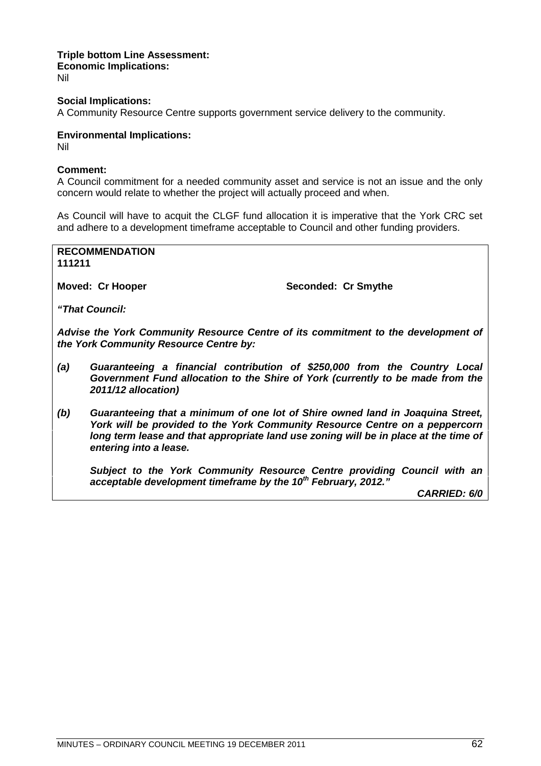**Triple bottom Line Assessment:**
**Economic Implications:**
Nil

**Social Implications:**
A Community Resource Centre supports government service delivery to the community.

**Environmental Implications:**
Nil

**Comment:**
A Council commitment for a needed community asset and service is not an issue and the only concern would relate to whether the project will actually proceed and when.

As Council will have to acquit the CLGF fund allocation it is imperative that the York CRC set and adhere to a development timeframe acceptable to Council and other funding providers.

**RECOMMENDATION**
**111211**

**Moved: Cr Hooper** **Seconded: Cr Smythe**

***"That Council:***

***Advise the York Community Resource Centre of its commitment to the development of the York Community Resource Centre by:***

***(a) Guaranteeing a financial contribution of $250,000 from the Country Local Government Fund allocation to the Shire of York (currently to be made from the 2011/12 allocation)***

***(b) Guaranteeing that a minimum of one lot of Shire owned land in Joaquina Street, York will be provided to the York Community Resource Centre on a peppercorn long term lease and that appropriate land use zoning will be in place at the time of entering into a lease.***

***Subject to the York Community Resource Centre providing Council with an acceptable development timeframe by the 10th February, 2012."***

***CARRIED: 6/0***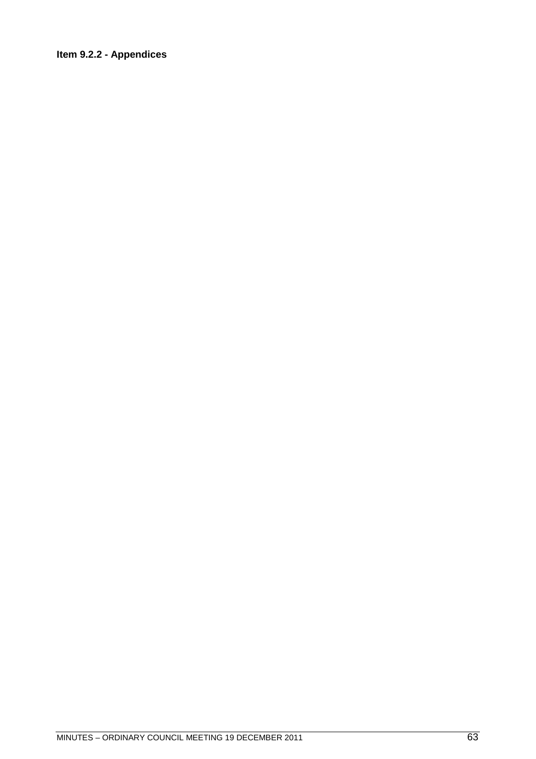**Item 9.2.2 - Appendices**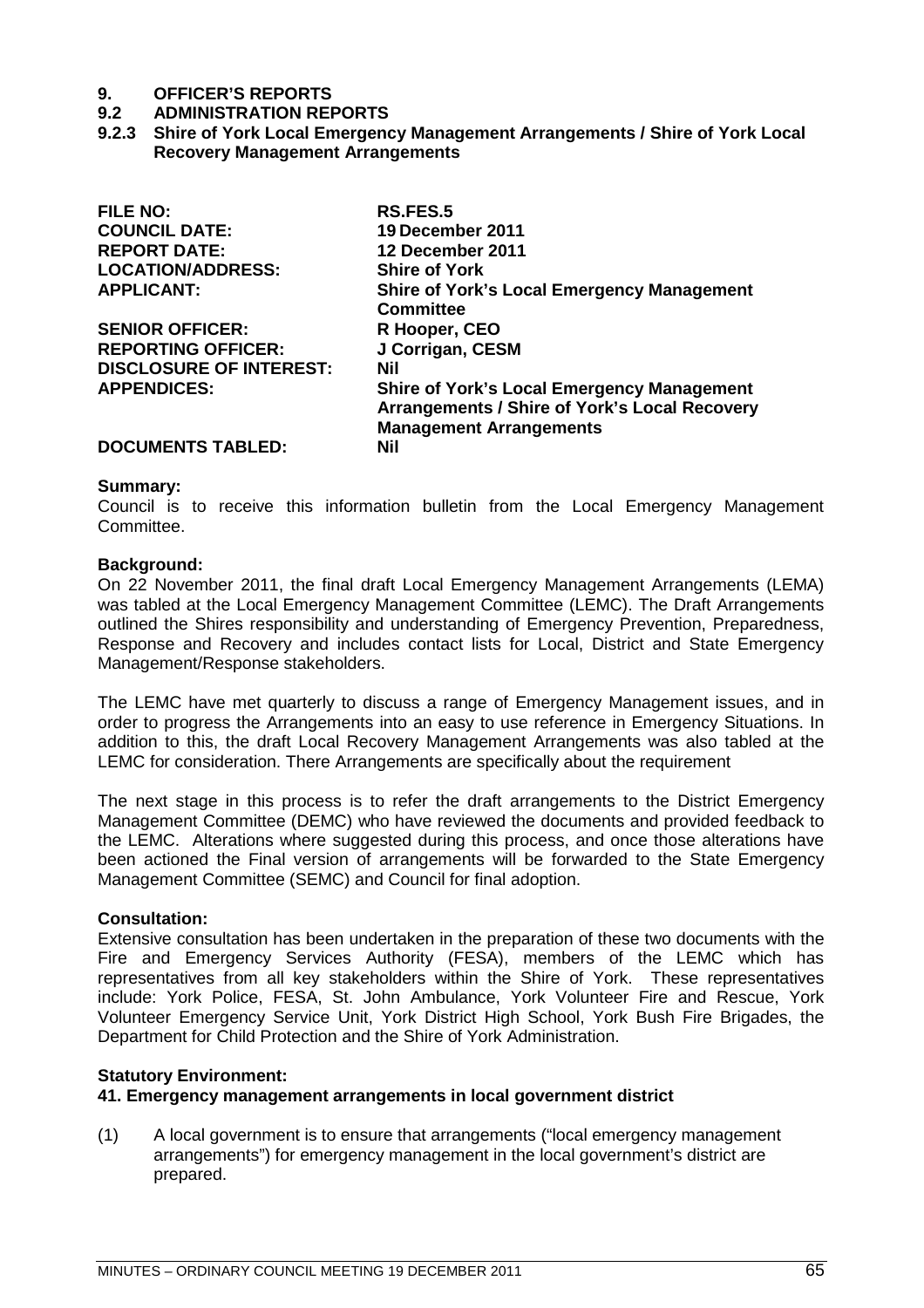# 9. OFFICER'S REPORTS

## 9.2 ADMINISTRATION REPORTS

### 9.2.3 Shire of York Local Emergency Management Arrangements / Shire of York Local Recovery Management Arrangements

| | |
|---|---|
| **FILE NO:** | **RS.FES.5** |
| **COUNCIL DATE:** | **19 December 2011** |
| **REPORT DATE:** | **12 December 2011** |
| **LOCATION/ADDRESS:** | **Shire of York** |
| **APPLICANT:** | **Shire of York's Local Emergency Management Committee** |
| **SENIOR OFFICER:** | **R Hooper, CEO** |
| **REPORTING OFFICER:** | **J Corrigan, CESM** |
| **DISCLOSURE OF INTEREST:** | **Nil** |
| **APPENDICES:** | **Shire of York's Local Emergency Management Arrangements / Shire of York's Local Recovery Management Arrangements** |
| **DOCUMENTS TABLED:** | **Nil** |

**Summary:**
Council is to receive this information bulletin from the Local Emergency Management Committee.

**Background:**
On 22 November 2011, the final draft Local Emergency Management Arrangements (LEMA) was tabled at the Local Emergency Management Committee (LEMC). The Draft Arrangements outlined the Shires responsibility and understanding of Emergency Prevention, Preparedness, Response and Recovery and includes contact lists for Local, District and State Emergency Management/Response stakeholders.

The LEMC have met quarterly to discuss a range of Emergency Management issues, and in order to progress the Arrangements into an easy to use reference in Emergency Situations. In addition to this, the draft Local Recovery Management Arrangements was also tabled at the LEMC for consideration. There Arrangements are specifically about the requirement

The next stage in this process is to refer the draft arrangements to the District Emergency Management Committee (DEMC) who have reviewed the documents and provided feedback to the LEMC. Alterations where suggested during this process, and once those alterations have been actioned the Final version of arrangements will be forwarded to the State Emergency Management Committee (SEMC) and Council for final adoption.

**Consultation:**
Extensive consultation has been undertaken in the preparation of these two documents with the Fire and Emergency Services Authority (FESA), members of the LEMC which has representatives from all key stakeholders within the Shire of York. These representatives include: York Police, FESA, St. John Ambulance, York Volunteer Fire and Rescue, York Volunteer Emergency Service Unit, York District High School, York Bush Fire Brigades, the Department for Child Protection and the Shire of York Administration.

**Statutory Environment:**

**41. Emergency management arrangements in local government district**

(1) A local government is to ensure that arrangements ("local emergency management arrangements") for emergency management in the local government's district are prepared.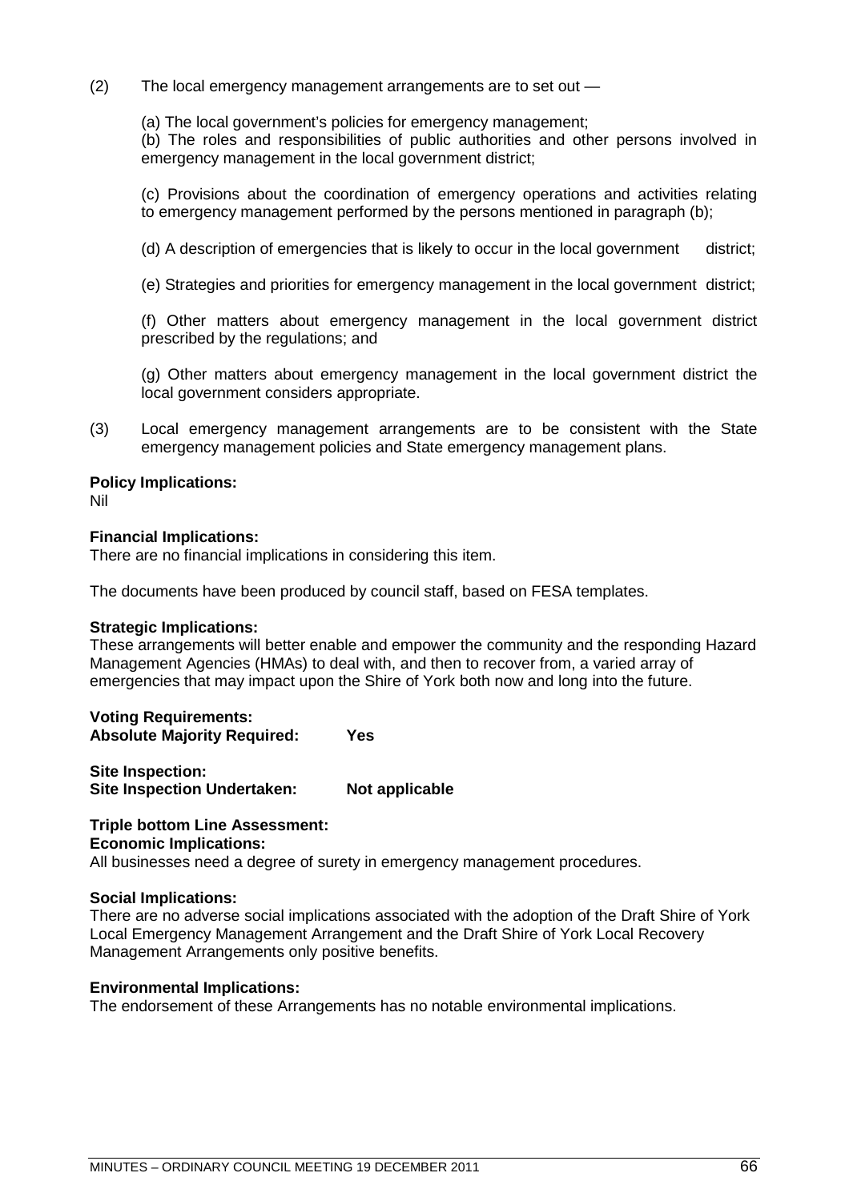(2) The local emergency management arrangements are to set out —

(a) The local government's policies for emergency management;
(b) The roles and responsibilities of public authorities and other persons involved in emergency management in the local government district;

(c) Provisions about the coordination of emergency operations and activities relating to emergency management performed by the persons mentioned in paragraph (b);

(d) A description of emergencies that is likely to occur in the local government district;

(e) Strategies and priorities for emergency management in the local government district;

(f) Other matters about emergency management in the local government district prescribed by the regulations; and

(g) Other matters about emergency management in the local government district the local government considers appropriate.

(3) Local emergency management arrangements are to be consistent with the State emergency management policies and State emergency management plans.

**Policy Implications:**
Nil

**Financial Implications:**
There are no financial implications in considering this item.

The documents have been produced by council staff, based on FESA templates.

**Strategic Implications:**
These arrangements will better enable and empower the community and the responding Hazard Management Agencies (HMAs) to deal with, and then to recover from, a varied array of emergencies that may impact upon the Shire of York both now and long into the future.

**Voting Requirements:**
**Absolute Majority Required: Yes**

**Site Inspection:**
**Site Inspection Undertaken: Not applicable**

**Triple bottom Line Assessment:**
**Economic Implications:**
All businesses need a degree of surety in emergency management procedures.

**Social Implications:**
There are no adverse social implications associated with the adoption of the Draft Shire of York Local Emergency Management Arrangement and the Draft Shire of York Local Recovery Management Arrangements only positive benefits.

**Environmental Implications:**
The endorsement of these Arrangements has no notable environmental implications.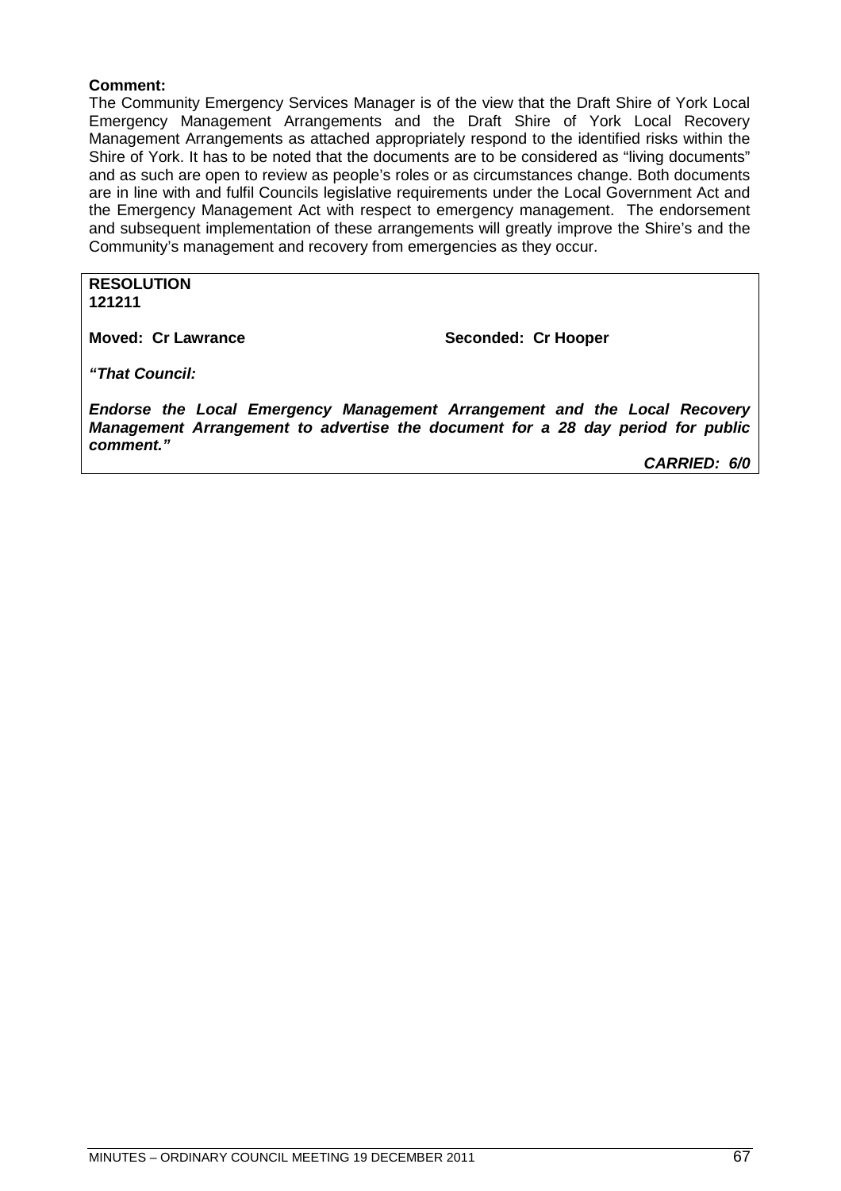**Comment:**

The Community Emergency Services Manager is of the view that the Draft Shire of York Local Emergency Management Arrangements and the Draft Shire of York Local Recovery Management Arrangements as attached appropriately respond to the identified risks within the Shire of York. It has to be noted that the documents are to be considered as "living documents" and as such are open to review as people's roles or as circumstances change. Both documents are in line with and fulfil Councils legislative requirements under the Local Government Act and the Emergency Management Act with respect to emergency management. The endorsement and subsequent implementation of these arrangements will greatly improve the Shire's and the Community's management and recovery from emergencies as they occur.

**RESOLUTION**
**121211**

**Moved: Cr Lawrance** **Seconded: Cr Hooper**

***"That Council:***

***Endorse the Local Emergency Management Arrangement and the Local Recovery Management Arrangement to advertise the document for a 28 day period for public comment."***

***CARRIED: 6/0***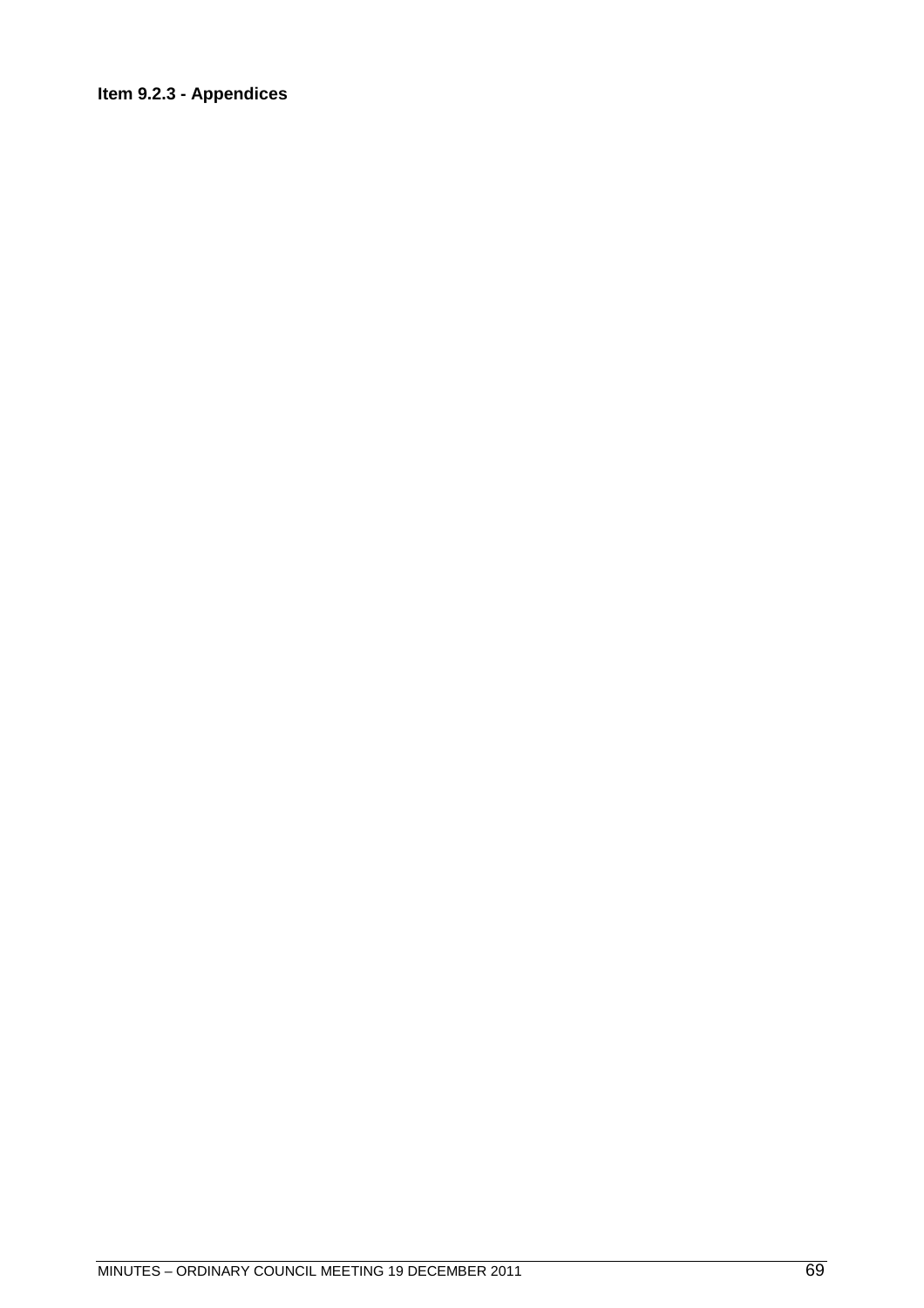**Item 9.2.3 - Appendices**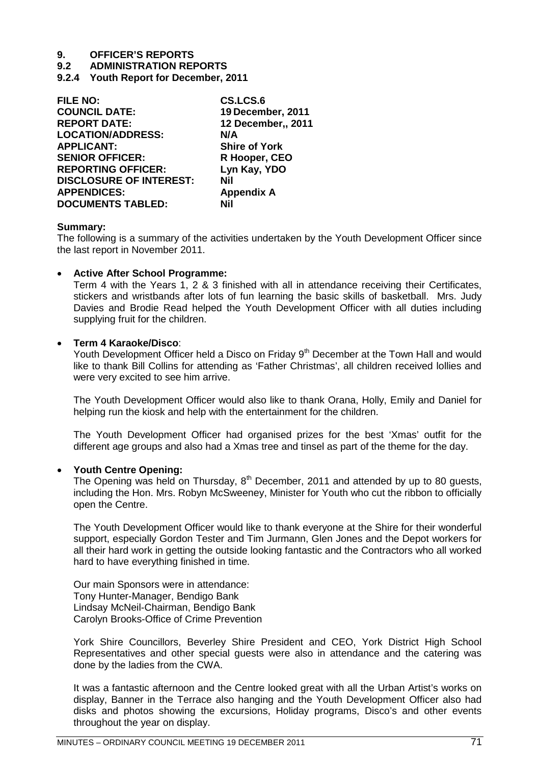## 9. OFFICER'S REPORTS

### 9.2 ADMINISTRATION REPORTS

#### 9.2.4 Youth Report for December, 2011

| | |
|---|---|
| **FILE NO:** | **CS.LCS.6** |
| **COUNCIL DATE:** | **19 December, 2011** |
| **REPORT DATE:** | **12 December,, 2011** |
| **LOCATION/ADDRESS:** | **N/A** |
| **APPLICANT:** | **Shire of York** |
| **SENIOR OFFICER:** | **R Hooper, CEO** |
| **REPORTING OFFICER:** | **Lyn Kay, YDO** |
| **DISCLOSURE OF INTEREST:** | **Nil** |
| **APPENDICES:** | **Appendix A** |
| **DOCUMENTS TABLED:** | **Nil** |

**Summary:**

The following is a summary of the activities undertaken by the Youth Development Officer since the last report in November 2011.

- **Active After School Programme:**

  Term 4 with the Years 1, 2 & 3 finished with all in attendance receiving their Certificates, stickers and wristbands after lots of fun learning the basic skills of basketball. Mrs. Judy Davies and Brodie Read helped the Youth Development Officer with all duties including supplying fruit for the children.

- **Term 4 Karaoke/Disco**:

  Youth Development Officer held a Disco on Friday 9th December at the Town Hall and would like to thank Bill Collins for attending as 'Father Christmas', all children received lollies and were very excited to see him arrive.

  The Youth Development Officer would also like to thank Orana, Holly, Emily and Daniel for helping run the kiosk and help with the entertainment for the children.

  The Youth Development Officer had organised prizes for the best 'Xmas' outfit for the different age groups and also had a Xmas tree and tinsel as part of the theme for the day.

- **Youth Centre Opening:**

  The Opening was held on Thursday, 8th December, 2011 and attended by up to 80 guests, including the Hon. Mrs. Robyn McSweeney, Minister for Youth who cut the ribbon to officially open the Centre.

  The Youth Development Officer would like to thank everyone at the Shire for their wonderful support, especially Gordon Tester and Tim Jurmann, Glen Jones and the Depot workers for all their hard work in getting the outside looking fantastic and the Contractors who all worked hard to have everything finished in time.

  Our main Sponsors were in attendance:
  Tony Hunter-Manager, Bendigo Bank
  Lindsay McNeil-Chairman, Bendigo Bank
  Carolyn Brooks-Office of Crime Prevention

  York Shire Councillors, Beverley Shire President and CEO, York District High School Representatives and other special guests were also in attendance and the catering was done by the ladies from the CWA.

  It was a fantastic afternoon and the Centre looked great with all the Urban Artist's works on display, Banner in the Terrace also hanging and the Youth Development Officer also had disks and photos showing the excursions, Holiday programs, Disco's and other events throughout the year on display.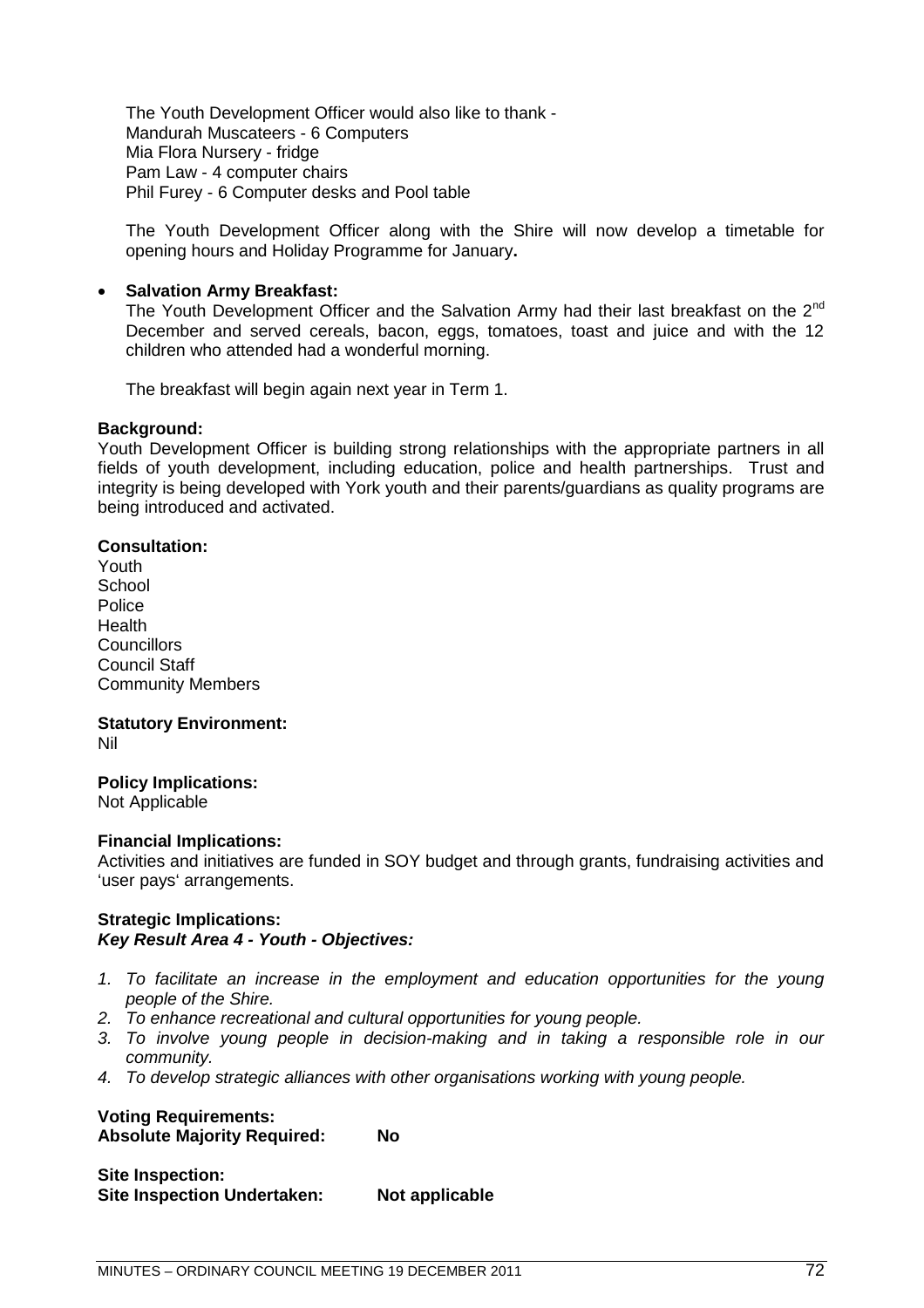The Youth Development Officer would also like to thank -
Mandurah Muscateers - 6 Computers
Mia Flora Nursery - fridge
Pam Law - 4 computer chairs
Phil Furey - 6 Computer desks and Pool table

The Youth Development Officer along with the Shire will now develop a timetable for opening hours and Holiday Programme for January**.**

- **Salvation Army Breakfast:**
  The Youth Development Officer and the Salvation Army had their last breakfast on the 2nd December and served cereals, bacon, eggs, tomatoes, toast and juice and with the 12 children who attended had a wonderful morning.

  The breakfast will begin again next year in Term 1.

**Background:**
Youth Development Officer is building strong relationships with the appropriate partners in all fields of youth development, including education, police and health partnerships. Trust and integrity is being developed with York youth and their parents/guardians as quality programs are being introduced and activated.

**Consultation:**
Youth
School
Police
Health
Councillors
Council Staff
Community Members

**Statutory Environment:**
Nil

**Policy Implications:**
Not Applicable

**Financial Implications:**
Activities and initiatives are funded in SOY budget and through grants, fundraising activities and 'user pays' arrangements.

**Strategic Implications:**
***Key Result Area 4 - Youth - Objectives:***

1. *To facilitate an increase in the employment and education opportunities for the young people of the Shire.*
2. *To enhance recreational and cultural opportunities for young people.*
3. *To involve young people in decision-making and in taking a responsible role in our community.*
4. *To develop strategic alliances with other organisations working with young people.*

**Voting Requirements:**
**Absolute Majority Required: No**

**Site Inspection:**
**Site Inspection Undertaken: Not applicable**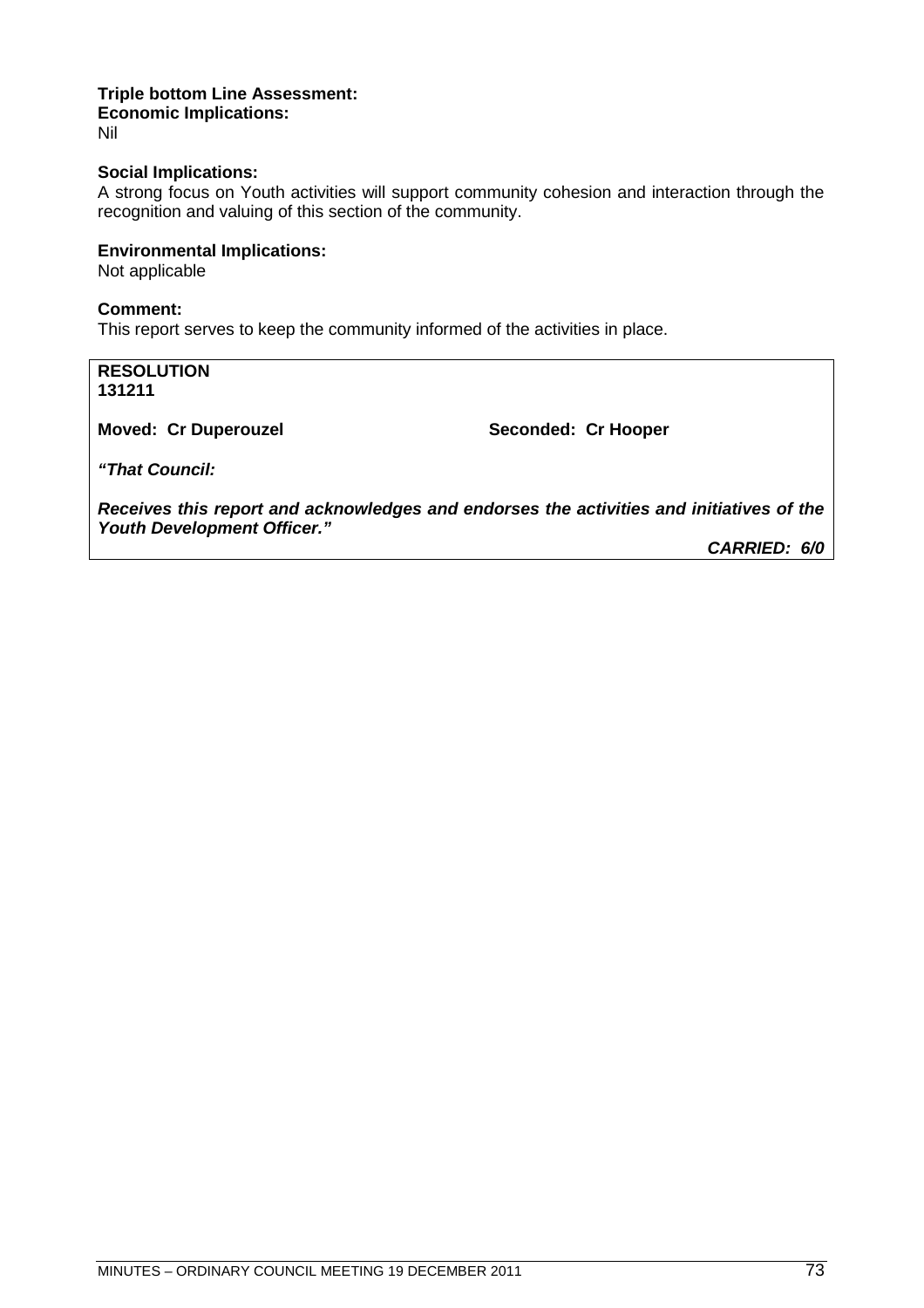**Triple bottom Line Assessment:**
**Economic Implications:**
Nil

**Social Implications:**
A strong focus on Youth activities will support community cohesion and interaction through the recognition and valuing of this section of the community.

**Environmental Implications:**
Not applicable

**Comment:**
This report serves to keep the community informed of the activities in place.

**RESOLUTION**
**131211**

**Moved: Cr Duperouzel** **Seconded: Cr Hooper**

***"That Council:***

***Receives this report and acknowledges and endorses the activities and initiatives of the Youth Development Officer."***

***CARRIED: 6/0***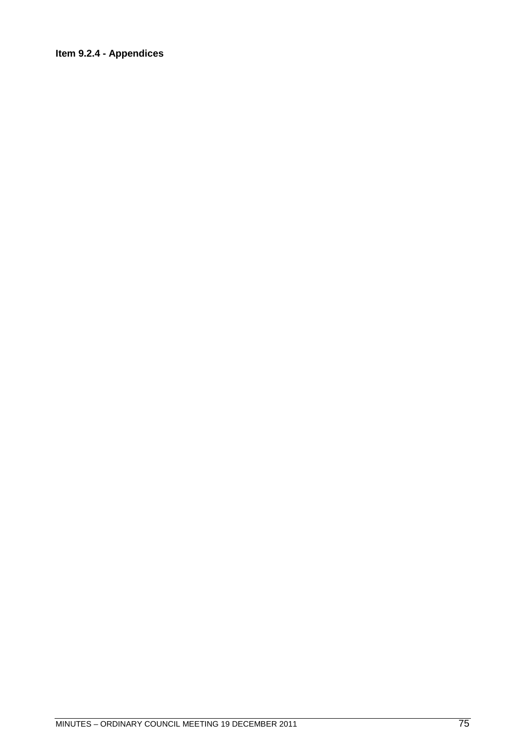**Item 9.2.4 - Appendices**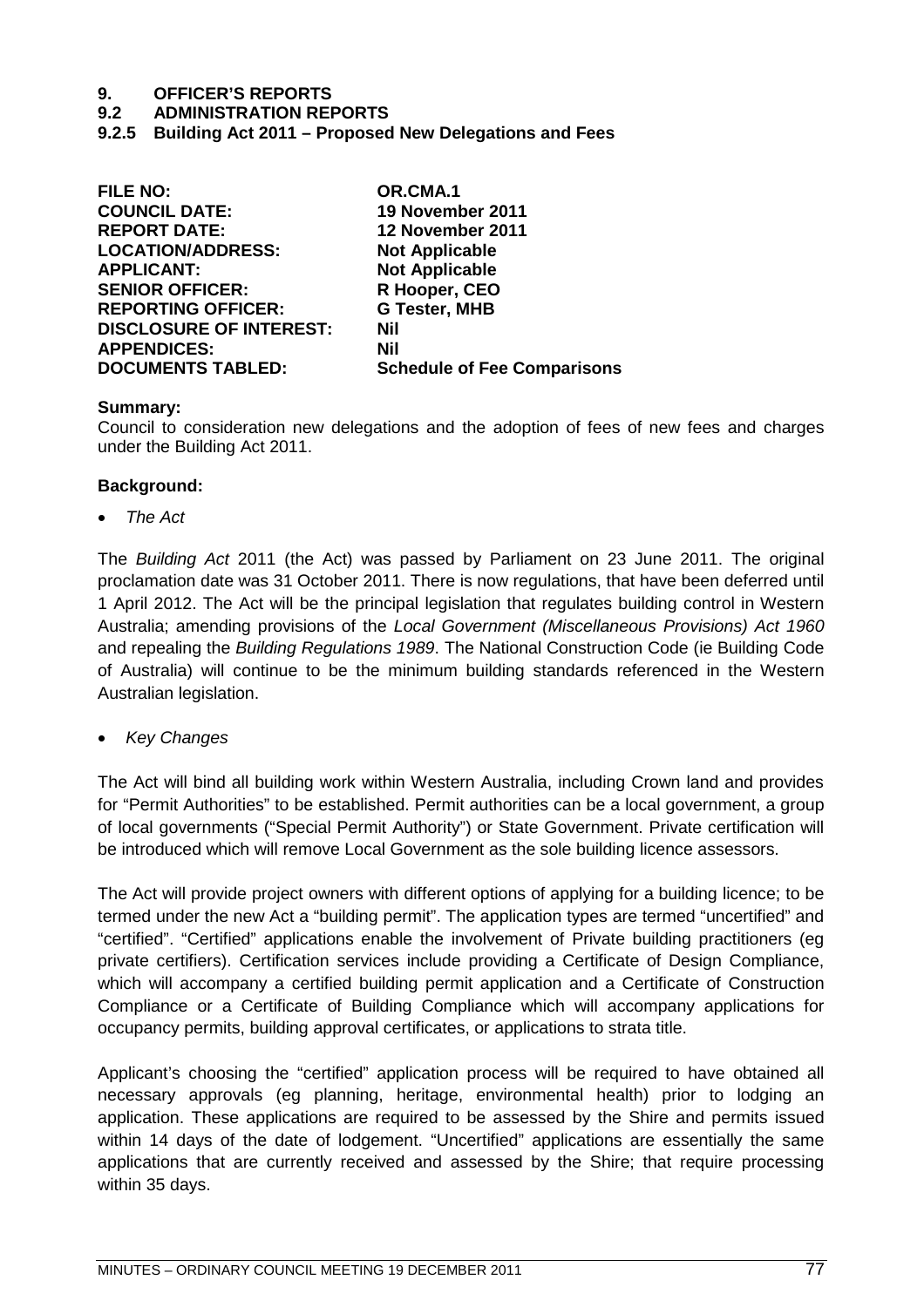# 9. OFFICER'S REPORTS

## 9.2 ADMINISTRATION REPORTS

### 9.2.5 Building Act 2011 – Proposed New Delegations and Fees

| | |
|---|---|
| **FILE NO:** | **OR.CMA.1** |
| **COUNCIL DATE:** | **19 November 2011** |
| **REPORT DATE:** | **12 November 2011** |
| **LOCATION/ADDRESS:** | **Not Applicable** |
| **APPLICANT:** | **Not Applicable** |
| **SENIOR OFFICER:** | **R Hooper, CEO** |
| **REPORTING OFFICER:** | **G Tester, MHB** |
| **DISCLOSURE OF INTEREST:** | **Nil** |
| **APPENDICES:** | **Nil** |
| **DOCUMENTS TABLED:** | **Schedule of Fee Comparisons** |

**Summary:**

Council to consideration new delegations and the adoption of fees of new fees and charges under the Building Act 2011.

**Background:**

- *The Act*

The *Building Act* 2011 (the Act) was passed by Parliament on 23 June 2011. The original proclamation date was 31 October 2011. There is now regulations, that have been deferred until 1 April 2012. The Act will be the principal legislation that regulates building control in Western Australia; amending provisions of the *Local Government (Miscellaneous Provisions) Act 1960* and repealing the *Building Regulations 1989*. The National Construction Code (ie Building Code of Australia) will continue to be the minimum building standards referenced in the Western Australian legislation.

- *Key Changes*

The Act will bind all building work within Western Australia, including Crown land and provides for "Permit Authorities" to be established. Permit authorities can be a local government, a group of local governments ("Special Permit Authority") or State Government. Private certification will be introduced which will remove Local Government as the sole building licence assessors.

The Act will provide project owners with different options of applying for a building licence; to be termed under the new Act a "building permit". The application types are termed "uncertified" and "certified". "Certified" applications enable the involvement of Private building practitioners (eg private certifiers). Certification services include providing a Certificate of Design Compliance, which will accompany a certified building permit application and a Certificate of Construction Compliance or a Certificate of Building Compliance which will accompany applications for occupancy permits, building approval certificates, or applications to strata title.

Applicant's choosing the "certified" application process will be required to have obtained all necessary approvals (eg planning, heritage, environmental health) prior to lodging an application. These applications are required to be assessed by the Shire and permits issued within 14 days of the date of lodgement. "Uncertified" applications are essentially the same applications that are currently received and assessed by the Shire; that require processing within 35 days.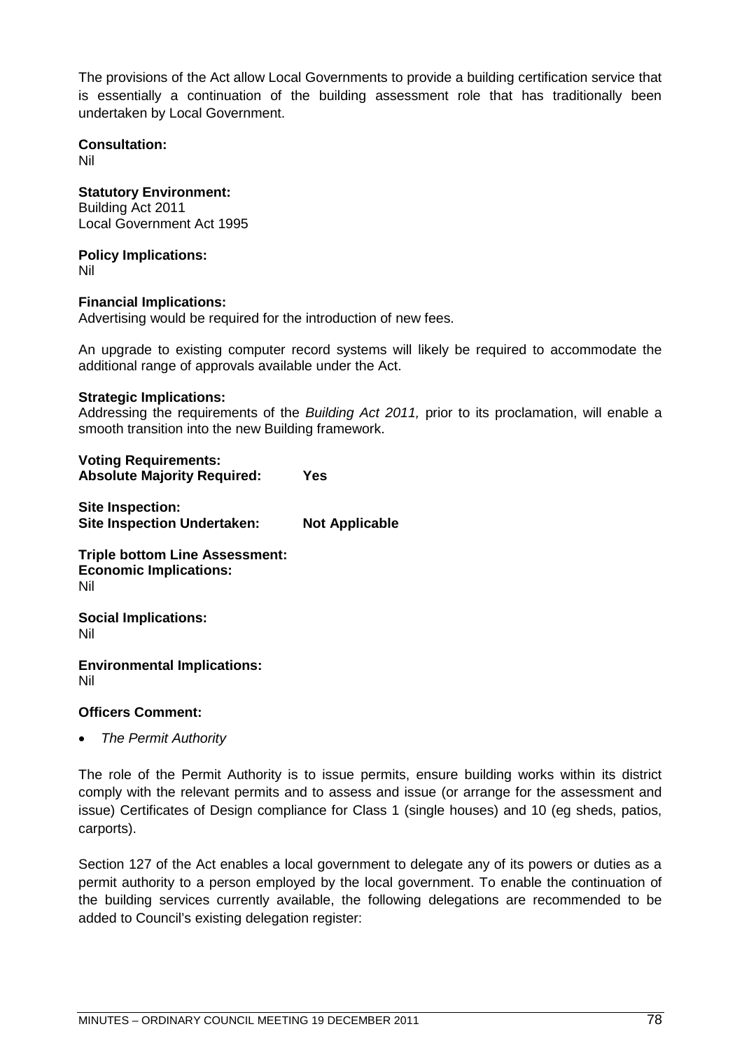The provisions of the Act allow Local Governments to provide a building certification service that is essentially a continuation of the building assessment role that has traditionally been undertaken by Local Government.

**Consultation:**
Nil

**Statutory Environment:**
Building Act 2011
Local Government Act 1995

**Policy Implications:**
Nil

**Financial Implications:**
Advertising would be required for the introduction of new fees.

An upgrade to existing computer record systems will likely be required to accommodate the additional range of approvals available under the Act.

**Strategic Implications:**
Addressing the requirements of the *Building Act 2011,* prior to its proclamation, will enable a smooth transition into the new Building framework.

**Voting Requirements:**
**Absolute Majority Required: Yes**

**Site Inspection:**
**Site Inspection Undertaken: Not Applicable**

**Triple bottom Line Assessment:**
**Economic Implications:**
Nil

**Social Implications:**
Nil

**Environmental Implications:**
Nil

**Officers Comment:**

- *The Permit Authority*

The role of the Permit Authority is to issue permits, ensure building works within its district comply with the relevant permits and to assess and issue (or arrange for the assessment and issue) Certificates of Design compliance for Class 1 (single houses) and 10 (eg sheds, patios, carports).

Section 127 of the Act enables a local government to delegate any of its powers or duties as a permit authority to a person employed by the local government. To enable the continuation of the building services currently available, the following delegations are recommended to be added to Council's existing delegation register: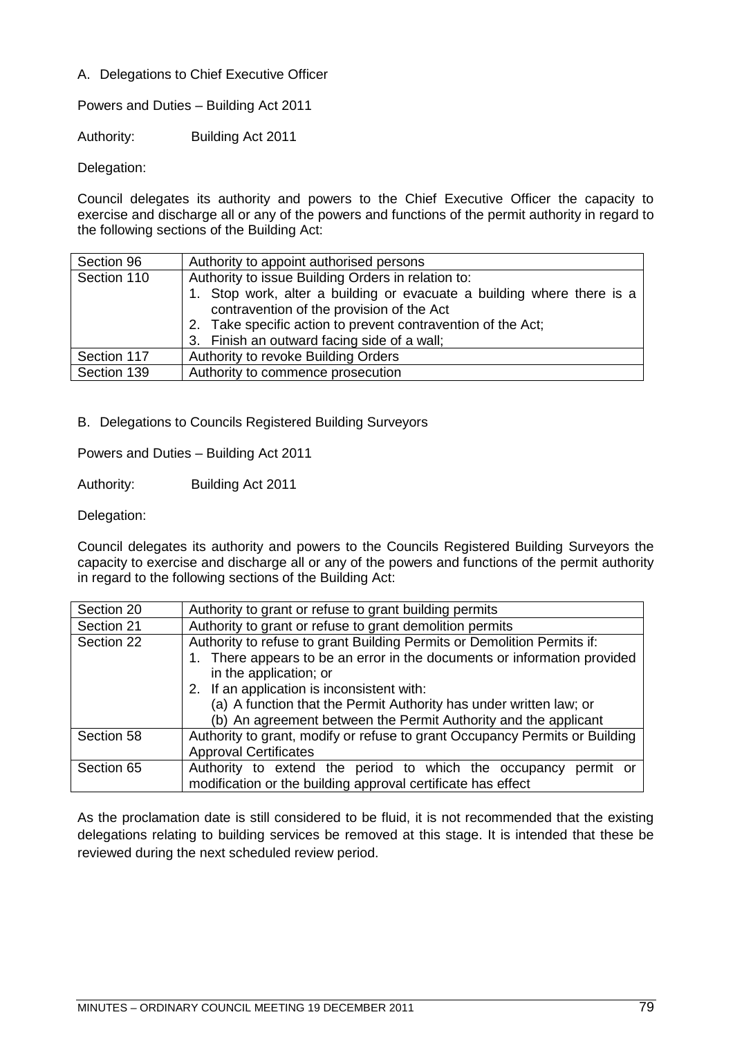A. Delegations to Chief Executive Officer

Powers and Duties – Building Act 2011

Authority: Building Act 2011

Delegation:

Council delegates its authority and powers to the Chief Executive Officer the capacity to exercise and discharge all or any of the powers and functions of the permit authority in regard to the following sections of the Building Act:

| Section 96 | Authority to appoint authorised persons |
|---|---|
| Section 110 | Authority to issue Building Orders in relation to: <br> 1. Stop work, alter a building or evacuate a building where there is a contravention of the provision of the Act <br> 2. Take specific action to prevent contravention of the Act; <br> 3. Finish an outward facing side of a wall; |
| Section 117 | Authority to revoke Building Orders |
| Section 139 | Authority to commence prosecution |

B. Delegations to Councils Registered Building Surveyors

Powers and Duties – Building Act 2011

Authority: Building Act 2011

Delegation:

Council delegates its authority and powers to the Councils Registered Building Surveyors the capacity to exercise and discharge all or any of the powers and functions of the permit authority in regard to the following sections of the Building Act:

| Section 20 | Authority to grant or refuse to grant building permits |
|---|---|
| Section 21 | Authority to grant or refuse to grant demolition permits |
| Section 22 | Authority to refuse to grant Building Permits or Demolition Permits if: <br> 1. There appears to be an error in the documents or information provided in the application; or <br> 2. If an application is inconsistent with: <br> (a) A function that the Permit Authority has under written law; or <br> (b) An agreement between the Permit Authority and the applicant |
| Section 58 | Authority to grant, modify or refuse to grant Occupancy Permits or Building Approval Certificates |
| Section 65 | Authority to extend the period to which the occupancy permit or modification or the building approval certificate has effect |

As the proclamation date is still considered to be fluid, it is not recommended that the existing delegations relating to building services be removed at this stage. It is intended that these be reviewed during the next scheduled review period.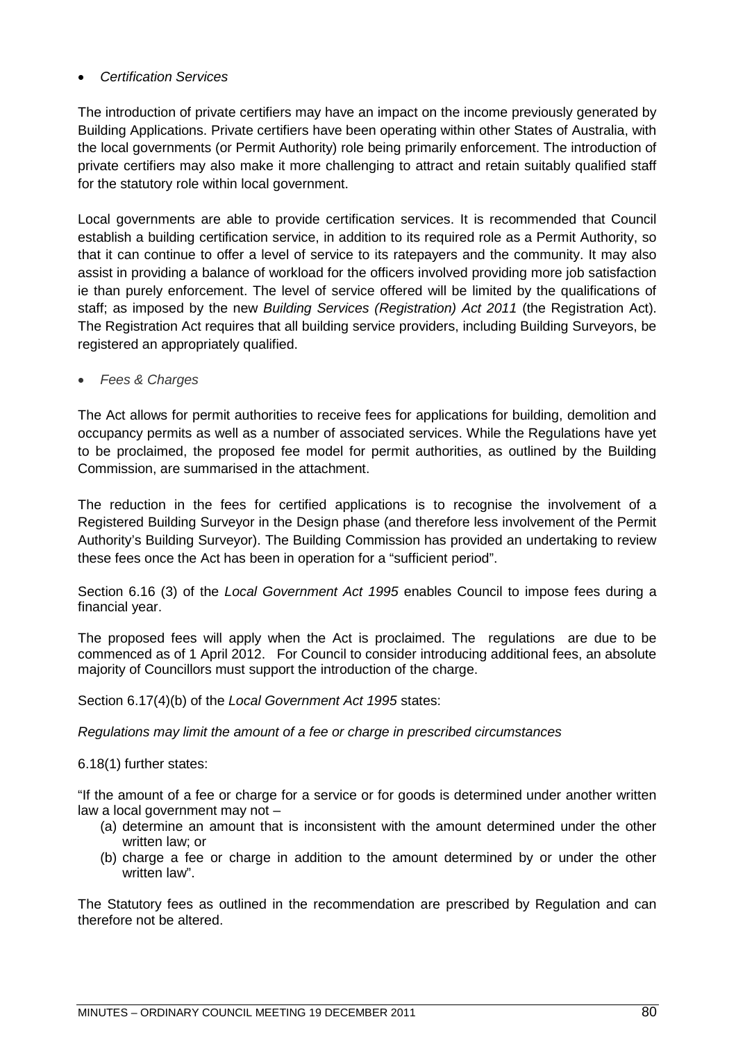- *Certification Services*

The introduction of private certifiers may have an impact on the income previously generated by Building Applications. Private certifiers have been operating within other States of Australia, with the local governments (or Permit Authority) role being primarily enforcement. The introduction of private certifiers may also make it more challenging to attract and retain suitably qualified staff for the statutory role within local government.

Local governments are able to provide certification services. It is recommended that Council establish a building certification service, in addition to its required role as a Permit Authority, so that it can continue to offer a level of service to its ratepayers and the community. It may also assist in providing a balance of workload for the officers involved providing more job satisfaction ie than purely enforcement. The level of service offered will be limited by the qualifications of staff; as imposed by the new *Building Services (Registration) Act 2011* (the Registration Act). The Registration Act requires that all building service providers, including Building Surveyors, be registered an appropriately qualified.

- *Fees & Charges*

The Act allows for permit authorities to receive fees for applications for building, demolition and occupancy permits as well as a number of associated services. While the Regulations have yet to be proclaimed, the proposed fee model for permit authorities, as outlined by the Building Commission, are summarised in the attachment.

The reduction in the fees for certified applications is to recognise the involvement of a Registered Building Surveyor in the Design phase (and therefore less involvement of the Permit Authority's Building Surveyor). The Building Commission has provided an undertaking to review these fees once the Act has been in operation for a "sufficient period".

Section 6.16 (3) of the *Local Government Act 1995* enables Council to impose fees during a financial year.

The proposed fees will apply when the Act is proclaimed. The regulations are due to be commenced as of 1 April 2012. For Council to consider introducing additional fees, an absolute majority of Councillors must support the introduction of the charge.

Section 6.17(4)(b) of the *Local Government Act 1995* states:

*Regulations may limit the amount of a fee or charge in prescribed circumstances*

6.18(1) further states:

"If the amount of a fee or charge for a service or for goods is determined under another written law a local government may not –

(a) determine an amount that is inconsistent with the amount determined under the other written law; or
(b) charge a fee or charge in addition to the amount determined by or under the other written law".

The Statutory fees as outlined in the recommendation are prescribed by Regulation and can therefore not be altered.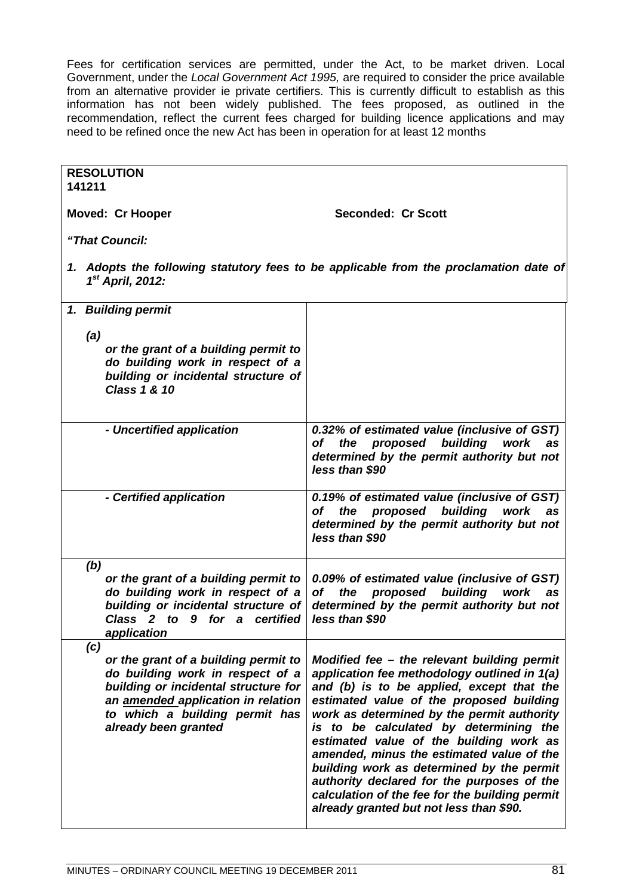Fees for certification services are permitted, under the Act, to be market driven. Local Government, under the *Local Government Act 1995,* are required to consider the price available from an alternative provider ie private certifiers. This is currently difficult to establish as this information has not been widely published. The fees proposed, as outlined in the recommendation, reflect the current fees charged for building licence applications and may need to be refined once the new Act has been in operation for at least 12 months

**RESOLUTION**
**141211**

**Moved: Cr Hooper** **Seconded: Cr Scott**

***"That Council:***

***1. Adopts the following statutory fees to be applicable from the proclamation date of 1st April, 2012:***

| ***1. Building permit*** ***(a)*** ***or the grant of a building permit to do building work in respect of a building or incidental structure of Class 1 & 10*** | |
|---|---|
| ***- Uncertified application*** | ***0.32% of estimated value (inclusive of GST) of the proposed building work as determined by the permit authority but not less than $90*** |
| ***- Certified application*** | ***0.19% of estimated value (inclusive of GST) of the proposed building work as determined by the permit authority but not less than $90*** |
| ***(b)*** ***or the grant of a building permit to do building work in respect of a building or incidental structure of Class 2 to 9 for a certified application*** | ***0.09% of estimated value (inclusive of GST) of the proposed building work as determined by the permit authority but not less than $90*** |
| ***(c)*** ***or the grant of a building permit to do building work in respect of a building or incidental structure for an amended application in relation to which a building permit has already been granted*** | ***Modified fee – the relevant building permit application fee methodology outlined in 1(a) and (b) is to be applied, except that the estimated value of the proposed building work as determined by the permit authority is to be calculated by determining the estimated value of the building work as amended, minus the estimated value of the building work as determined by the permit authority declared for the purposes of the calculation of the fee for the building permit already granted but not less than $90.*** |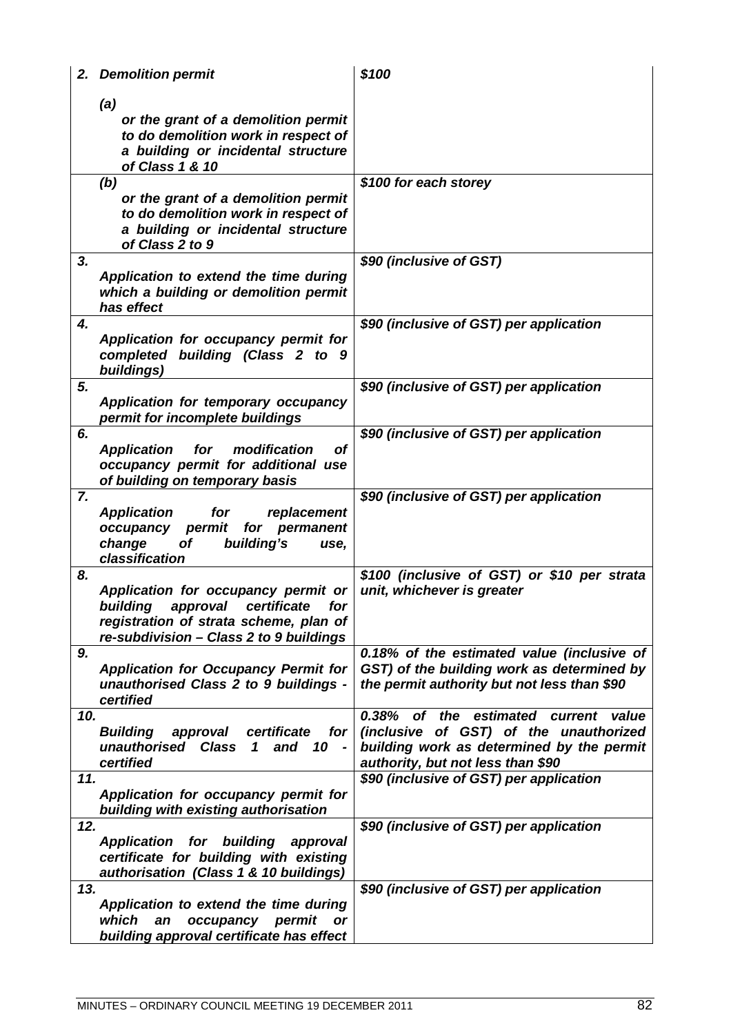| | |
|---|---|
| ***2. Demolition permit*** | ***$100*** |
| ***(a) or the grant of a demolition permit to do demolition work in respect of a building or incidental structure of Class 1 & 10*** | |
| ***(b) or the grant of a demolition permit to do demolition work in respect of a building or incidental structure of Class 2 to 9*** | ***$100 for each storey*** |
| ***3. Application to extend the time during which a building or demolition permit has effect*** | ***$90 (inclusive of GST)*** |
| ***4. Application for occupancy permit for completed building (Class 2 to 9 buildings)*** | ***$90 (inclusive of GST) per application*** |
| ***5. Application for temporary occupancy permit for incomplete buildings*** | ***$90 (inclusive of GST) per application*** |
| ***6. Application for modification of occupancy permit for additional use of building on temporary basis*** | ***$90 (inclusive of GST) per application*** |
| ***7. Application for replacement occupancy permit for permanent change of building's use, classification*** | ***$90 (inclusive of GST) per application*** |
| ***8. Application for occupancy permit or building approval certificate for registration of strata scheme, plan of re-subdivision – Class 2 to 9 buildings*** | ***$100 (inclusive of GST) or $10 per strata unit, whichever is greater*** |
| ***9. Application for Occupancy Permit for unauthorised Class 2 to 9 buildings - certified*** | ***0.18% of the estimated value (inclusive of GST) of the building work as determined by the permit authority but not less than $90*** |
| ***10. Building approval certificate for unauthorised Class 1 and 10 - certified*** | ***0.38% of the estimated current value (inclusive of GST) of the unauthorized building work as determined by the permit authority, but not less than $90*** |
| ***11. Application for occupancy permit for building with existing authorisation*** | ***$90 (inclusive of GST) per application*** |
| ***12. Application for building approval certificate for building with existing authorisation (Class 1 & 10 buildings)*** | ***$90 (inclusive of GST) per application*** |
| ***13. Application to extend the time during which an occupancy permit or building approval certificate has effect*** | ***$90 (inclusive of GST) per application*** |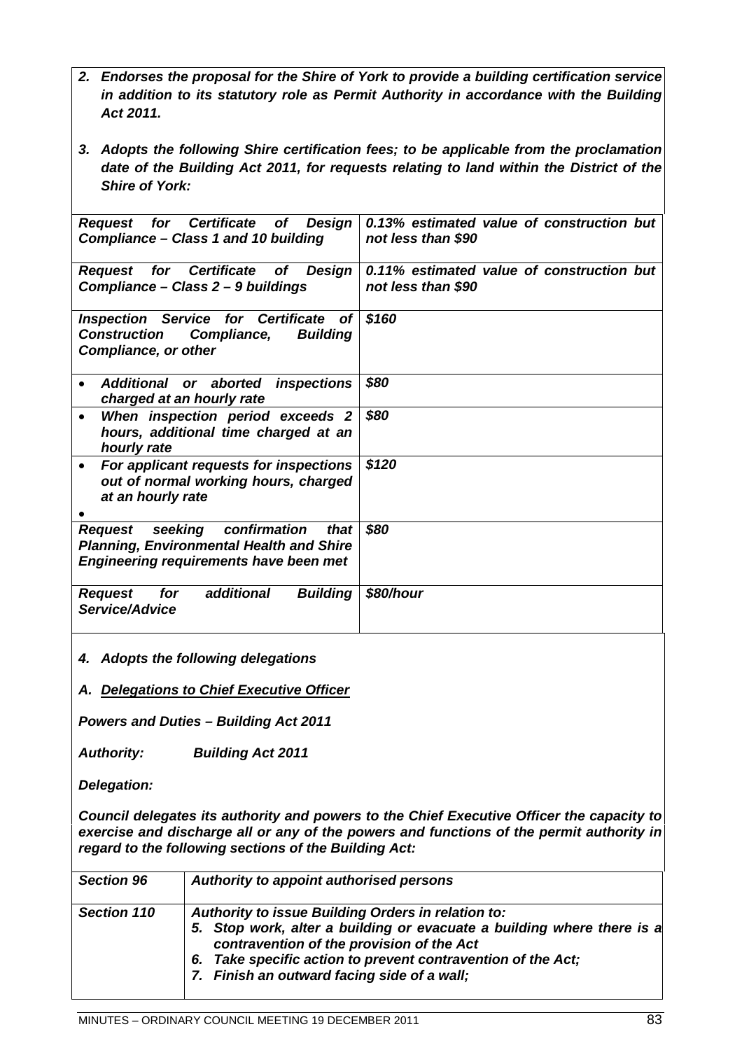2. ***Endorses the proposal for the Shire of York to provide a building certification service in addition to its statutory role as Permit Authority in accordance with the Building Act 2011.***

3. ***Adopts the following Shire certification fees; to be applicable from the proclamation date of the Building Act 2011, for requests relating to land within the District of the Shire of York:***

| | |
|---|---|
| ***Request for Certificate of Design Compliance – Class 1 and 10 building*** | ***0.13% estimated value of construction but not less than $90*** |
| ***Request for Certificate of Design Compliance – Class 2 – 9 buildings*** | ***0.11% estimated value of construction but not less than $90*** |
| ***Inspection Service for Certificate of Construction Compliance, Building Compliance, or other*** | ***$160*** |
| • ***Additional or aborted inspections charged at an hourly rate*** | ***$80*** |
| • ***When inspection period exceeds 2 hours, additional time charged at an hourly rate*** | ***$80*** |
| • ***For applicant requests for inspections out of normal working hours, charged at an hourly rate*** <br> • | ***$120*** |
| ***Request seeking confirmation that Planning, Environmental Health and Shire Engineering requirements have been met*** | ***$80*** |
| ***Request for additional Building Service/Advice*** | ***$80/hour*** |

4. ***Adopts the following delegations***

***A. <u>Delegations to Chief Executive Officer</u>***

***Powers and Duties – Building Act 2011***

***Authority:*** ***Building Act 2011***

***Delegation:***

***Council delegates its authority and powers to the Chief Executive Officer the capacity to exercise and discharge all or any of the powers and functions of the permit authority in regard to the following sections of the Building Act:***

| | |
|---|---|
| ***Section 96*** | ***Authority to appoint authorised persons*** |
| ***Section 110*** | ***Authority to issue Building Orders in relation to:*** <br> ***5. Stop work, alter a building or evacuate a building where there is a contravention of the provision of the Act*** <br> ***6. Take specific action to prevent contravention of the Act;*** <br> ***7. Finish an outward facing side of a wall;*** |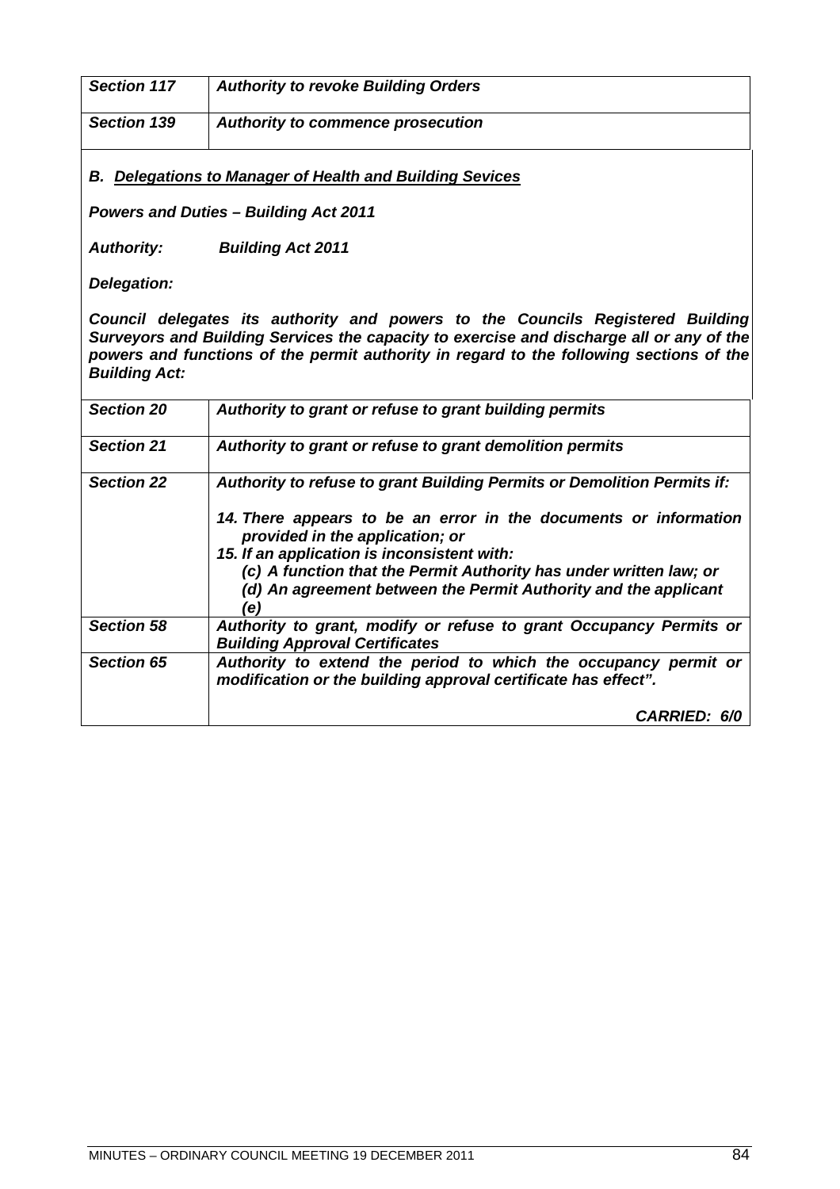| *Section 117* | *Authority to revoke Building Orders* |
|---|---|
| *Section 139* | *Authority to commence prosecution* |

***B. Delegations to Manager of Health and Building Sevices***

***Powers and Duties – Building Act 2011***

***Authority: Building Act 2011***

***Delegation:***

***Council delegates its authority and powers to the Councils Registered Building Surveyors and Building Services the capacity to exercise and discharge all or any of the powers and functions of the permit authority in regard to the following sections of the Building Act:***

| *Section 20* | *Authority to grant or refuse to grant building permits* |
|---|---|
| *Section 21* | *Authority to grant or refuse to grant demolition permits* |
| *Section 22* | *Authority to refuse to grant Building Permits or Demolition Permits if:*<br><br>*14. There appears to be an error in the documents or information provided in the application; or*<br>*15. If an application is inconsistent with:*<br>*(c) A function that the Permit Authority has under written law; or*<br>*(d) An agreement between the Permit Authority and the applicant*<br>*(e)* |
| *Section 58* | *Authority to grant, modify or refuse to grant Occupancy Permits or Building Approval Certificates* |
| *Section 65* | *Authority to extend the period to which the occupancy permit or modification or the building approval certificate has effect".*<br><br>***CARRIED: 6/0*** |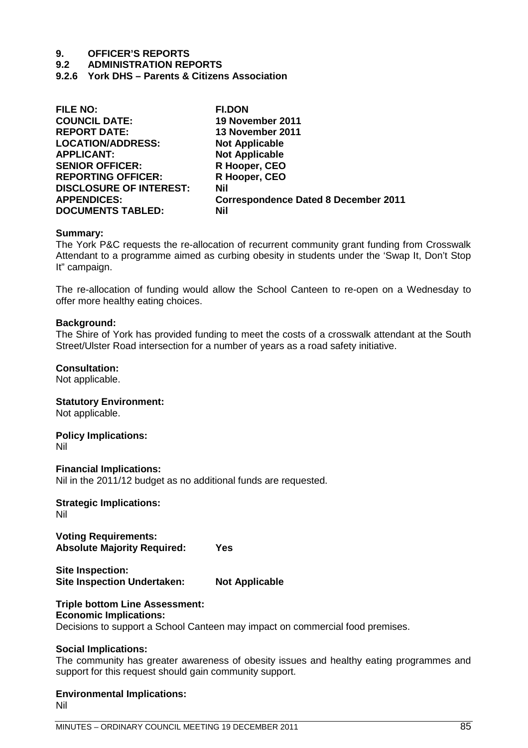# 9. OFFICER'S REPORTS

## 9.2 ADMINISTRATION REPORTS

### 9.2.6 York DHS – Parents & Citizens Association

| | |
|---|---|
| **FILE NO:** | **FI.DON** |
| **COUNCIL DATE:** | **19 November 2011** |
| **REPORT DATE:** | **13 November 2011** |
| **LOCATION/ADDRESS:** | **Not Applicable** |
| **APPLICANT:** | **Not Applicable** |
| **SENIOR OFFICER:** | **R Hooper, CEO** |
| **REPORTING OFFICER:** | **R Hooper, CEO** |
| **DISCLOSURE OF INTEREST:** | **Nil** |
| **APPENDICES:** | **Correspondence Dated 8 December 2011** |
| **DOCUMENTS TABLED:** | **Nil** |

**Summary:**
The York P&C requests the re-allocation of recurrent community grant funding from Crosswalk Attendant to a programme aimed as curbing obesity in students under the 'Swap It, Don't Stop It" campaign.

The re-allocation of funding would allow the School Canteen to re-open on a Wednesday to offer more healthy eating choices.

**Background:**
The Shire of York has provided funding to meet the costs of a crosswalk attendant at the South Street/Ulster Road intersection for a number of years as a road safety initiative.

**Consultation:**
Not applicable.

**Statutory Environment:**
Not applicable.

**Policy Implications:**
Nil

**Financial Implications:**
Nil in the 2011/12 budget as no additional funds are requested.

**Strategic Implications:**
Nil

**Voting Requirements:**
**Absolute Majority Required:** **Yes**

**Site Inspection:**
**Site Inspection Undertaken:** **Not Applicable**

**Triple bottom Line Assessment:**
**Economic Implications:**
Decisions to support a School Canteen may impact on commercial food premises.

**Social Implications:**
The community has greater awareness of obesity issues and healthy eating programmes and support for this request should gain community support.

**Environmental Implications:**
Nil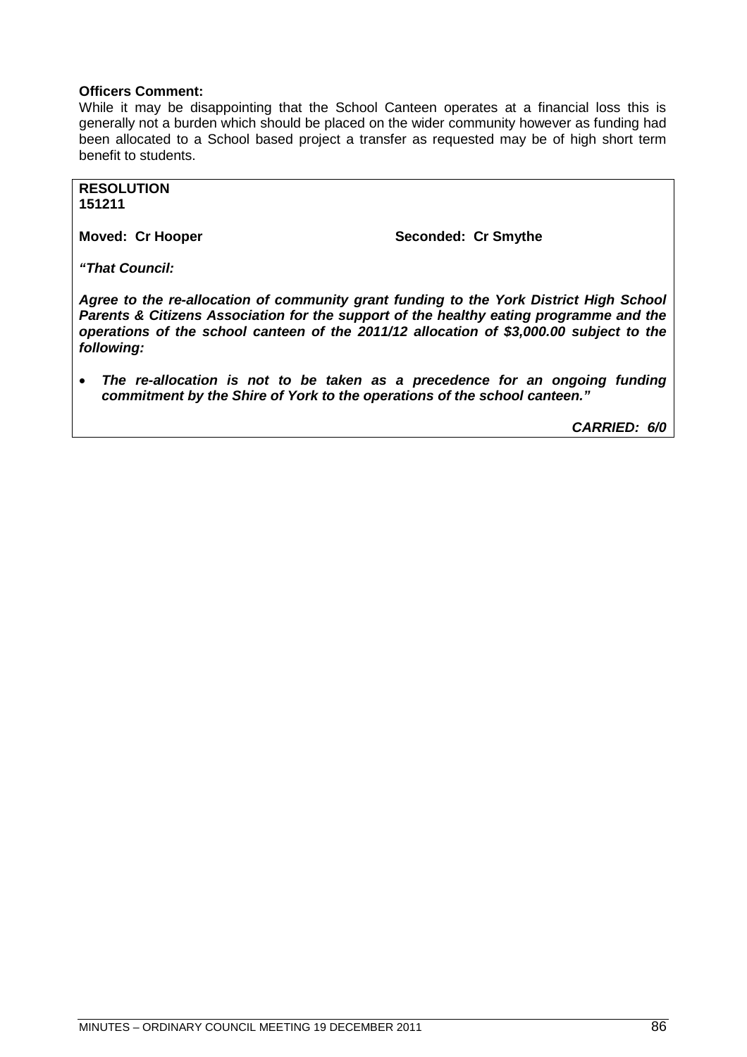**Officers Comment:**

While it may be disappointing that the School Canteen operates at a financial loss this is generally not a burden which should be placed on the wider community however as funding had been allocated to a School based project a transfer as requested may be of high short term benefit to students.

**RESOLUTION**
**151211**

**Moved: Cr Hooper** **Seconded: Cr Smythe**

***"That Council:***

***Agree to the re-allocation of community grant funding to the York District High School Parents & Citizens Association for the support of the healthy eating programme and the operations of the school canteen of the 2011/12 allocation of $3,000.00 subject to the following:***

- ***The re-allocation is not to be taken as a precedence for an ongoing funding commitment by the Shire of York to the operations of the school canteen."***

***CARRIED: 6/0***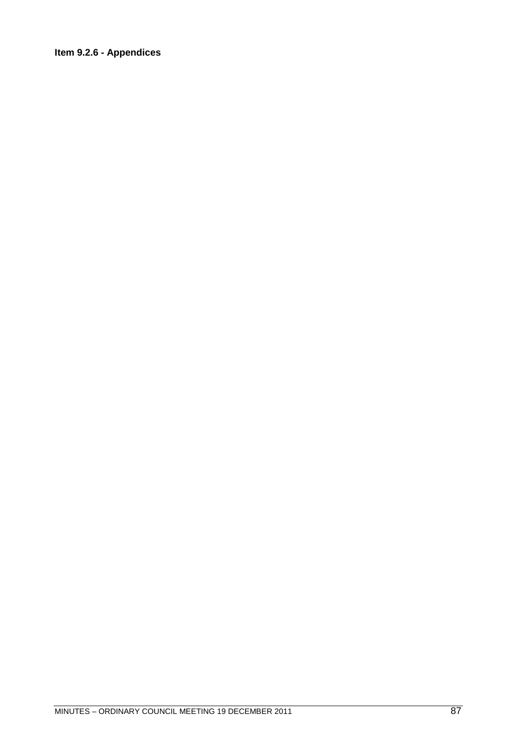**Item 9.2.6 - Appendices**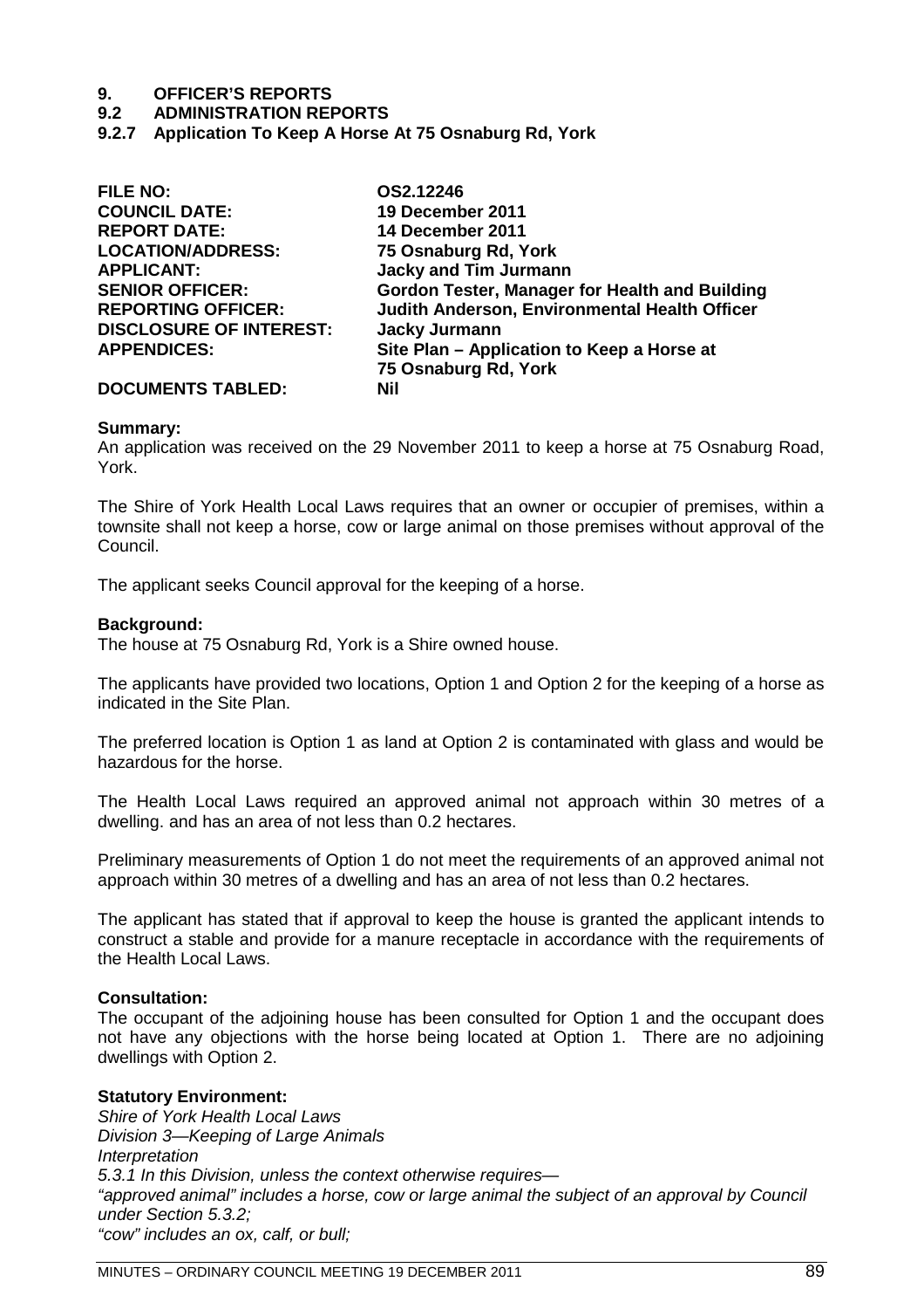# 9. OFFICER'S REPORTS

## 9.2 ADMINISTRATION REPORTS

### 9.2.7 Application To Keep A Horse At 75 Osnaburg Rd, York

| | |
|---|---|
| **FILE NO:** | **OS2.12246** |
| **COUNCIL DATE:** | **19 December 2011** |
| **REPORT DATE:** | **14 December 2011** |
| **LOCATION/ADDRESS:** | **75 Osnaburg Rd, York** |
| **APPLICANT:** | **Jacky and Tim Jurmann** |
| **SENIOR OFFICER:** | **Gordon Tester, Manager for Health and Building** |
| **REPORTING OFFICER:** | **Judith Anderson, Environmental Health Officer** |
| **DISCLOSURE OF INTEREST:** | **Jacky Jurmann** |
| **APPENDICES:** | **Site Plan – Application to Keep a Horse at 75 Osnaburg Rd, York** |
| **DOCUMENTS TABLED:** | **Nil** |

**Summary:**

An application was received on the 29 November 2011 to keep a horse at 75 Osnaburg Road, York.

The Shire of York Health Local Laws requires that an owner or occupier of premises, within a townsite shall not keep a horse, cow or large animal on those premises without approval of the Council.

The applicant seeks Council approval for the keeping of a horse.

**Background:**

The house at 75 Osnaburg Rd, York is a Shire owned house.

The applicants have provided two locations, Option 1 and Option 2 for the keeping of a horse as indicated in the Site Plan.

The preferred location is Option 1 as land at Option 2 is contaminated with glass and would be hazardous for the horse.

The Health Local Laws required an approved animal not approach within 30 metres of a dwelling. and has an area of not less than 0.2 hectares.

Preliminary measurements of Option 1 do not meet the requirements of an approved animal not approach within 30 metres of a dwelling and has an area of not less than 0.2 hectares.

The applicant has stated that if approval to keep the house is granted the applicant intends to construct a stable and provide for a manure receptacle in accordance with the requirements of the Health Local Laws.

**Consultation:**

The occupant of the adjoining house has been consulted for Option 1 and the occupant does not have any objections with the horse being located at Option 1. There are no adjoining dwellings with Option 2.

**Statutory Environment:**

*Shire of York Health Local Laws*
*Division 3—Keeping of Large Animals*
*Interpretation*
*5.3.1 In this Division, unless the context otherwise requires—*
*"approved animal" includes a horse, cow or large animal the subject of an approval by Council under Section 5.3.2;*
*"cow" includes an ox, calf, or bull;*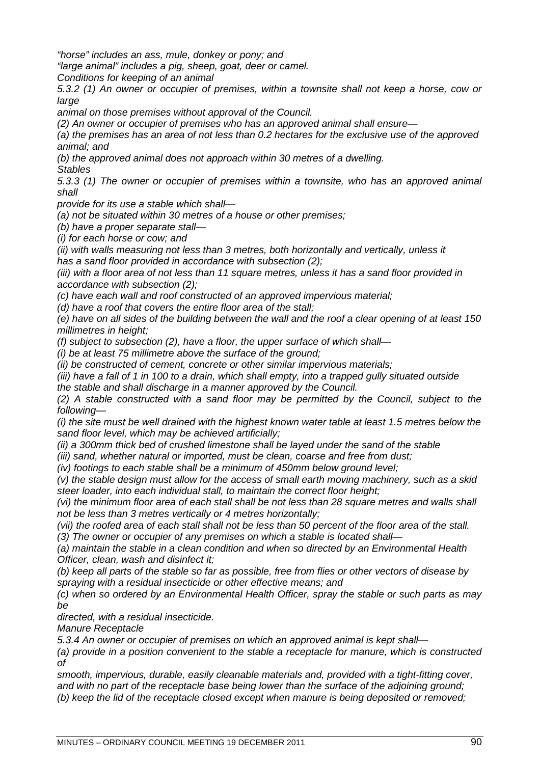*"horse" includes an ass, mule, donkey or pony; and*

*"large animal" includes a pig, sheep, goat, deer or camel.*

*Conditions for keeping of an animal*

*5.3.2 (1) An owner or occupier of premises, within a townsite shall not keep a horse, cow or large animal on those premises without approval of the Council.*

*(2) An owner or occupier of premises who has an approved animal shall ensure—*

*(a) the premises has an area of not less than 0.2 hectares for the exclusive use of the approved animal; and*

*(b) the approved animal does not approach within 30 metres of a dwelling.*

*Stables*

*5.3.3 (1) The owner or occupier of premises within a townsite, who has an approved animal shall provide for its use a stable which shall—*

*(a) not be situated within 30 metres of a house or other premises;*

*(b) have a proper separate stall—*

*(i) for each horse or cow; and*

*(ii) with walls measuring not less than 3 metres, both horizontally and vertically, unless it has a sand floor provided in accordance with subsection (2);*

*(iii) with a floor area of not less than 11 square metres, unless it has a sand floor provided in accordance with subsection (2);*

*(c) have each wall and roof constructed of an approved impervious material;*

*(d) have a roof that covers the entire floor area of the stall;*

*(e) have on all sides of the building between the wall and the roof a clear opening of at least 150 millimetres in height;*

*(f) subject to subsection (2), have a floor, the upper surface of which shall—*

*(i) be at least 75 millimetre above the surface of the ground;*

*(ii) be constructed of cement, concrete or other similar impervious materials;*

*(iii) have a fall of 1 in 100 to a drain, which shall empty, into a trapped gully situated outside the stable and shall discharge in a manner approved by the Council.*

*(2) A stable constructed with a sand floor may be permitted by the Council, subject to the following—*

*(i) the site must be well drained with the highest known water table at least 1.5 metres below the sand floor level, which may be achieved artificially;*

*(ii) a 300mm thick bed of crushed limestone shall be layed under the sand of the stable*

*(iii) sand, whether natural or imported, must be clean, coarse and free from dust;*

*(iv) footings to each stable shall be a minimum of 450mm below ground level;*

*(v) the stable design must allow for the access of small earth moving machinery, such as a skid steer loader, into each individual stall, to maintain the correct floor height;*

*(vi) the minimum floor area of each stall shall be not less than 28 square metres and walls shall not be less than 3 metres vertically or 4 metres horizontally;*

*(vii) the roofed area of each stall shall not be less than 50 percent of the floor area of the stall.*

*(3) The owner or occupier of any premises on which a stable is located shall—*

*(a) maintain the stable in a clean condition and when so directed by an Environmental Health Officer, clean, wash and disinfect it;*

*(b) keep all parts of the stable so far as possible, free from flies or other vectors of disease by spraying with a residual insecticide or other effective means; and*

*(c) when so ordered by an Environmental Health Officer, spray the stable or such parts as may be directed, with a residual insecticide.*

*Manure Receptacle*

*5.3.4 An owner or occupier of premises on which an approved animal is kept shall—*

*(a) provide in a position convenient to the stable a receptacle for manure, which is constructed of smooth, impervious, durable, easily cleanable materials and, provided with a tight-fitting cover, and with no part of the receptacle base being lower than the surface of the adjoining ground;*

*(b) keep the lid of the receptacle closed except when manure is being deposited or removed;*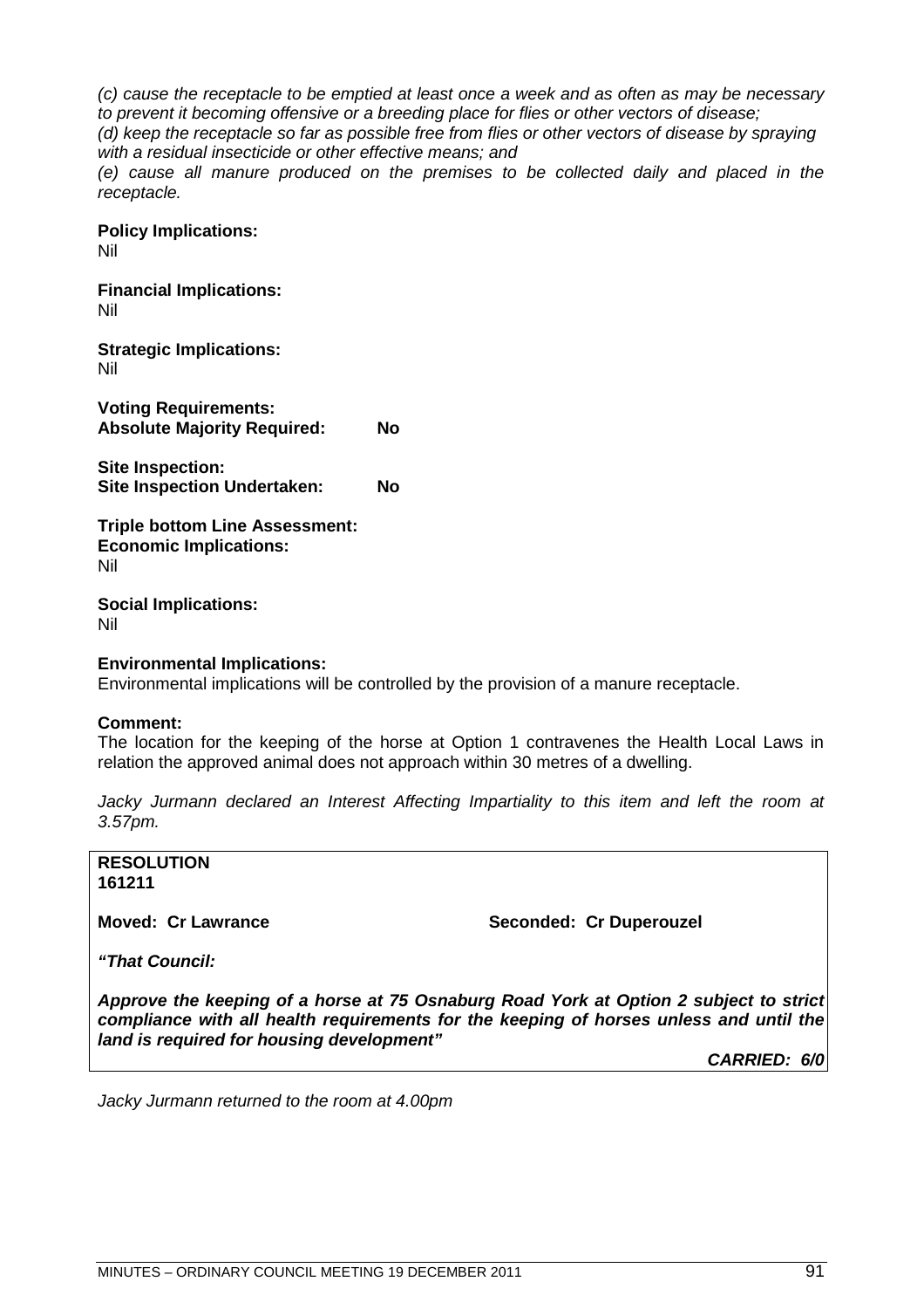*(c) cause the receptacle to be emptied at least once a week and as often as may be necessary to prevent it becoming offensive or a breeding place for flies or other vectors of disease;*
*(d) keep the receptacle so far as possible free from flies or other vectors of disease by spraying with a residual insecticide or other effective means; and*
*(e) cause all manure produced on the premises to be collected daily and placed in the receptacle.*

**Policy Implications:**
Nil

**Financial Implications:**
Nil

**Strategic Implications:**
Nil

**Voting Requirements:**
**Absolute Majority Required:** **No**

**Site Inspection:**
**Site Inspection Undertaken:** **No**

**Triple bottom Line Assessment:**
**Economic Implications:**
Nil

**Social Implications:**
Nil

**Environmental Implications:**
Environmental implications will be controlled by the provision of a manure receptacle.

**Comment:**
The location for the keeping of the horse at Option 1 contravenes the Health Local Laws in relation the approved animal does not approach within 30 metres of a dwelling.

*Jacky Jurmann declared an Interest Affecting Impartiality to this item and left the room at 3.57pm.*

**RESOLUTION**
**161211**

**Moved: Cr Lawrance** **Seconded: Cr Duperouzel**

***"That Council:***

***Approve the keeping of a horse at 75 Osnaburg Road York at Option 2 subject to strict compliance with all health requirements for the keeping of horses unless and until the land is required for housing development"***

***CARRIED: 6/0***

*Jacky Jurmann returned to the room at 4.00pm*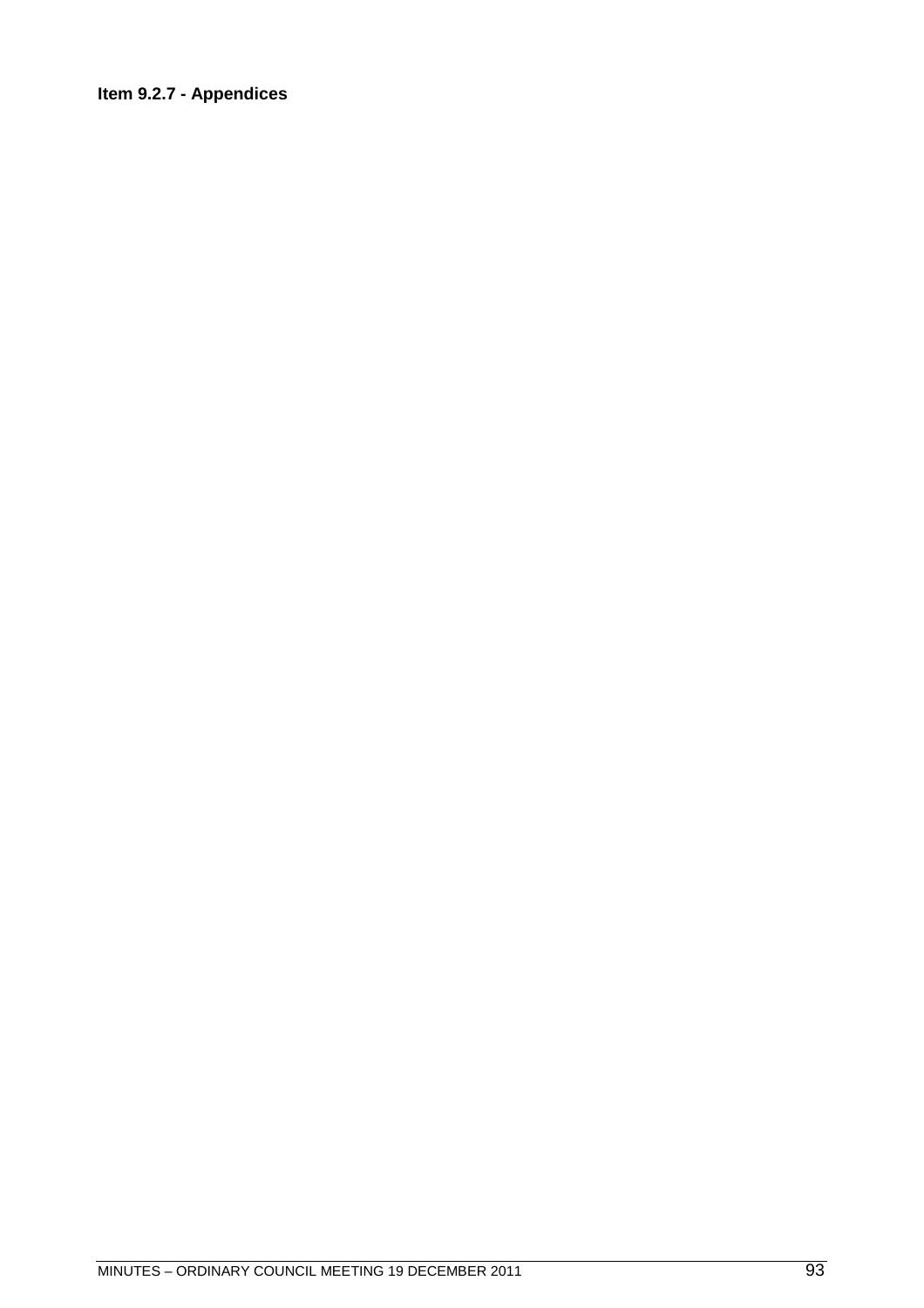**Item 9.2.7 - Appendices**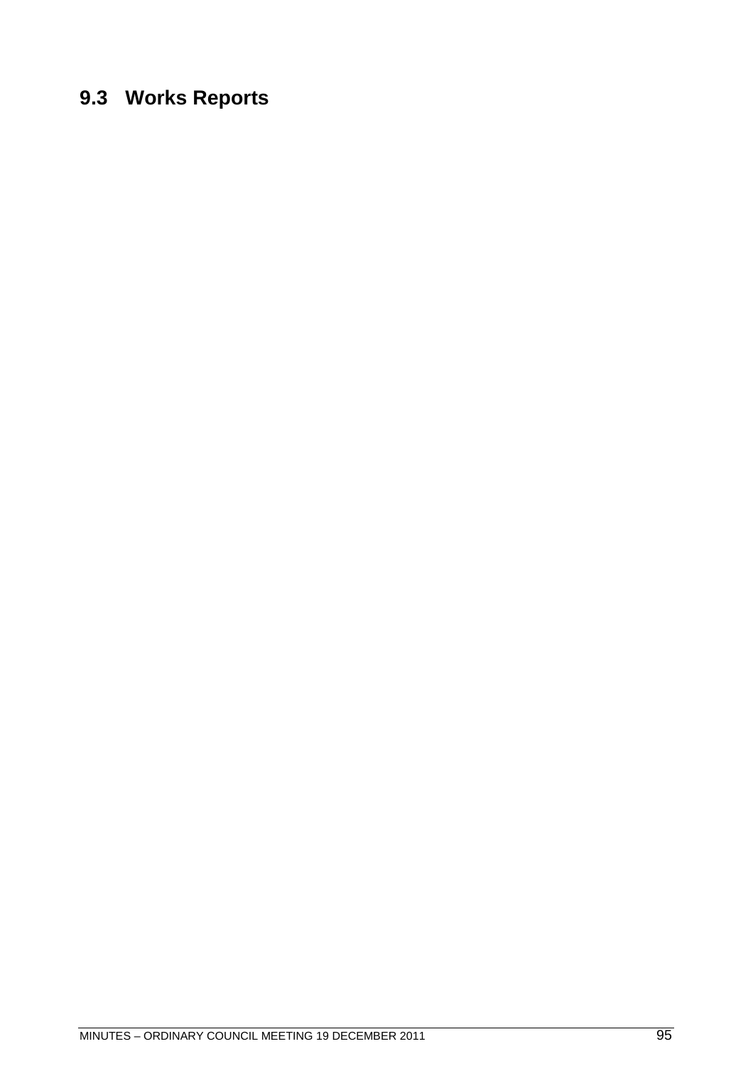## 9.3 Works Reports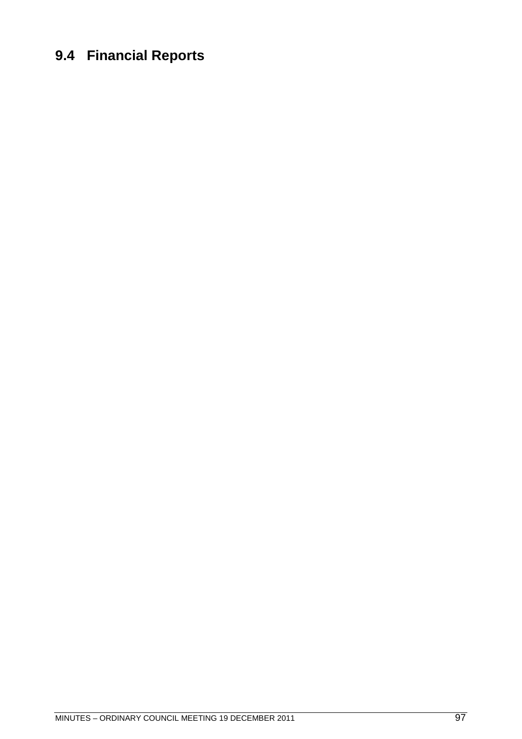## 9.4 Financial Reports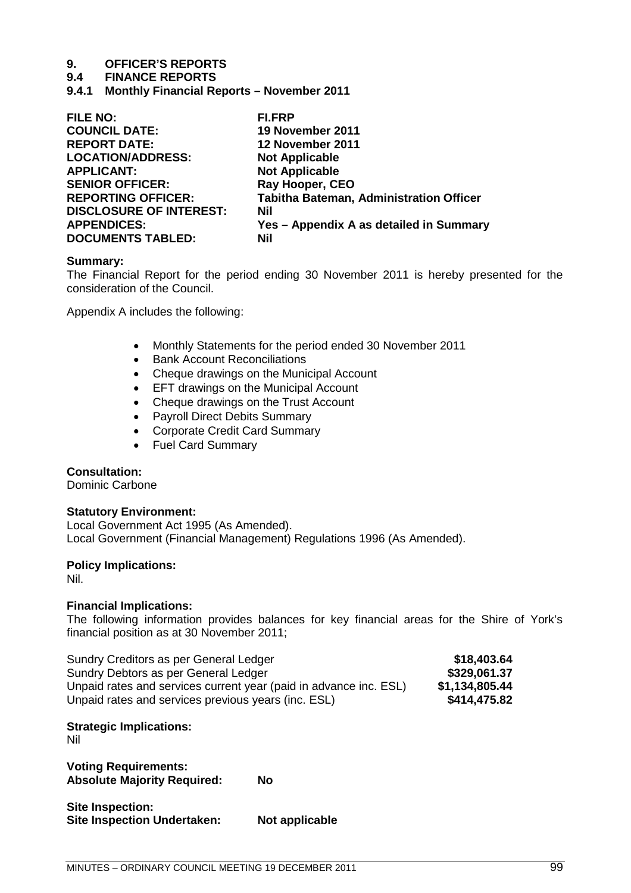# 9. OFFICER'S REPORTS

## 9.4 FINANCE REPORTS

### 9.4.1 Monthly Financial Reports – November 2011

| | |
|---|---|
| **FILE NO:** | **FI.FRP** |
| **COUNCIL DATE:** | **19 November 2011** |
| **REPORT DATE:** | **12 November 2011** |
| **LOCATION/ADDRESS:** | **Not Applicable** |
| **APPLICANT:** | **Not Applicable** |
| **SENIOR OFFICER:** | **Ray Hooper, CEO** |
| **REPORTING OFFICER:** | **Tabitha Bateman, Administration Officer** |
| **DISCLOSURE OF INTEREST:** | **Nil** |
| **APPENDICES:** | **Yes – Appendix A as detailed in Summary** |
| **DOCUMENTS TABLED:** | **Nil** |

**Summary:**
The Financial Report for the period ending 30 November 2011 is hereby presented for the consideration of the Council.

Appendix A includes the following:

- Monthly Statements for the period ended 30 November 2011
- Bank Account Reconciliations
- Cheque drawings on the Municipal Account
- EFT drawings on the Municipal Account
- Cheque drawings on the Trust Account
- Payroll Direct Debits Summary
- Corporate Credit Card Summary
- Fuel Card Summary

**Consultation:**
Dominic Carbone

**Statutory Environment:**
Local Government Act 1995 (As Amended).
Local Government (Financial Management) Regulations 1996 (As Amended).

**Policy Implications:**
Nil.

**Financial Implications:**
The following information provides balances for key financial areas for the Shire of York's financial position as at 30 November 2011;

| | |
|---|---:|
| Sundry Creditors as per General Ledger | **$18,403.64** |
| Sundry Debtors as per General Ledger | **$329,061.37** |
| Unpaid rates and services current year (paid in advance inc. ESL) | **$1,134,805.44** |
| Unpaid rates and services previous years (inc. ESL) | **$414,475.82** |

**Strategic Implications:**
Nil

**Voting Requirements:**
**Absolute Majority Required:** **No**

**Site Inspection:**
**Site Inspection Undertaken:** **Not applicable**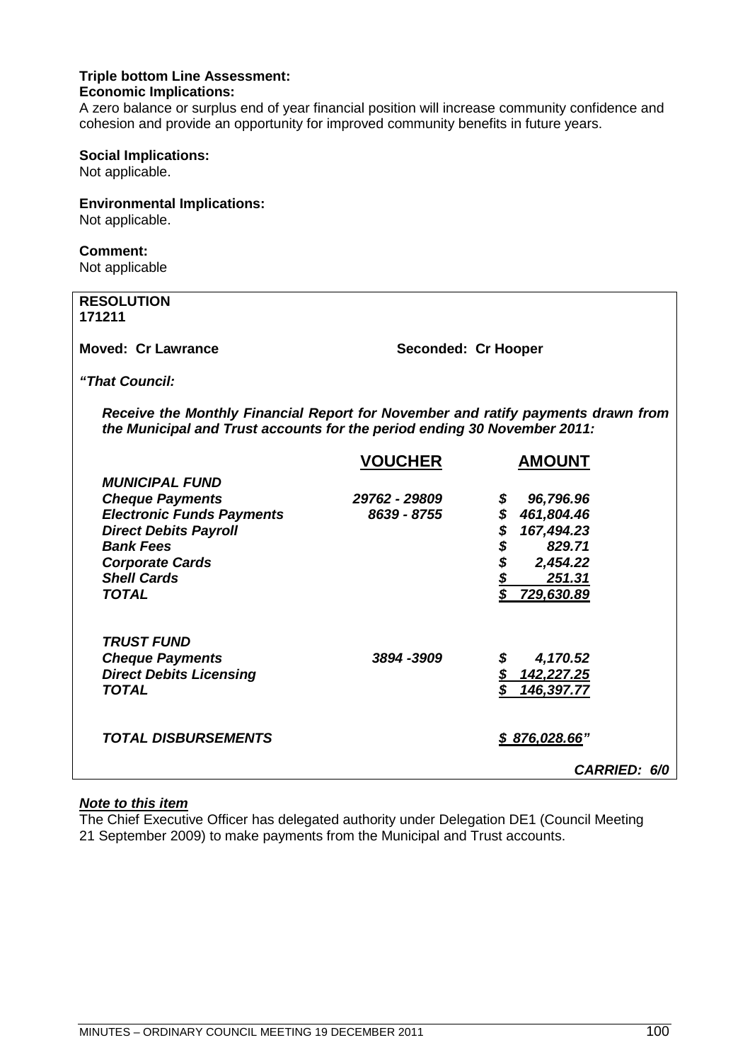**Triple bottom Line Assessment:**

**Economic Implications:**

A zero balance or surplus end of year financial position will increase community confidence and cohesion and provide an opportunity for improved community benefits in future years.

**Social Implications:**

Not applicable.

**Environmental Implications:**

Not applicable.

**Comment:**

Not applicable

**RESOLUTION**
**171211**

**Moved: Cr Lawrance** **Seconded: Cr Hooper**

***"That Council:***

***Receive the Monthly Financial Report for November and ratify payments drawn from the Municipal and Trust accounts for the period ending 30 November 2011:***

| | **VOUCHER** | **AMOUNT** |
|---|---|---|
| ***MUNICIPAL FUND*** | | |
| ***Cheque Payments*** | ***29762 - 29809*** | ***$ 96,796.96*** |
| ***Electronic Funds Payments*** | ***8639 - 8755*** | ***$ 461,804.46*** |
| ***Direct Debits Payroll*** | | ***$ 167,494.23*** |
| ***Bank Fees*** | | ***$ 829.71*** |
| ***Corporate Cards*** | | ***$ 2,454.22*** |
| ***Shell Cards*** | | ***$ 251.31*** |
| ***TOTAL*** | | ***$ 729,630.89*** |
| | | |
| ***TRUST FUND*** | | |
| ***Cheque Payments*** | ***3894 -3909*** | ***$ 4,170.52*** |
| ***Direct Debits Licensing*** | | ***$ 142,227.25*** |
| ***TOTAL*** | | ***$ 146,397.77*** |
| | | |
| ***TOTAL DISBURSEMENTS*** | | ***$ 876,028.66"*** |

***CARRIED: 6/0***

***Note to this item***

The Chief Executive Officer has delegated authority under Delegation DE1 (Council Meeting 21 September 2009) to make payments from the Municipal and Trust accounts.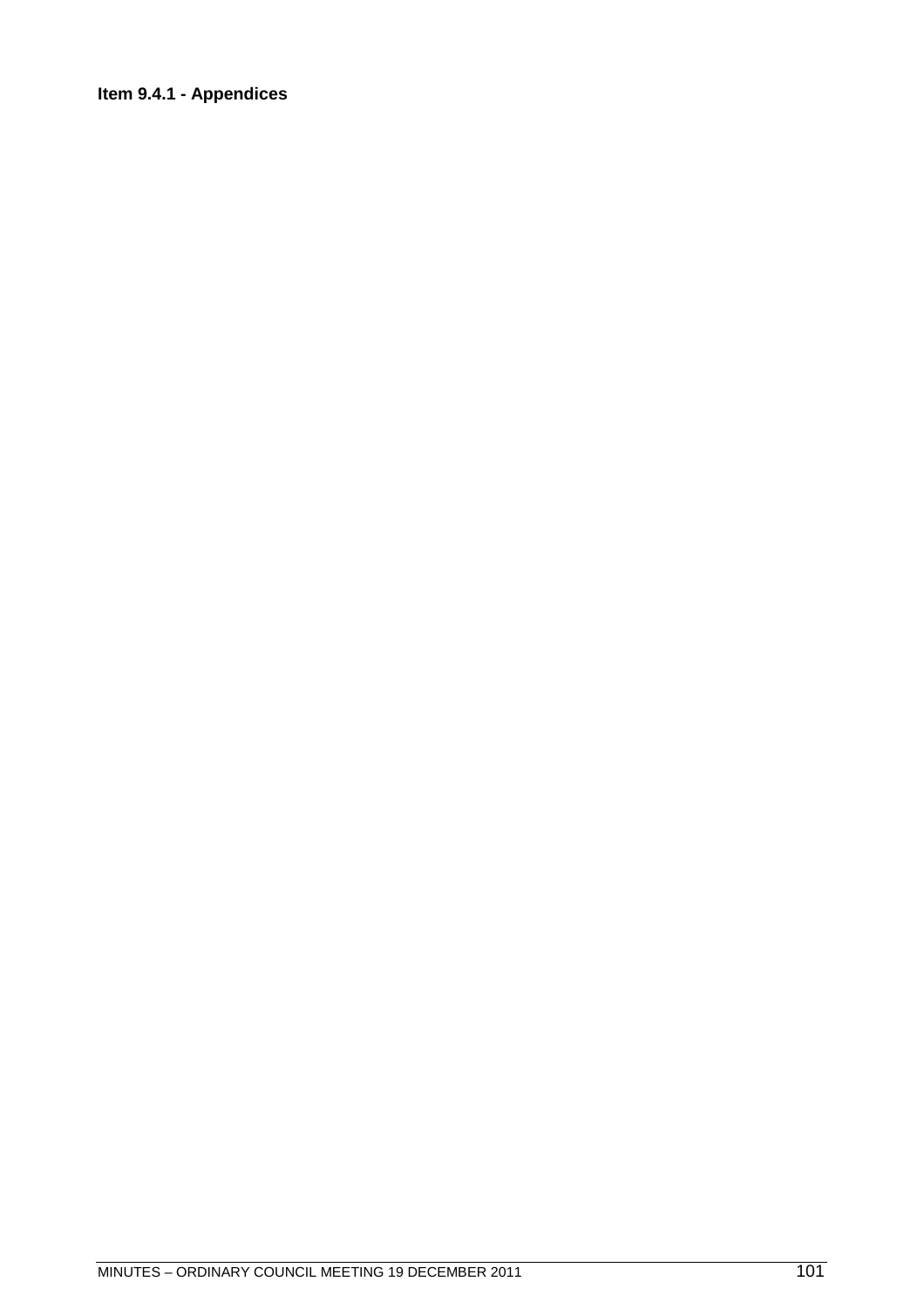**Item 9.4.1 - Appendices**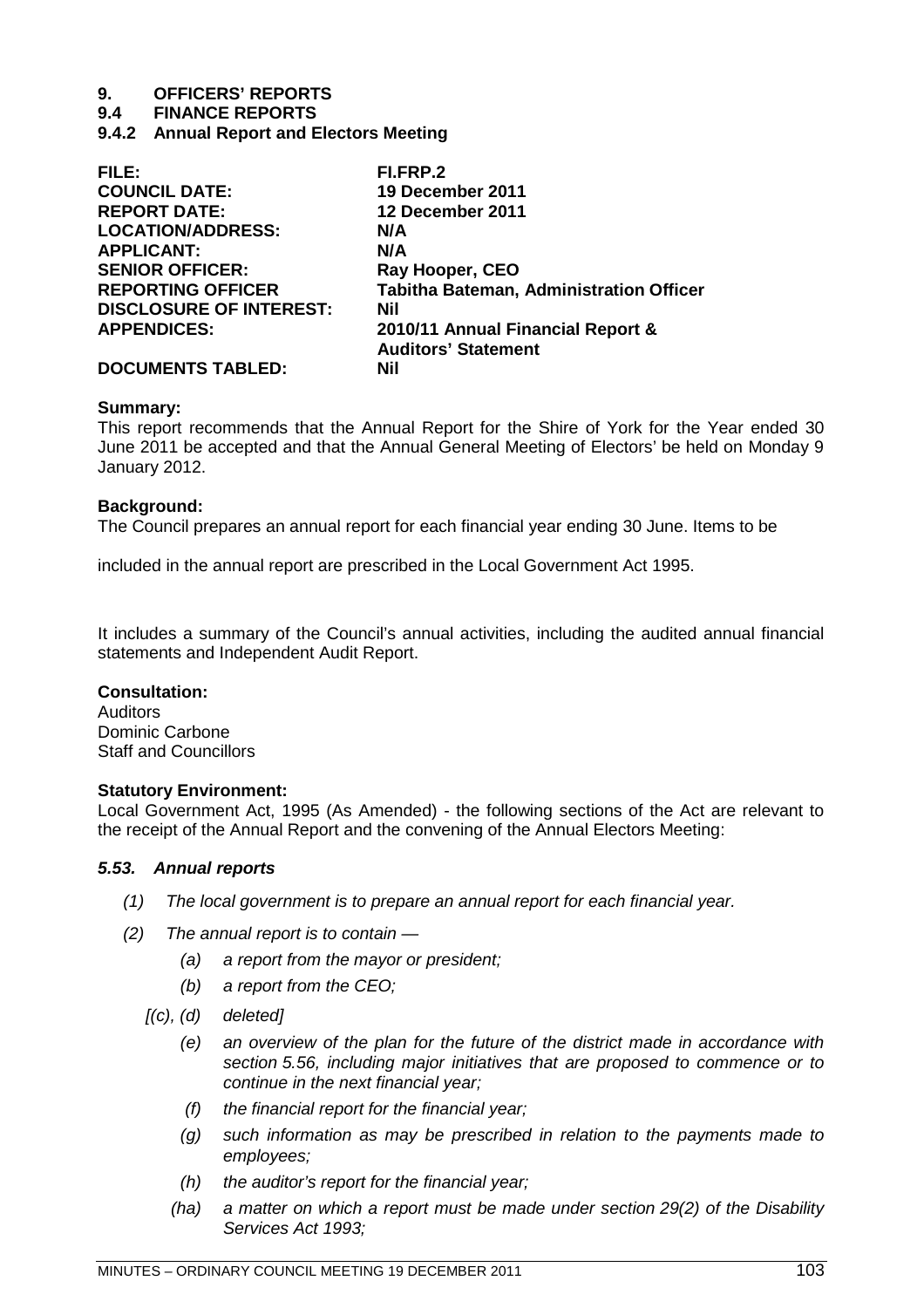# 9. OFFICERS' REPORTS

## 9.4 FINANCE REPORTS

### 9.4.2 Annual Report and Electors Meeting

| | |
|---|---|
| **FILE:** | **FI.FRP.2** |
| **COUNCIL DATE:** | **19 December 2011** |
| **REPORT DATE:** | **12 December 2011** |
| **LOCATION/ADDRESS:** | **N/A** |
| **APPLICANT:** | **N/A** |
| **SENIOR OFFICER:** | **Ray Hooper, CEO** |
| **REPORTING OFFICER** | **Tabitha Bateman, Administration Officer** |
| **DISCLOSURE OF INTEREST:** | **Nil** |
| **APPENDICES:** | **2010/11 Annual Financial Report & Auditors' Statement** |
| **DOCUMENTS TABLED:** | **Nil** |

**Summary:**
This report recommends that the Annual Report for the Shire of York for the Year ended 30 June 2011 be accepted and that the Annual General Meeting of Electors' be held on Monday 9 January 2012.

**Background:**
The Council prepares an annual report for each financial year ending 30 June. Items to be

included in the annual report are prescribed in the Local Government Act 1995.

It includes a summary of the Council's annual activities, including the audited annual financial statements and Independent Audit Report.

**Consultation:**
Auditors
Dominic Carbone
Staff and Councillors

**Statutory Environment:**
Local Government Act, 1995 (As Amended) - the following sections of the Act are relevant to the receipt of the Annual Report and the convening of the Annual Electors Meeting:

***5.53. Annual reports***

*(1) The local government is to prepare an annual report for each financial year.*

*(2) The annual report is to contain —*

*(a) a report from the mayor or president;*

*(b) a report from the CEO;*

*[(c), (d) deleted]*

*(e) an overview of the plan for the future of the district made in accordance with section 5.56, including major initiatives that are proposed to commence or to continue in the next financial year;*

*(f) the financial report for the financial year;*

*(g) such information as may be prescribed in relation to the payments made to employees;*

*(h) the auditor's report for the financial year;*

*(ha) a matter on which a report must be made under section 29(2) of the Disability Services Act 1993;*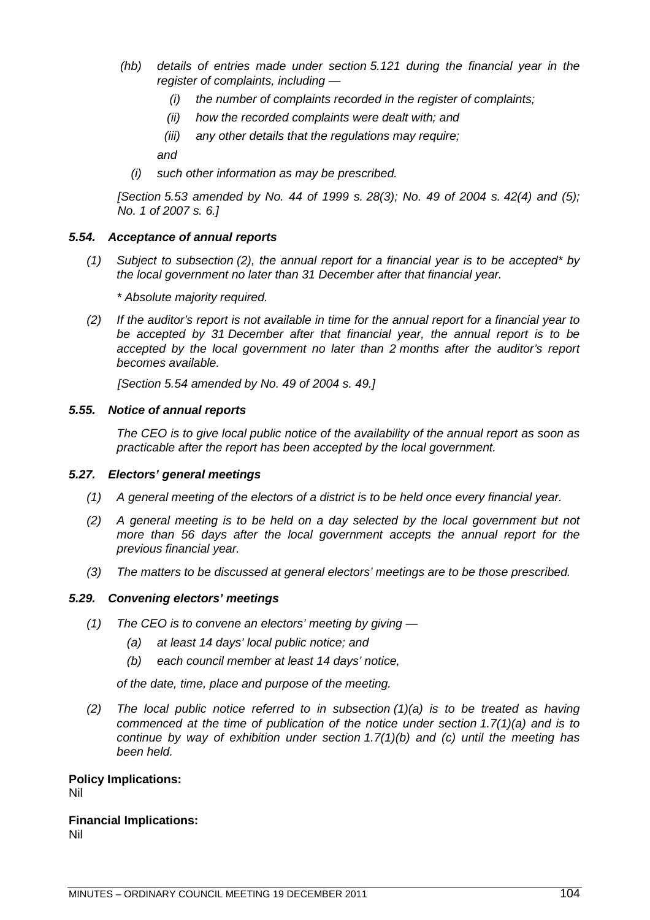*(hb) details of entries made under section 5.121 during the financial year in the register of complaints, including —*

*(i) the number of complaints recorded in the register of complaints;*

*(ii) how the recorded complaints were dealt with; and*

*(iii) any other details that the regulations may require;*

*and*

*(i) such other information as may be prescribed.*

*[Section 5.53 amended by No. 44 of 1999 s. 28(3); No. 49 of 2004 s. 42(4) and (5); No. 1 of 2007 s. 6.]*

### *5.54. Acceptance of annual reports*

*(1) Subject to subsection (2), the annual report for a financial year is to be accepted* by the local government no later than 31 December after that financial year.*

** Absolute majority required.*

*(2) If the auditor's report is not available in time for the annual report for a financial year to be accepted by 31 December after that financial year, the annual report is to be accepted by the local government no later than 2 months after the auditor's report becomes available.*

*[Section 5.54 amended by No. 49 of 2004 s. 49.]*

### *5.55. Notice of annual reports*

*The CEO is to give local public notice of the availability of the annual report as soon as practicable after the report has been accepted by the local government.*

### *5.27. Electors' general meetings*

*(1) A general meeting of the electors of a district is to be held once every financial year.*

*(2) A general meeting is to be held on a day selected by the local government but not more than 56 days after the local government accepts the annual report for the previous financial year.*

*(3) The matters to be discussed at general electors' meetings are to be those prescribed.*

### *5.29. Convening electors' meetings*

*(1) The CEO is to convene an electors' meeting by giving —*

*(a) at least 14 days' local public notice; and*

*(b) each council member at least 14 days' notice,*

*of the date, time, place and purpose of the meeting.*

*(2) The local public notice referred to in subsection (1)(a) is to be treated as having commenced at the time of publication of the notice under section 1.7(1)(a) and is to continue by way of exhibition under section 1.7(1)(b) and (c) until the meeting has been held.*

**Policy Implications:**
Nil

**Financial Implications:**
Nil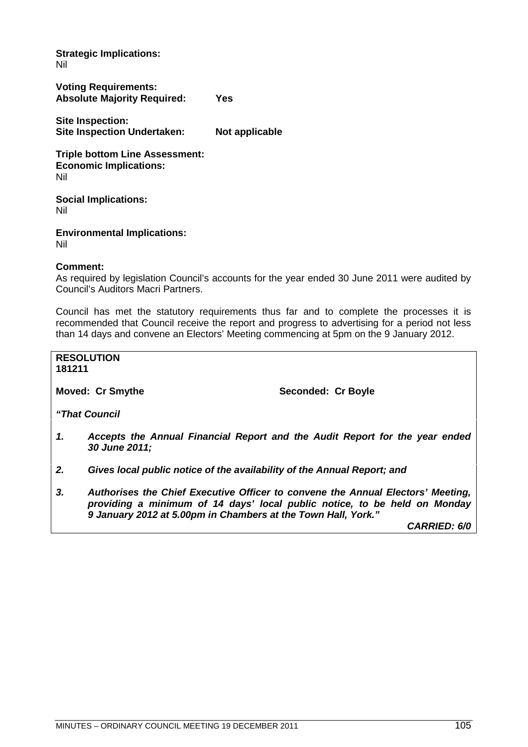**Strategic Implications:**
Nil

**Voting Requirements:**
**Absolute Majority Required: Yes**

**Site Inspection:**
**Site Inspection Undertaken: Not applicable**

**Triple bottom Line Assessment:**
**Economic Implications:**
Nil

**Social Implications:**
Nil

**Environmental Implications:**
Nil

**Comment:**
As required by legislation Council's accounts for the year ended 30 June 2011 were audited by Council's Auditors Macri Partners.

Council has met the statutory requirements thus far and to complete the processes it is recommended that Council receive the report and progress to advertising for a period not less than 14 days and convene an Electors' Meeting commencing at 5pm on the 9 January 2012.

**RESOLUTION**
**181211**

**Moved: Cr Smythe** **Seconded: Cr Boyle**

***"That Council***

1. ***Accepts the Annual Financial Report and the Audit Report for the year ended 30 June 2011;***

2. ***Gives local public notice of the availability of the Annual Report; and***

3. ***Authorises the Chief Executive Officer to convene the Annual Electors' Meeting, providing a minimum of 14 days' local public notice, to be held on Monday 9 January 2012 at 5.00pm in Chambers at the Town Hall, York."***

***CARRIED: 6/0***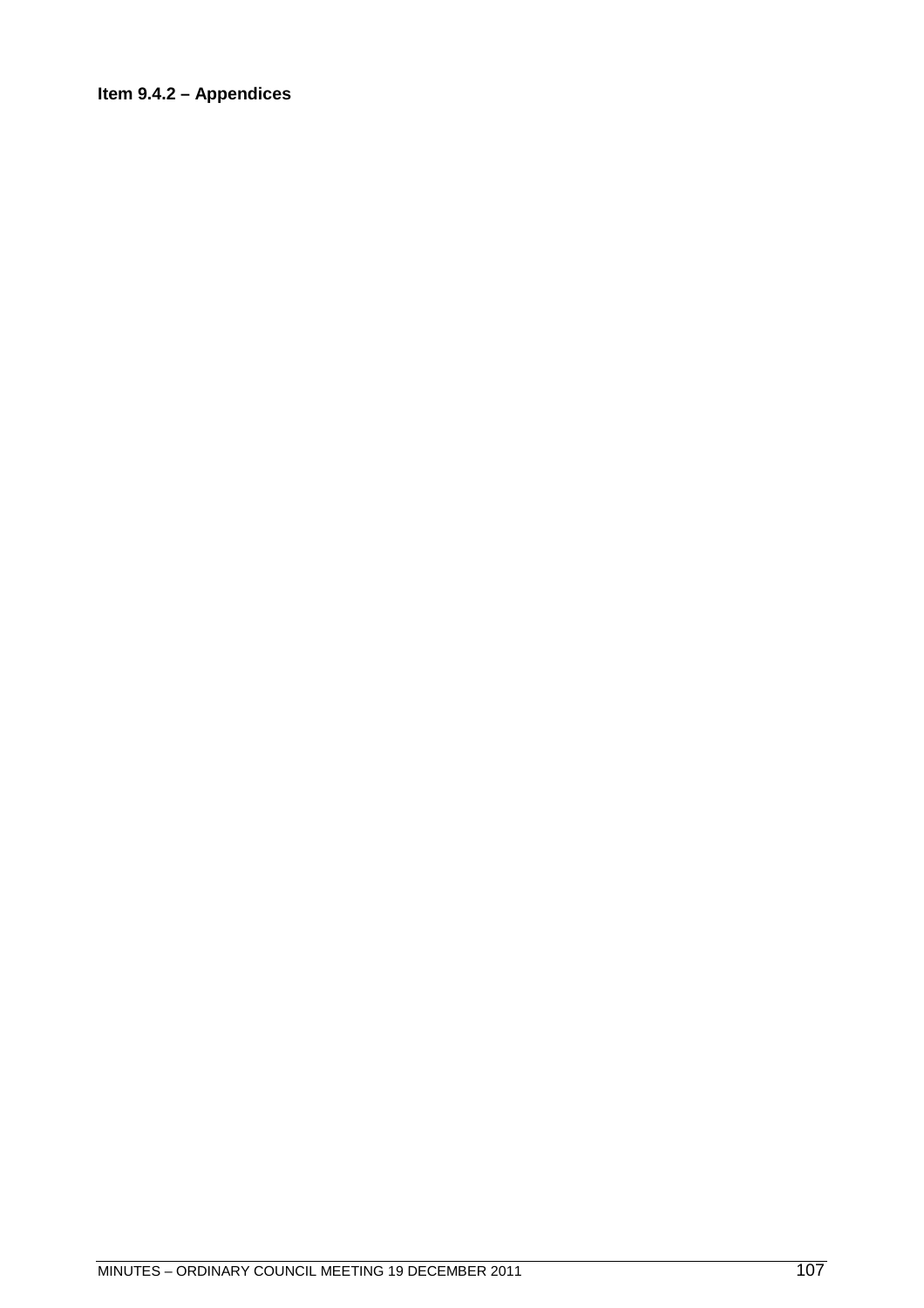**Item 9.4.2 – Appendices**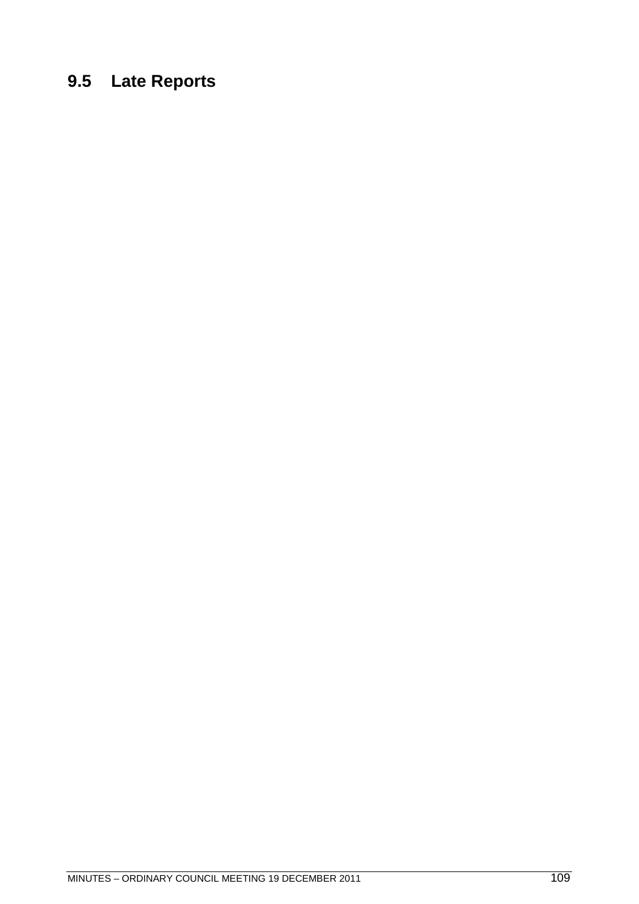# 9.5 Late Reports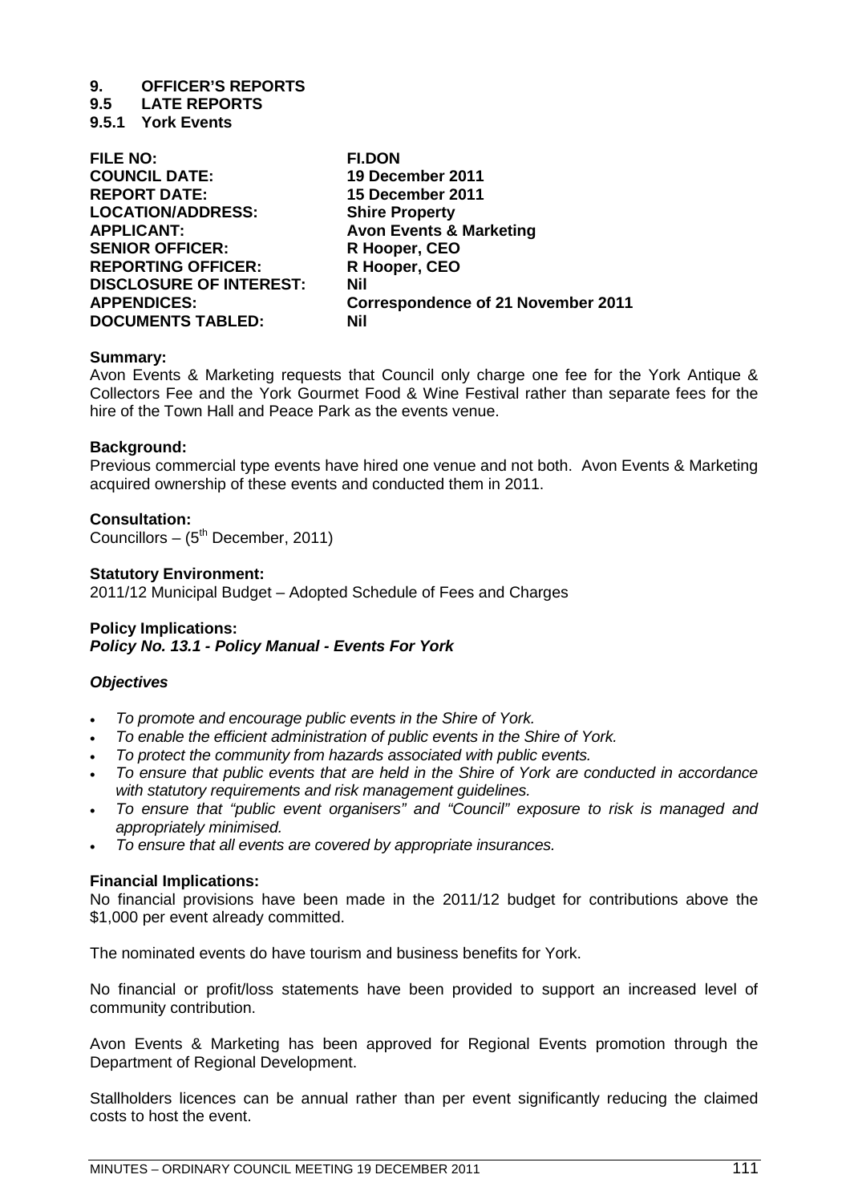# 9. OFFICER'S REPORTS

## 9.5 LATE REPORTS

### 9.5.1 York Events

| | |
|---|---|
| **FILE NO:** | **FI.DON** |
| **COUNCIL DATE:** | **19 December 2011** |
| **REPORT DATE:** | **15 December 2011** |
| **LOCATION/ADDRESS:** | **Shire Property** |
| **APPLICANT:** | **Avon Events & Marketing** |
| **SENIOR OFFICER:** | **R Hooper, CEO** |
| **REPORTING OFFICER:** | **R Hooper, CEO** |
| **DISCLOSURE OF INTEREST:** | **Nil** |
| **APPENDICES:** | **Correspondence of 21 November 2011** |
| **DOCUMENTS TABLED:** | **Nil** |

**Summary:**
Avon Events & Marketing requests that Council only charge one fee for the York Antique & Collectors Fee and the York Gourmet Food & Wine Festival rather than separate fees for the hire of the Town Hall and Peace Park as the events venue.

**Background:**
Previous commercial type events have hired one venue and not both. Avon Events & Marketing acquired ownership of these events and conducted them in 2011.

**Consultation:**
Councillors – (5th December, 2011)

**Statutory Environment:**
2011/12 Municipal Budget – Adopted Schedule of Fees and Charges

**Policy Implications:**
***Policy No. 13.1 - Policy Manual - Events For York***

***Objectives***

- *To promote and encourage public events in the Shire of York.*
- *To enable the efficient administration of public events in the Shire of York.*
- *To protect the community from hazards associated with public events.*
- *To ensure that public events that are held in the Shire of York are conducted in accordance with statutory requirements and risk management guidelines.*
- *To ensure that "public event organisers" and "Council" exposure to risk is managed and appropriately minimised.*
- *To ensure that all events are covered by appropriate insurances.*

**Financial Implications:**
No financial provisions have been made in the 2011/12 budget for contributions above the $1,000 per event already committed.

The nominated events do have tourism and business benefits for York.

No financial or profit/loss statements have been provided to support an increased level of community contribution.

Avon Events & Marketing has been approved for Regional Events promotion through the Department of Regional Development.

Stallholders licences can be annual rather than per event significantly reducing the claimed costs to host the event.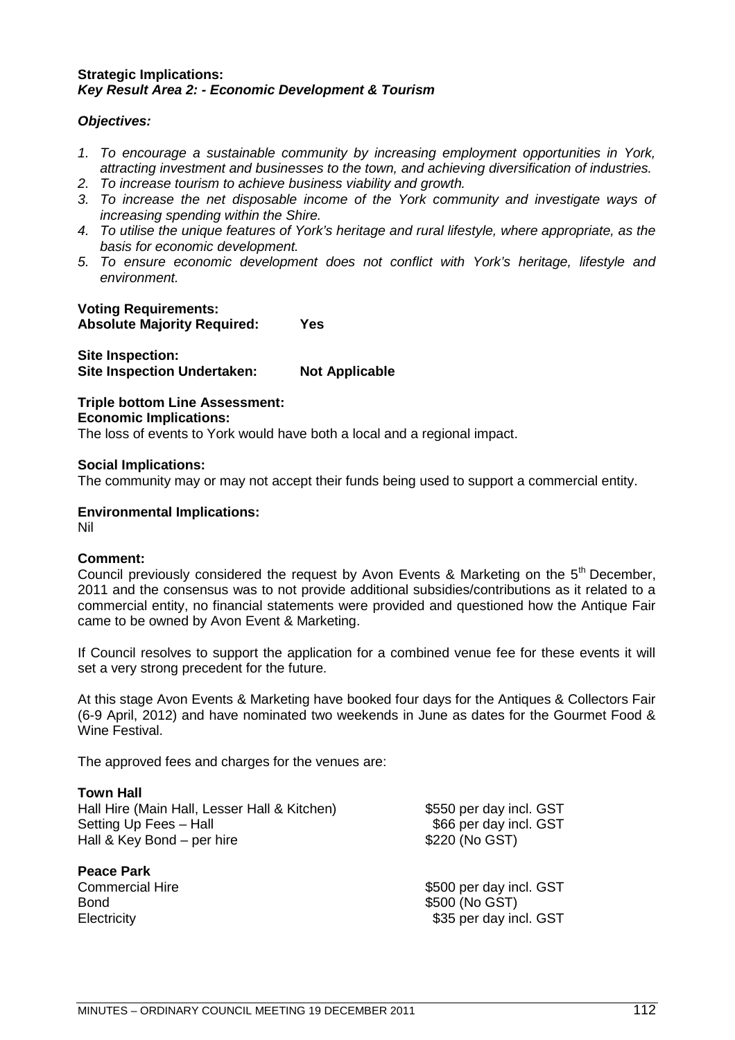**Strategic Implications:**
***Key Result Area 2: - Economic Development & Tourism***

***Objectives:***

1. *To encourage a sustainable community by increasing employment opportunities in York, attracting investment and businesses to the town, and achieving diversification of industries.*
2. *To increase tourism to achieve business viability and growth.*
3. *To increase the net disposable income of the York community and investigate ways of increasing spending within the Shire.*
4. *To utilise the unique features of York's heritage and rural lifestyle, where appropriate, as the basis for economic development.*
5. *To ensure economic development does not conflict with York's heritage, lifestyle and environment.*

**Voting Requirements:**
**Absolute Majority Required: Yes**

**Site Inspection:**
**Site Inspection Undertaken: Not Applicable**

**Triple bottom Line Assessment:**
**Economic Implications:**
The loss of events to York would have both a local and a regional impact.

**Social Implications:**
The community may or may not accept their funds being used to support a commercial entity.

**Environmental Implications:**
Nil

**Comment:**
Council previously considered the request by Avon Events & Marketing on the 5th December, 2011 and the consensus was to not provide additional subsidies/contributions as it related to a commercial entity, no financial statements were provided and questioned how the Antique Fair came to be owned by Avon Event & Marketing.

If Council resolves to support the application for a combined venue fee for these events it will set a very strong precedent for the future.

At this stage Avon Events & Marketing have booked four days for the Antiques & Collectors Fair (6-9 April, 2012) and have nominated two weekends in June as dates for the Gourmet Food & Wine Festival.

The approved fees and charges for the venues are:

**Town Hall**

| | |
|---|---|
| Hall Hire (Main Hall, Lesser Hall & Kitchen) | $550 per day incl. GST |
| Setting Up Fees – Hall | $66 per day incl. GST |
| Hall & Key Bond – per hire | $220 (No GST) |

**Peace Park**

| | |
|---|---|
| Commercial Hire | $500 per day incl. GST |
| Bond | $500 (No GST) |
| Electricity | $35 per day incl. GST |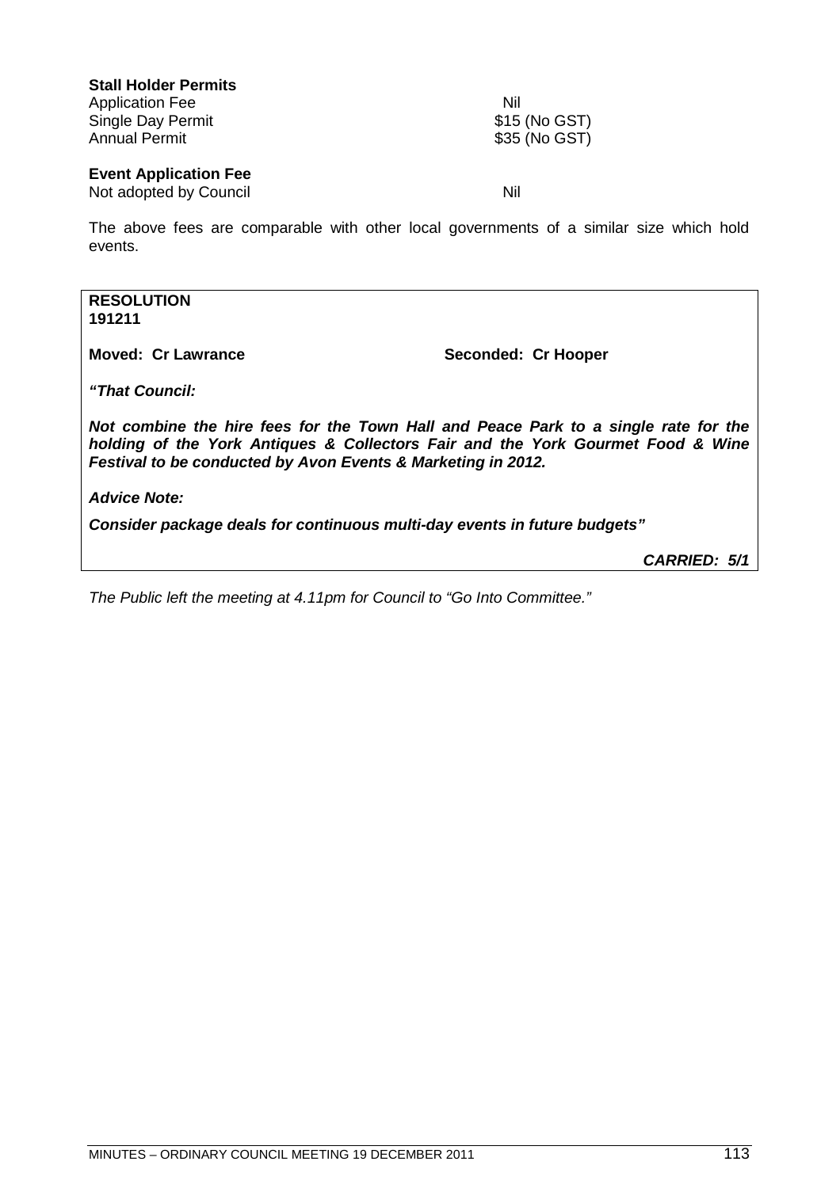**Stall Holder Permits**

| | |
|---|---|
| Application Fee | Nil |
| Single Day Permit | $15 (No GST) |
| Annual Permit | $35 (No GST) |

**Event Application Fee**

| | |
|---|---|
| Not adopted by Council | Nil |

The above fees are comparable with other local governments of a similar size which hold events.

**RESOLUTION**
**191211**

**Moved: Cr Lawrance** **Seconded: Cr Hooper**

***"That Council:***

***Not combine the hire fees for the Town Hall and Peace Park to a single rate for the holding of the York Antiques & Collectors Fair and the York Gourmet Food & Wine Festival to be conducted by Avon Events & Marketing in 2012.***

***Advice Note:***

***Consider package deals for continuous multi-day events in future budgets"***

***CARRIED: 5/1***

*The Public left the meeting at 4.11pm for Council to "Go Into Committee."*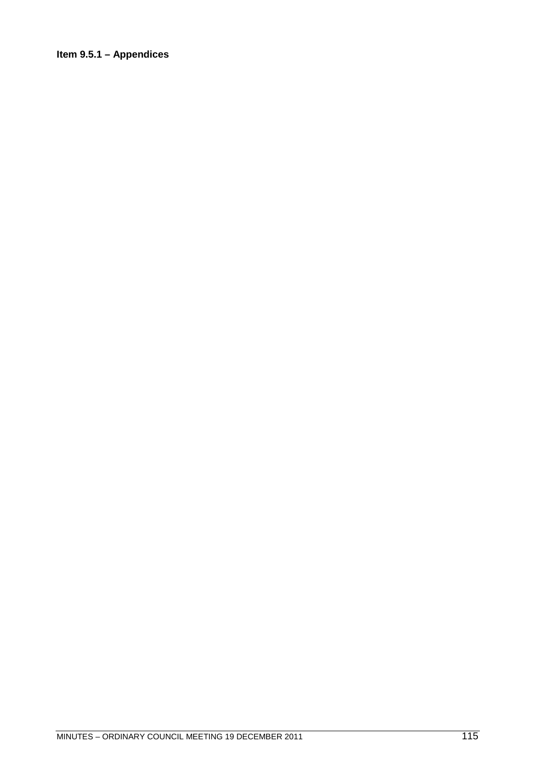**Item 9.5.1 – Appendices**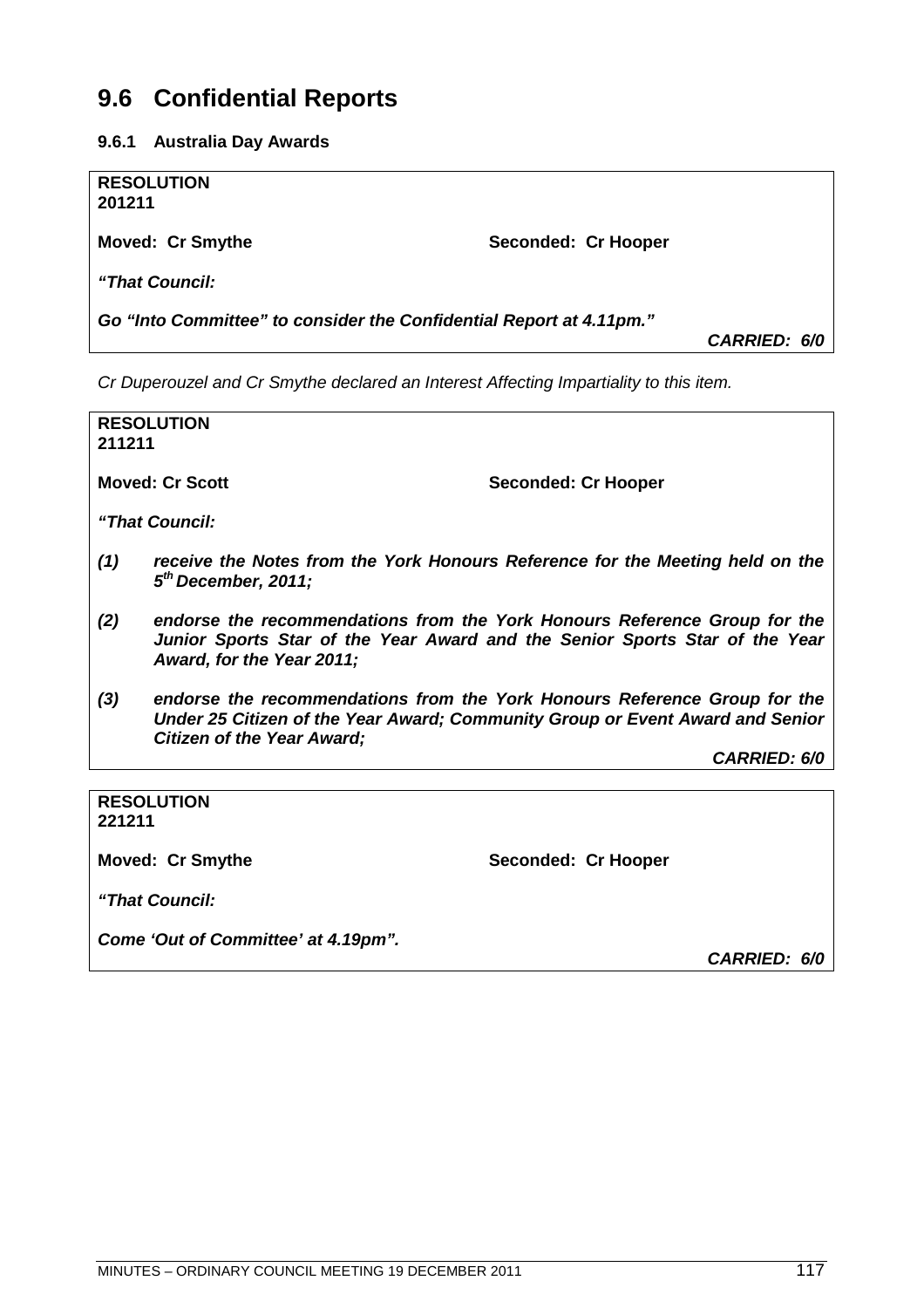# 9.6 Confidential Reports

### 9.6.1 Australia Day Awards

**RESOLUTION**
**201211**

**Moved: Cr Smythe** **Seconded: Cr Hooper**

***"That Council:***

***Go "Into Committee" to consider the Confidential Report at 4.11pm."***

***CARRIED: 6/0***

*Cr Duperouzel and Cr Smythe declared an Interest Affecting Impartiality to this item.*

**RESOLUTION**
**211211**

**Moved: Cr Scott** **Seconded: Cr Hooper**

***"That Council:***

***(1) receive the Notes from the York Honours Reference for the Meeting held on the 5th December, 2011;***

***(2) endorse the recommendations from the York Honours Reference Group for the Junior Sports Star of the Year Award and the Senior Sports Star of the Year Award, for the Year 2011;***

***(3) endorse the recommendations from the York Honours Reference Group for the Under 25 Citizen of the Year Award; Community Group or Event Award and Senior Citizen of the Year Award;***

***CARRIED: 6/0***

**RESOLUTION**
**221211**

**Moved: Cr Smythe** **Seconded: Cr Hooper**

***"That Council:***

***Come 'Out of Committee' at 4.19pm".***

***CARRIED: 6/0***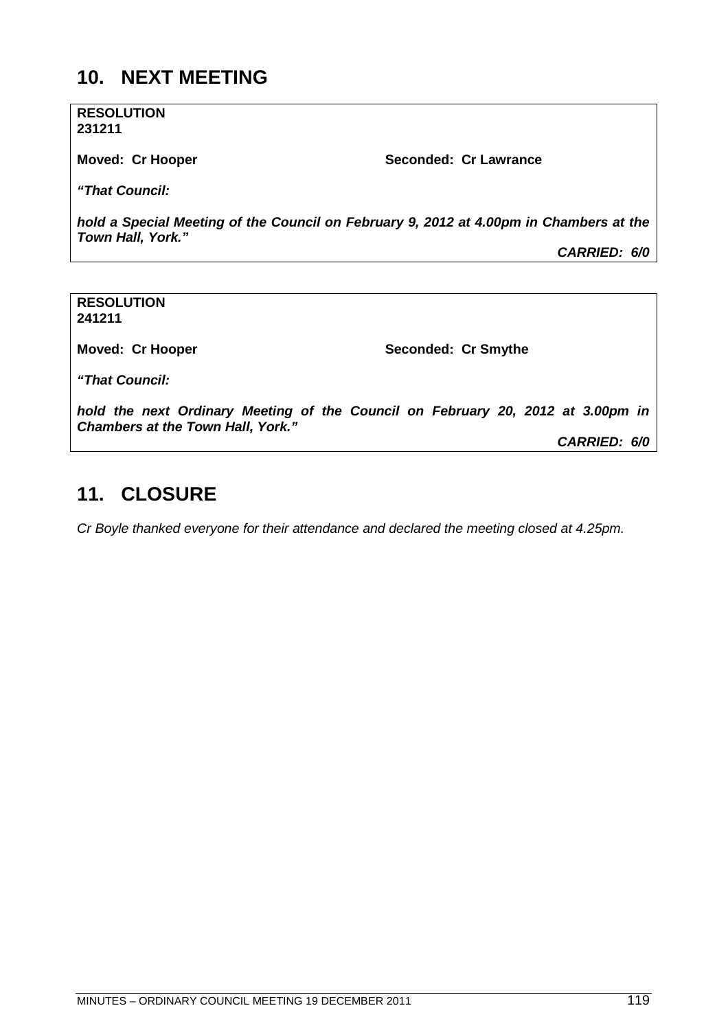# 10. NEXT MEETING

**RESOLUTION**
**231211**

**Moved: Cr Hooper** **Seconded: Cr Lawrance**

***"That Council:***

***hold a Special Meeting of the Council on February 9, 2012 at 4.00pm in Chambers at the Town Hall, York."***

***CARRIED: 6/0***

**RESOLUTION**
**241211**

**Moved: Cr Hooper** **Seconded: Cr Smythe**

***"That Council:***

***hold the next Ordinary Meeting of the Council on February 20, 2012 at 3.00pm in Chambers at the Town Hall, York."***

***CARRIED: 6/0***

# 11. CLOSURE

*Cr Boyle thanked everyone for their attendance and declared the meeting closed at 4.25pm.*